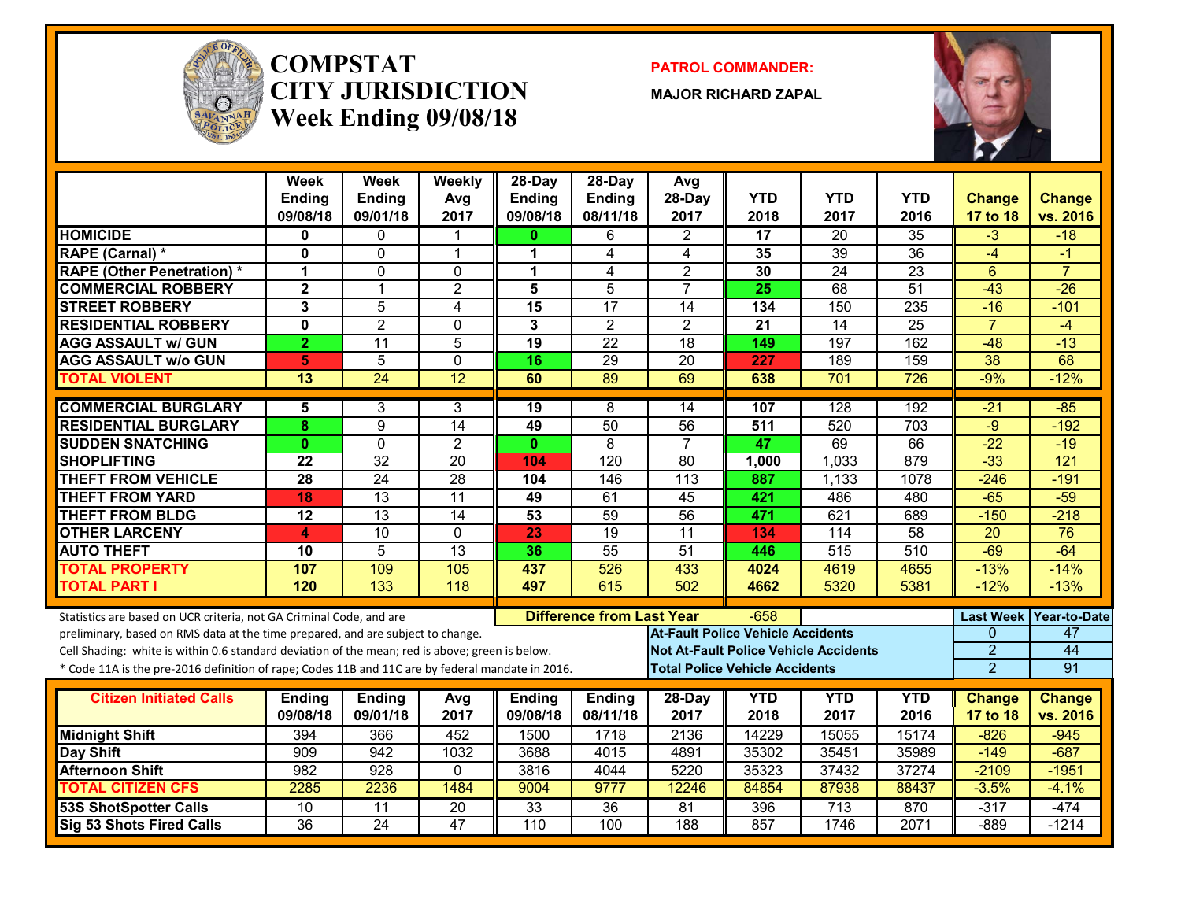# COMPSTAT
# CITY JURISDICTION
## Week Ending 09/08/18

**PATROL COMMANDER:**

**MAJOR RICHARD ZAPAL**

| | Week Ending 09/08/18 | Week Ending 09/01/18 | Weekly Avg 2017 | 28-Day Ending 09/08/18 | 28-Day Ending 08/11/18 | Avg 28-Day 2017 | YTD 2018 | YTD 2017 | YTD 2016 | Change 17 to 18 | Change vs. 2016 |
|---|---|---|---|---|---|---|---|---|---|---|---|
| HOMICIDE | 0 | 0 | 1 | 0 | 6 | 2 | 17 | 20 | 35 | -3 | -18 |
| RAPE (Carnal) * | 0 | 0 | 1 | 1 | 4 | 4 | 35 | 39 | 36 | -4 | -1 |
| RAPE (Other Penetration) * | 1 | 0 | 0 | 1 | 4 | 2 | 30 | 24 | 23 | 6 | 7 |
| COMMERCIAL ROBBERY | 2 | 1 | 2 | 5 | 5 | 7 | 25 | 68 | 51 | -43 | -26 |
| STREET ROBBERY | 3 | 5 | 4 | 15 | 17 | 14 | 134 | 150 | 235 | -16 | -101 |
| RESIDENTIAL ROBBERY | 0 | 2 | 0 | 3 | 2 | 2 | 21 | 14 | 25 | 7 | -4 |
| AGG ASSAULT w/ GUN | 2 | 11 | 5 | 19 | 22 | 18 | 149 | 197 | 162 | -48 | -13 |
| AGG ASSAULT w/o GUN | 5 | 5 | 0 | 16 | 29 | 20 | 227 | 189 | 159 | 38 | 68 |
| TOTAL VIOLENT | 13 | 24 | 12 | 60 | 89 | 69 | 638 | 701 | 726 | -9% | -12% |
| COMMERCIAL BURGLARY | 5 | 3 | 3 | 19 | 8 | 14 | 107 | 128 | 192 | -21 | -85 |
| RESIDENTIAL BURGLARY | 8 | 9 | 14 | 49 | 50 | 56 | 511 | 520 | 703 | -9 | -192 |
| SUDDEN SNATCHING | 0 | 0 | 2 | 0 | 8 | 7 | 47 | 69 | 66 | -22 | -19 |
| SHOPLIFTING | 22 | 32 | 20 | 104 | 120 | 80 | 1,000 | 1,033 | 879 | -33 | 121 |
| THEFT FROM VEHICLE | 28 | 24 | 28 | 104 | 146 | 113 | 887 | 1,133 | 1078 | -246 | -191 |
| THEFT FROM YARD | 18 | 13 | 11 | 49 | 61 | 45 | 421 | 486 | 480 | -65 | -59 |
| THEFT FROM BLDG | 12 | 13 | 14 | 53 | 59 | 56 | 471 | 621 | 689 | -150 | -218 |
| OTHER LARCENY | 4 | 10 | 0 | 23 | 19 | 11 | 134 | 114 | 58 | 20 | 76 |
| AUTO THEFT | 10 | 5 | 13 | 36 | 55 | 51 | 446 | 515 | 510 | -69 | -64 |
| TOTAL PROPERTY | 107 | 109 | 105 | 437 | 526 | 433 | 4024 | 4619 | 4655 | -13% | -14% |
| TOTAL PART I | 120 | 133 | 118 | 497 | 615 | 502 | 4662 | 5320 | 5381 | -12% | -13% |

Statistics are based on UCR criteria, not GA Criminal Code, and are preliminary, based on RMS data at the time prepared, and are subject to change.

Cell Shading: white is within 0.6 standard deviation of the mean; red is above; green is below.

* Code 11A is the pre-2016 definition of rape; Codes 11B and 11C are by federal mandate in 2016.

**Difference from Last Year:** -658

| | Last Week | Year-to-Date |
|---|---|---|
| At-Fault Police Vehicle Accidents | 0 | 47 |
| Not At-Fault Police Vehicle Accidents | 2 | 44 |
| Total Police Vehicle Accidents | 2 | 91 |

| Citizen Initiated Calls | Ending 09/08/18 | Ending 09/01/18 | Avg 2017 | Ending 09/08/18 | Ending 08/11/18 | 28-Day 2017 | YTD 2018 | YTD 2017 | YTD 2016 | Change 17 to 18 | Change vs. 2016 |
|---|---|---|---|---|---|---|---|---|---|---|---|
| Midnight Shift | 394 | 366 | 452 | 1500 | 1718 | 2136 | 14229 | 15055 | 15174 | -826 | -945 |
| Day Shift | 909 | 942 | 1032 | 3688 | 4015 | 4891 | 35302 | 35451 | 35989 | -149 | -687 |
| Afternoon Shift | 982 | 928 | 0 | 3816 | 4044 | 5220 | 35323 | 37432 | 37274 | -2109 | -1951 |
| TOTAL CITIZEN CFS | 2285 | 2236 | 1484 | 9004 | 9777 | 12246 | 84854 | 87938 | 88437 | -3.5% | -4.1% |
| 53S ShotSpotter Calls | 10 | 11 | 20 | 33 | 36 | 81 | 396 | 713 | 870 | -317 | -474 |
| Sig 53 Shots Fired Calls | 36 | 24 | 47 | 110 | 100 | 188 | 857 | 1746 | 2071 | -889 | -1214 |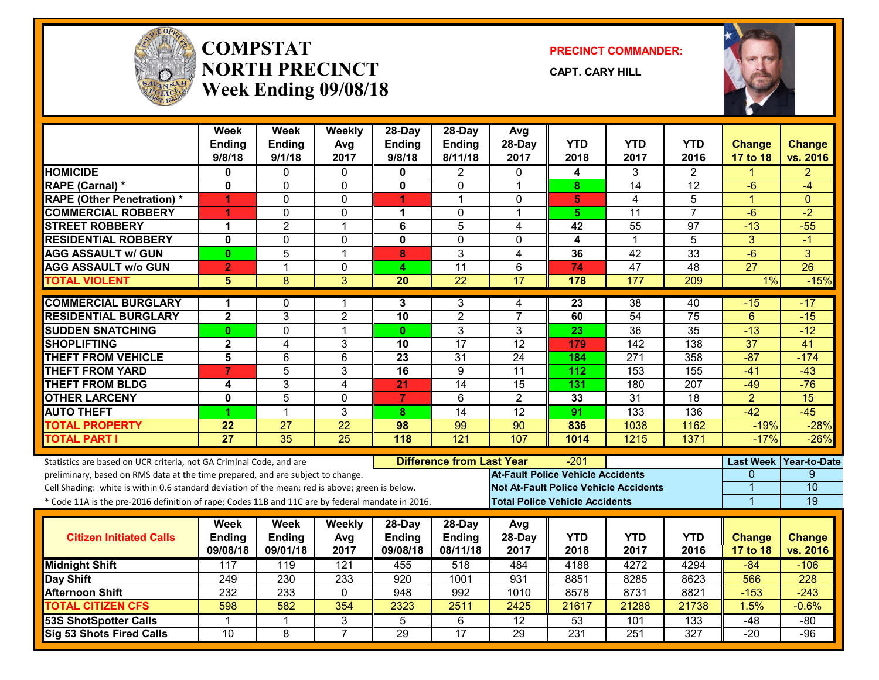# COMPSTAT
# NORTH PRECINCT
## Week Ending 09/08/18

**PRECINCT COMMANDER:**

**CAPT. CARY HILL**

| | Week Ending 9/8/18 | Week Ending 9/1/18 | Weekly Avg 2017 | 28-Day Ending 9/8/18 | 28-Day Ending 8/11/18 | Avg 28-Day 2017 | YTD 2018 | YTD 2017 | YTD 2016 | Change 17 to 18 | Change vs. 2016 |
|---|---|---|---|---|---|---|---|---|---|---|---|
| HOMICIDE | 0 | 0 | 0 | 0 | 2 | 0 | 4 | 3 | 2 | 1 | 2 |
| RAPE (Carnal) * | 0 | 0 | 0 | 0 | 0 | 1 | 8 | 14 | 12 | -6 | -4 |
| RAPE (Other Penetration) * | 1 | 0 | 0 | 1 | 1 | 0 | 5 | 4 | 5 | 1 | 0 |
| COMMERCIAL ROBBERY | 1 | 0 | 0 | 1 | 0 | 1 | 5 | 11 | 7 | -6 | -2 |
| STREET ROBBERY | 1 | 2 | 1 | 6 | 5 | 4 | 42 | 55 | 97 | -13 | -55 |
| RESIDENTIAL ROBBERY | 0 | 0 | 0 | 0 | 0 | 0 | 4 | 1 | 5 | 3 | -1 |
| AGG ASSAULT w/ GUN | 0 | 5 | 1 | 8 | 3 | 4 | 36 | 42 | 33 | -6 | 3 |
| AGG ASSAULT w/o GUN | 2 | 1 | 0 | 4 | 11 | 6 | 74 | 47 | 48 | 27 | 26 |
| TOTAL VIOLENT | 5 | 8 | 3 | 20 | 22 | 17 | 178 | 177 | 209 | 1% | -15% |
| COMMERCIAL BURGLARY | 1 | 0 | 1 | 3 | 3 | 4 | 23 | 38 | 40 | -15 | -17 |
| RESIDENTIAL BURGLARY | 2 | 3 | 2 | 10 | 2 | 7 | 60 | 54 | 75 | 6 | -15 |
| SUDDEN SNATCHING | 0 | 0 | 1 | 0 | 3 | 3 | 23 | 36 | 35 | -13 | -12 |
| SHOPLIFTING | 2 | 4 | 3 | 10 | 17 | 12 | 179 | 142 | 138 | 37 | 41 |
| THEFT FROM VEHICLE | 5 | 6 | 6 | 23 | 31 | 24 | 184 | 271 | 358 | -87 | -174 |
| THEFT FROM YARD | 7 | 5 | 3 | 16 | 9 | 11 | 112 | 153 | 155 | -41 | -43 |
| THEFT FROM BLDG | 4 | 3 | 4 | 21 | 14 | 15 | 131 | 180 | 207 | -49 | -76 |
| OTHER LARCENY | 0 | 5 | 0 | 7 | 6 | 2 | 33 | 31 | 18 | 2 | 15 |
| AUTO THEFT | 1 | 1 | 3 | 8 | 14 | 12 | 91 | 133 | 136 | -42 | -45 |
| TOTAL PROPERTY | 22 | 27 | 22 | 98 | 99 | 90 | 836 | 1038 | 1162 | -19% | -28% |
| TOTAL PART I | 27 | 35 | 25 | 118 | 121 | 107 | 1014 | 1215 | 1371 | -17% | -26% |

Statistics are based on UCR criteria, not GA Criminal Code, and are preliminary, based on RMS data at the time prepared, and are subject to change.

Cell Shading: white is within 0.6 standard deviation of the mean; red is above; green is below.

* Code 11A is the pre-2016 definition of rape; Codes 11B and 11C are by federal mandate in 2016.

**Difference from Last Year:** -201

| | Last Week | Year-to-Date |
|---|---|---|
| At-Fault Police Vehicle Accidents | 0 | 9 |
| Not At-Fault Police Vehicle Accidents | 1 | 10 |
| Total Police Vehicle Accidents | 1 | 19 |

| Citizen Initiated Calls | Week Ending 09/08/18 | Week Ending 09/01/18 | Weekly Avg 2017 | 28-Day Ending 09/08/18 | 28-Day Ending 08/11/18 | Avg 28-Day 2017 | YTD 2018 | YTD 2017 | YTD 2016 | Change 17 to 18 | Change vs. 2016 |
|---|---|---|---|---|---|---|---|---|---|---|---|
| Midnight Shift | 117 | 119 | 121 | 455 | 518 | 484 | 4188 | 4272 | 4294 | -84 | -106 |
| Day Shift | 249 | 230 | 233 | 920 | 1001 | 931 | 8851 | 8285 | 8623 | 566 | 228 |
| Afternoon Shift | 232 | 233 | 0 | 948 | 992 | 1010 | 8578 | 8731 | 8821 | -153 | -243 |
| TOTAL CITIZEN CFS | 598 | 582 | 354 | 2323 | 2511 | 2425 | 21617 | 21288 | 21738 | 1.5% | -0.6% |
| 53S ShotSpotter Calls | 1 | 1 | 3 | 5 | 6 | 12 | 53 | 101 | 133 | -48 | -80 |
| Sig 53 Shots Fired Calls | 10 | 8 | 7 | 29 | 17 | 29 | 231 | 251 | 327 | -20 | -96 |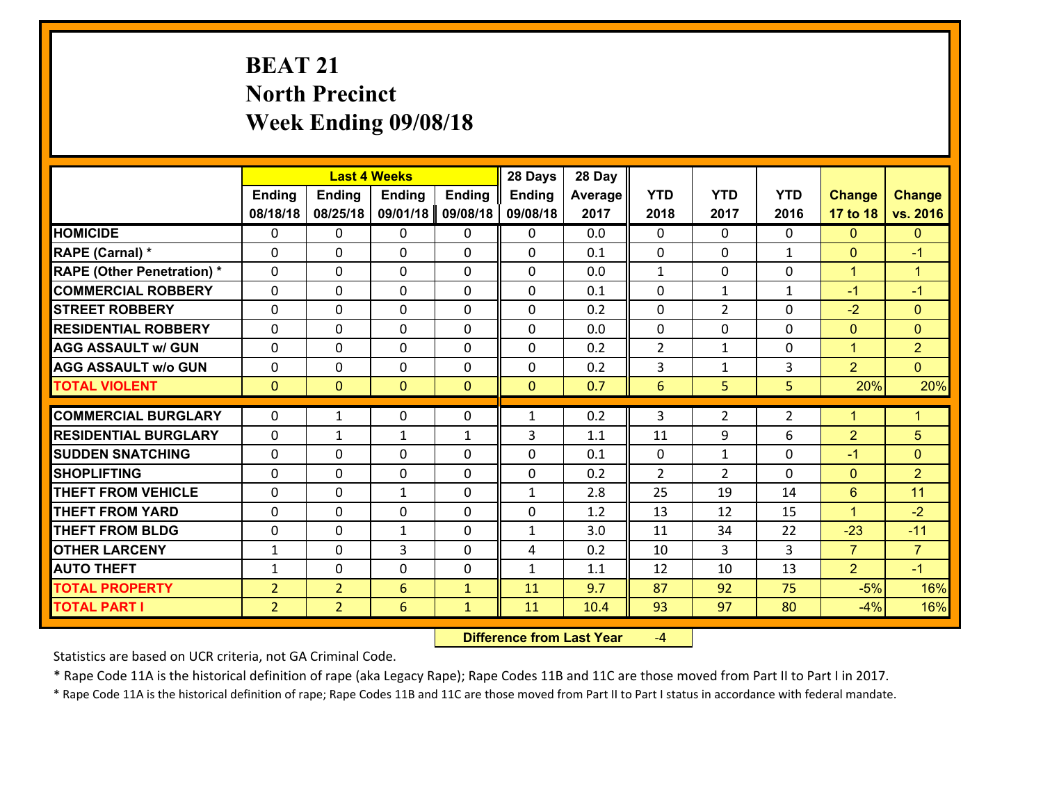# BEAT 21
## North Precinct
## Week Ending 09/08/18

| | Last 4 Weeks | | | | 28 Days | 28 Day | | | | | |
|---|---|---|---|---|---|---|---|---|---|---|---|
| | Ending 08/18/18 | Ending 08/25/18 | Ending 09/01/18 | Ending 09/08/18 | Ending 09/08/18 | Average 2017 | YTD 2018 | YTD 2017 | YTD 2016 | Change 17 to 18 | Change vs. 2016 |
| HOMICIDE | 0 | 0 | 0 | 0 | 0 | 0.0 | 0 | 0 | 0 | 0 | 0 |
| RAPE (Carnal) * | 0 | 0 | 0 | 0 | 0 | 0.1 | 0 | 0 | 1 | 0 | -1 |
| RAPE (Other Penetration) * | 0 | 0 | 0 | 0 | 0 | 0.0 | 1 | 0 | 0 | 1 | 1 |
| COMMERCIAL ROBBERY | 0 | 0 | 0 | 0 | 0 | 0.1 | 0 | 1 | 1 | -1 | -1 |
| STREET ROBBERY | 0 | 0 | 0 | 0 | 0 | 0.2 | 0 | 2 | 0 | -2 | 0 |
| RESIDENTIAL ROBBERY | 0 | 0 | 0 | 0 | 0 | 0.0 | 0 | 0 | 0 | 0 | 0 |
| AGG ASSAULT w/ GUN | 0 | 0 | 0 | 0 | 0 | 0.2 | 2 | 1 | 0 | 1 | 2 |
| AGG ASSAULT w/o GUN | 0 | 0 | 0 | 0 | 0 | 0.2 | 3 | 1 | 3 | 2 | 0 |
| TOTAL VIOLENT | 0 | 0 | 0 | 0 | 0 | 0.7 | 6 | 5 | 5 | 20% | 20% |
| COMMERCIAL BURGLARY | 0 | 1 | 0 | 0 | 1 | 0.2 | 3 | 2 | 2 | 1 | 1 |
| RESIDENTIAL BURGLARY | 0 | 1 | 1 | 1 | 3 | 1.1 | 11 | 9 | 6 | 2 | 5 |
| SUDDEN SNATCHING | 0 | 0 | 0 | 0 | 0 | 0.1 | 0 | 1 | 0 | -1 | 0 |
| SHOPLIFTING | 0 | 0 | 0 | 0 | 0 | 0.2 | 2 | 2 | 0 | 0 | 2 |
| THEFT FROM VEHICLE | 0 | 0 | 1 | 0 | 1 | 2.8 | 25 | 19 | 14 | 6 | 11 |
| THEFT FROM YARD | 0 | 0 | 0 | 0 | 0 | 1.2 | 13 | 12 | 15 | 1 | -2 |
| THEFT FROM BLDG | 0 | 0 | 1 | 0 | 1 | 3.0 | 11 | 34 | 22 | -23 | -11 |
| OTHER LARCENY | 1 | 0 | 3 | 0 | 4 | 0.2 | 10 | 3 | 3 | 7 | 7 |
| AUTO THEFT | 1 | 0 | 0 | 0 | 1 | 1.1 | 12 | 10 | 13 | 2 | -1 |
| TOTAL PROPERTY | 2 | 2 | 6 | 1 | 11 | 9.7 | 87 | 92 | 75 | -5% | 16% |
| TOTAL PART I | 2 | 2 | 6 | 1 | 11 | 10.4 | 93 | 97 | 80 | -4% | 16% |

**Difference from Last Year** -4

Statistics are based on UCR criteria, not GA Criminal Code.

* Rape Code 11A is the historical definition of rape (aka Legacy Rape); Rape Codes 11B and 11C are those moved from Part II to Part I in 2017.

* Rape Code 11A is the historical definition of rape; Rape Codes 11B and 11C are those moved from Part II to Part I status in accordance with federal mandate.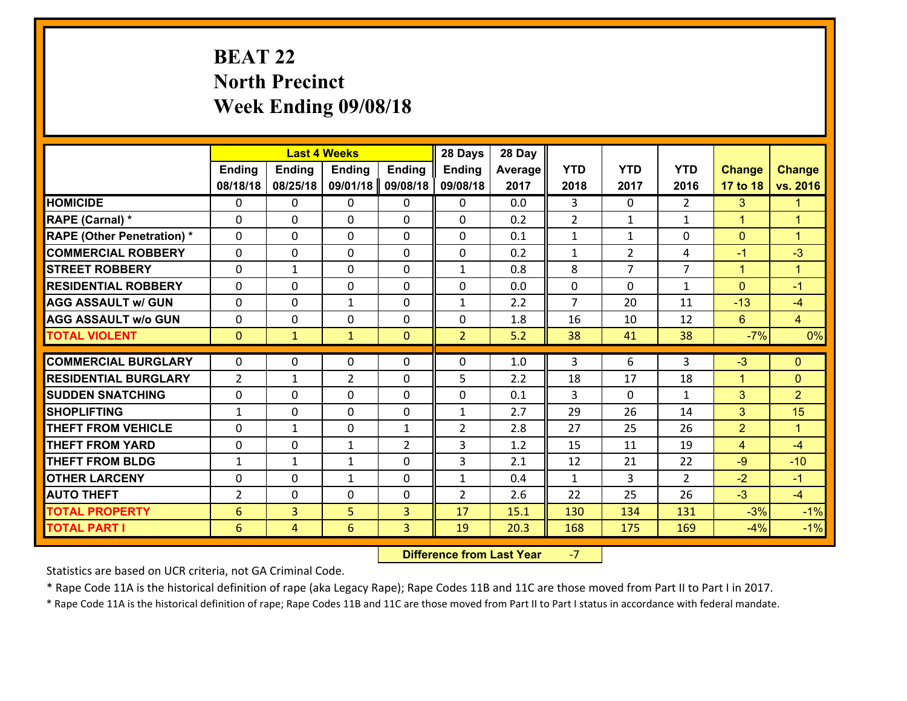# BEAT 22
## North Precinct
## Week Ending 09/08/18

| | Last 4 Weeks | | | | 28 Days | 28 Day | | | | | |
|---|---|---|---|---|---|---|---|---|---|---|---|
| | Ending 08/18/18 | Ending 08/25/18 | Ending 09/01/18 | Ending 09/08/18 | Ending 09/08/18 | Average 2017 | YTD 2018 | YTD 2017 | YTD 2016 | Change 17 to 18 | Change vs. 2016 |
| HOMICIDE | 0 | 0 | 0 | 0 | 0 | 0.0 | 3 | 0 | 2 | 3 | 1 |
| RAPE (Carnal) * | 0 | 0 | 0 | 0 | 0 | 0.2 | 2 | 1 | 1 | 1 | 1 |
| RAPE (Other Penetration) * | 0 | 0 | 0 | 0 | 0 | 0.1 | 1 | 1 | 0 | 0 | 1 |
| COMMERCIAL ROBBERY | 0 | 0 | 0 | 0 | 0 | 0.2 | 1 | 2 | 4 | -1 | -3 |
| STREET ROBBERY | 0 | 1 | 0 | 0 | 1 | 0.8 | 8 | 7 | 7 | 1 | 1 |
| RESIDENTIAL ROBBERY | 0 | 0 | 0 | 0 | 0 | 0.0 | 0 | 0 | 1 | 0 | -1 |
| AGG ASSAULT w/ GUN | 0 | 0 | 1 | 0 | 1 | 2.2 | 7 | 20 | 11 | -13 | -4 |
| AGG ASSAULT w/o GUN | 0 | 0 | 0 | 0 | 0 | 1.8 | 16 | 10 | 12 | 6 | 4 |
| TOTAL VIOLENT | 0 | 1 | 1 | 0 | 2 | 5.2 | 38 | 41 | 38 | -7% | 0% |
| COMMERCIAL BURGLARY | 0 | 0 | 0 | 0 | 0 | 1.0 | 3 | 6 | 3 | -3 | 0 |
| RESIDENTIAL BURGLARY | 2 | 1 | 2 | 0 | 5 | 2.2 | 18 | 17 | 18 | 1 | 0 |
| SUDDEN SNATCHING | 0 | 0 | 0 | 0 | 0 | 0.1 | 3 | 0 | 1 | 3 | 2 |
| SHOPLIFTING | 1 | 0 | 0 | 0 | 1 | 2.7 | 29 | 26 | 14 | 3 | 15 |
| THEFT FROM VEHICLE | 0 | 1 | 0 | 1 | 2 | 2.8 | 27 | 25 | 26 | 2 | 1 |
| THEFT FROM YARD | 0 | 0 | 1 | 2 | 3 | 1.2 | 15 | 11 | 19 | 4 | -4 |
| THEFT FROM BLDG | 1 | 1 | 1 | 0 | 3 | 2.1 | 12 | 21 | 22 | -9 | -10 |
| OTHER LARCENY | 0 | 0 | 1 | 0 | 1 | 0.4 | 1 | 3 | 2 | -2 | -1 |
| AUTO THEFT | 2 | 0 | 0 | 0 | 2 | 2.6 | 22 | 25 | 26 | -3 | -4 |
| TOTAL PROPERTY | 6 | 3 | 5 | 3 | 17 | 15.1 | 130 | 134 | 131 | -3% | -1% |
| TOTAL PART I | 6 | 4 | 6 | 3 | 19 | 20.3 | 168 | 175 | 169 | -4% | -1% |

**Difference from Last Year** -7

Statistics are based on UCR criteria, not GA Criminal Code.

* Rape Code 11A is the historical definition of rape (aka Legacy Rape); Rape Codes 11B and 11C are those moved from Part II to Part I in 2017.

* Rape Code 11A is the historical definition of rape; Rape Codes 11B and 11C are those moved from Part II to Part I status in accordance with federal mandate.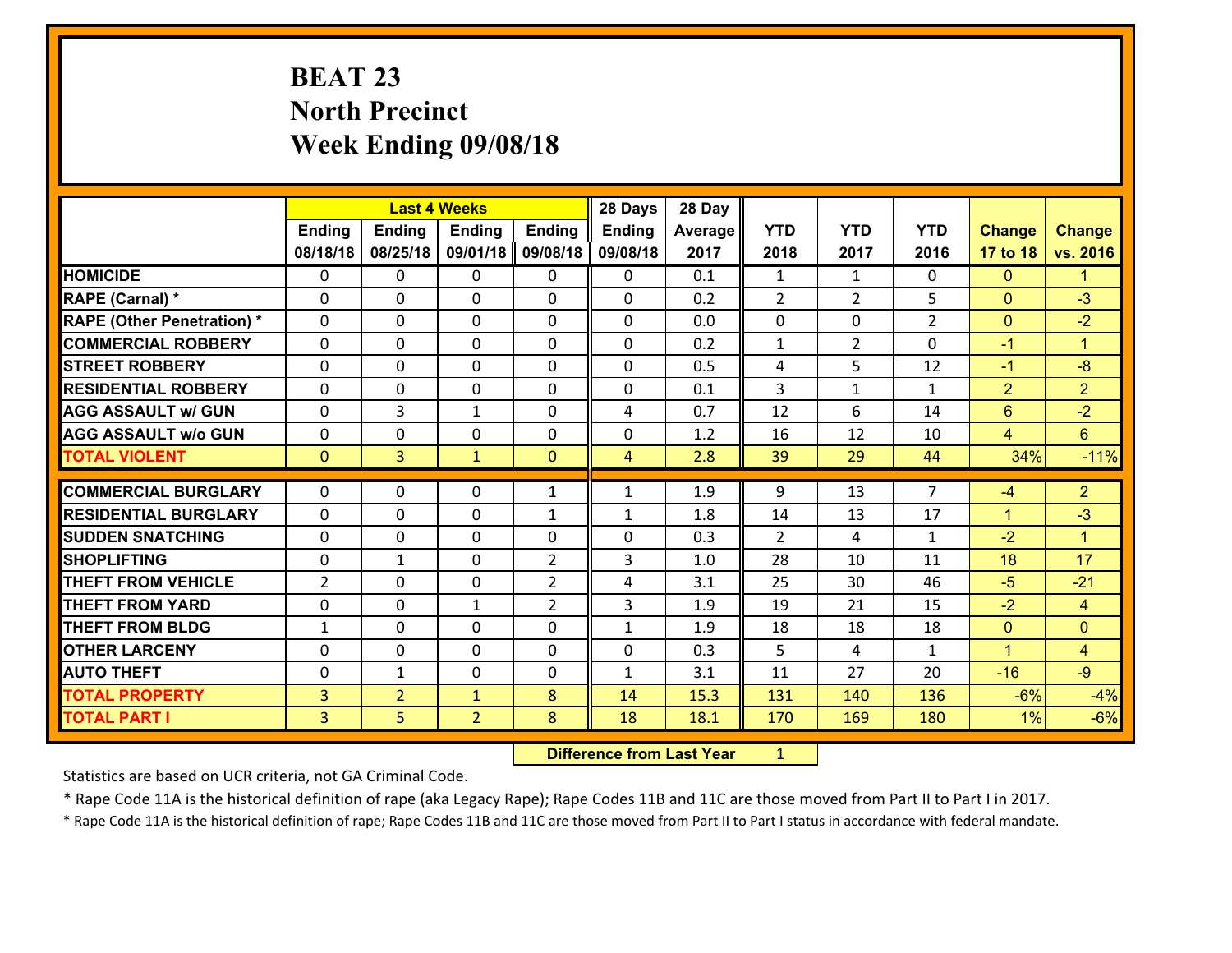# BEAT 23
## North Precinct
## Week Ending 09/08/18

| | Last 4 Weeks | | | | 28 Days | 28 Day | | | | | |
|---|---|---|---|---|---|---|---|---|---|---|---|
| | Ending 08/18/18 | Ending 08/25/18 | Ending 09/01/18 | Ending 09/08/18 | Ending 09/08/18 | Average 2017 | YTD 2018 | YTD 2017 | YTD 2016 | Change 17 to 18 | Change vs. 2016 |
| HOMICIDE | 0 | 0 | 0 | 0 | 0 | 0.1 | 1 | 1 | 0 | 0 | 1 |
| RAPE (Carnal) * | 0 | 0 | 0 | 0 | 0 | 0.2 | 2 | 2 | 5 | 0 | -3 |
| RAPE (Other Penetration) * | 0 | 0 | 0 | 0 | 0 | 0.0 | 0 | 0 | 2 | 0 | -2 |
| COMMERCIAL ROBBERY | 0 | 0 | 0 | 0 | 0 | 0.2 | 1 | 2 | 0 | -1 | 1 |
| STREET ROBBERY | 0 | 0 | 0 | 0 | 0 | 0.5 | 4 | 5 | 12 | -1 | -8 |
| RESIDENTIAL ROBBERY | 0 | 0 | 0 | 0 | 0 | 0.1 | 3 | 1 | 1 | 2 | 2 |
| AGG ASSAULT w/ GUN | 0 | 3 | 1 | 0 | 4 | 0.7 | 12 | 6 | 14 | 6 | -2 |
| AGG ASSAULT w/o GUN | 0 | 0 | 0 | 0 | 0 | 1.2 | 16 | 12 | 10 | 4 | 6 |
| TOTAL VIOLENT | 0 | 3 | 1 | 0 | 4 | 2.8 | 39 | 29 | 44 | 34% | -11% |
| COMMERCIAL BURGLARY | 0 | 0 | 0 | 1 | 1 | 1.9 | 9 | 13 | 7 | -4 | 2 |
| RESIDENTIAL BURGLARY | 0 | 0 | 0 | 1 | 1 | 1.8 | 14 | 13 | 17 | 1 | -3 |
| SUDDEN SNATCHING | 0 | 0 | 0 | 0 | 0 | 0.3 | 2 | 4 | 1 | -2 | 1 |
| SHOPLIFTING | 0 | 1 | 0 | 2 | 3 | 1.0 | 28 | 10 | 11 | 18 | 17 |
| THEFT FROM VEHICLE | 2 | 0 | 0 | 2 | 4 | 3.1 | 25 | 30 | 46 | -5 | -21 |
| THEFT FROM YARD | 0 | 0 | 1 | 2 | 3 | 1.9 | 19 | 21 | 15 | -2 | 4 |
| THEFT FROM BLDG | 1 | 0 | 0 | 0 | 1 | 1.9 | 18 | 18 | 18 | 0 | 0 |
| OTHER LARCENY | 0 | 0 | 0 | 0 | 0 | 0.3 | 5 | 4 | 1 | 1 | 4 |
| AUTO THEFT | 0 | 1 | 0 | 0 | 1 | 3.1 | 11 | 27 | 20 | -16 | -9 |
| TOTAL PROPERTY | 3 | 2 | 1 | 8 | 14 | 15.3 | 131 | 140 | 136 | -6% | -4% |
| TOTAL PART I | 3 | 5 | 2 | 8 | 18 | 18.1 | 170 | 169 | 180 | 1% | -6% |

**Difference from Last Year** 1

Statistics are based on UCR criteria, not GA Criminal Code.

* Rape Code 11A is the historical definition of rape (aka Legacy Rape); Rape Codes 11B and 11C are those moved from Part II to Part I in 2017.

* Rape Code 11A is the historical definition of rape; Rape Codes 11B and 11C are those moved from Part II to Part I status in accordance with federal mandate.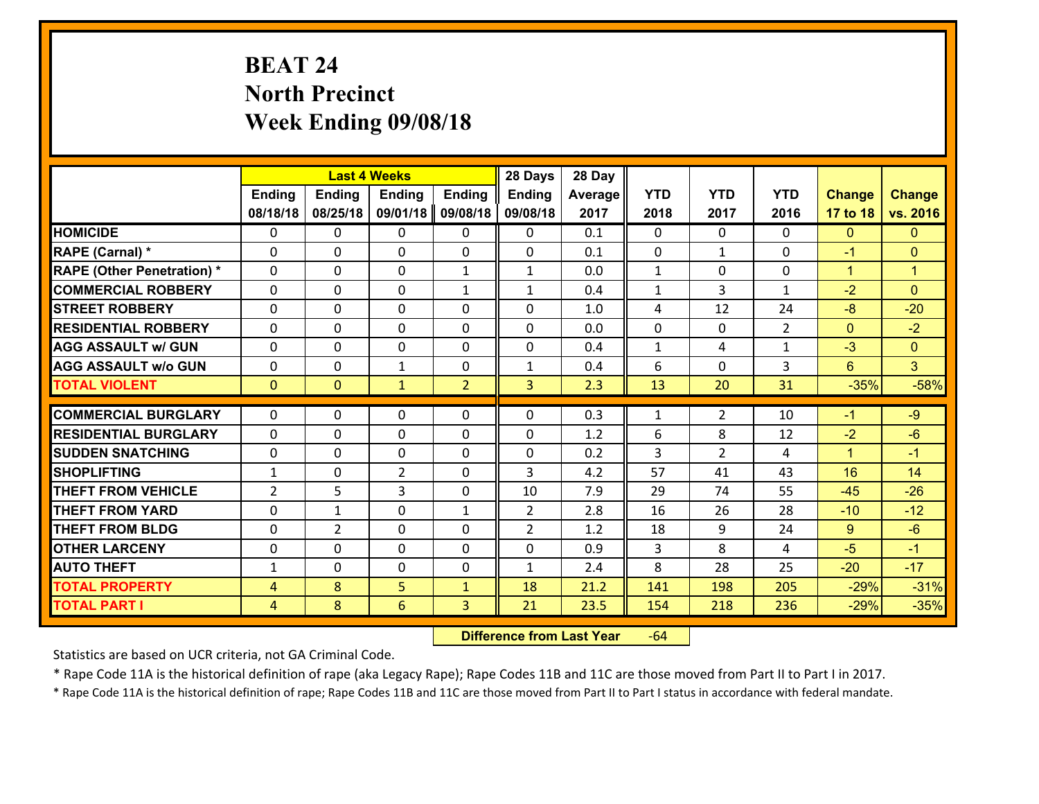# BEAT 24
## North Precinct
## Week Ending 09/08/18

| | Last 4 Weeks | | | | 28 Days | 28 Day | | | | | |
|---|---|---|---|---|---|---|---|---|---|---|---|
| | Ending 08/18/18 | Ending 08/25/18 | Ending 09/01/18 | Ending 09/08/18 | Ending 09/08/18 | Average 2017 | YTD 2018 | YTD 2017 | YTD 2016 | Change 17 to 18 | Change vs. 2016 |
| HOMICIDE | 0 | 0 | 0 | 0 | 0 | 0.1 | 0 | 0 | 0 | 0 | 0 |
| RAPE (Carnal) * | 0 | 0 | 0 | 0 | 0 | 0.1 | 0 | 1 | 0 | -1 | 0 |
| RAPE (Other Penetration) * | 0 | 0 | 0 | 1 | 1 | 0.0 | 1 | 0 | 0 | 1 | 1 |
| COMMERCIAL ROBBERY | 0 | 0 | 0 | 1 | 1 | 0.4 | 1 | 3 | 1 | -2 | 0 |
| STREET ROBBERY | 0 | 0 | 0 | 0 | 0 | 1.0 | 4 | 12 | 24 | -8 | -20 |
| RESIDENTIAL ROBBERY | 0 | 0 | 0 | 0 | 0 | 0.0 | 0 | 0 | 2 | 0 | -2 |
| AGG ASSAULT w/ GUN | 0 | 0 | 0 | 0 | 0 | 0.4 | 1 | 4 | 1 | -3 | 0 |
| AGG ASSAULT w/o GUN | 0 | 0 | 1 | 0 | 1 | 0.4 | 6 | 0 | 3 | 6 | 3 |
| TOTAL VIOLENT | 0 | 0 | 1 | 2 | 3 | 2.3 | 13 | 20 | 31 | -35% | -58% |
| COMMERCIAL BURGLARY | 0 | 0 | 0 | 0 | 0 | 0.3 | 1 | 2 | 10 | -1 | -9 |
| RESIDENTIAL BURGLARY | 0 | 0 | 0 | 0 | 0 | 1.2 | 6 | 8 | 12 | -2 | -6 |
| SUDDEN SNATCHING | 0 | 0 | 0 | 0 | 0 | 0.2 | 3 | 2 | 4 | 1 | -1 |
| SHOPLIFTING | 1 | 0 | 2 | 0 | 3 | 4.2 | 57 | 41 | 43 | 16 | 14 |
| THEFT FROM VEHICLE | 2 | 5 | 3 | 0 | 10 | 7.9 | 29 | 74 | 55 | -45 | -26 |
| THEFT FROM YARD | 0 | 1 | 0 | 1 | 2 | 2.8 | 16 | 26 | 28 | -10 | -12 |
| THEFT FROM BLDG | 0 | 2 | 0 | 0 | 2 | 1.2 | 18 | 9 | 24 | 9 | -6 |
| OTHER LARCENY | 0 | 0 | 0 | 0 | 0 | 0.9 | 3 | 8 | 4 | -5 | -1 |
| AUTO THEFT | 1 | 0 | 0 | 0 | 1 | 2.4 | 8 | 28 | 25 | -20 | -17 |
| TOTAL PROPERTY | 4 | 8 | 5 | 1 | 18 | 21.2 | 141 | 198 | 205 | -29% | -31% |
| TOTAL PART I | 4 | 8 | 6 | 3 | 21 | 23.5 | 154 | 218 | 236 | -29% | -35% |

**Difference from Last Year** -64

Statistics are based on UCR criteria, not GA Criminal Code.

* Rape Code 11A is the historical definition of rape (aka Legacy Rape); Rape Codes 11B and 11C are those moved from Part II to Part I in 2017.

* Rape Code 11A is the historical definition of rape; Rape Codes 11B and 11C are those moved from Part II to Part I status in accordance with federal mandate.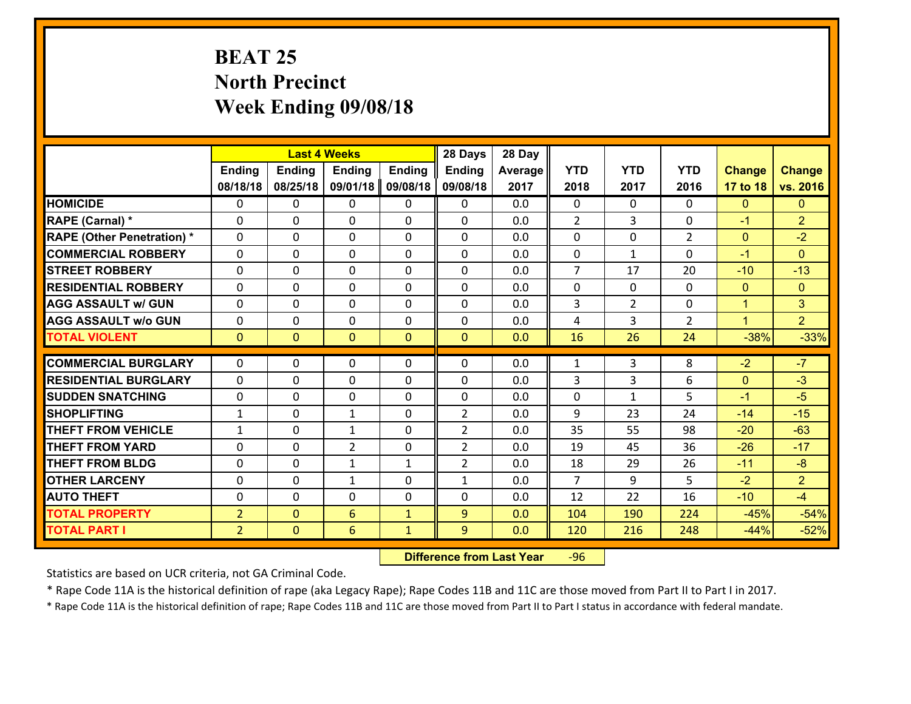# BEAT 25
## North Precinct
## Week Ending 09/08/18

| | Last 4 Weeks | | | | 28 Days | 28 Day | | | | | |
|---|---|---|---|---|---|---|---|---|---|---|---|
| | Ending 08/18/18 | Ending 08/25/18 | Ending 09/01/18 | Ending 09/08/18 | Ending 09/08/18 | Average 2017 | YTD 2018 | YTD 2017 | YTD 2016 | Change 17 to 18 | Change vs. 2016 |
| HOMICIDE | 0 | 0 | 0 | 0 | 0 | 0.0 | 0 | 0 | 0 | 0 | 0 |
| RAPE (Carnal) * | 0 | 0 | 0 | 0 | 0 | 0.0 | 2 | 3 | 0 | -1 | 2 |
| RAPE (Other Penetration) * | 0 | 0 | 0 | 0 | 0 | 0.0 | 0 | 0 | 2 | 0 | -2 |
| COMMERCIAL ROBBERY | 0 | 0 | 0 | 0 | 0 | 0.0 | 0 | 1 | 0 | -1 | 0 |
| STREET ROBBERY | 0 | 0 | 0 | 0 | 0 | 0.0 | 7 | 17 | 20 | -10 | -13 |
| RESIDENTIAL ROBBERY | 0 | 0 | 0 | 0 | 0 | 0.0 | 0 | 0 | 0 | 0 | 0 |
| AGG ASSAULT w/ GUN | 0 | 0 | 0 | 0 | 0 | 0.0 | 3 | 2 | 0 | 1 | 3 |
| AGG ASSAULT w/o GUN | 0 | 0 | 0 | 0 | 0 | 0.0 | 4 | 3 | 2 | 1 | 2 |
| TOTAL VIOLENT | 0 | 0 | 0 | 0 | 0 | 0.0 | 16 | 26 | 24 | -38% | -33% |
| COMMERCIAL BURGLARY | 0 | 0 | 0 | 0 | 0 | 0.0 | 1 | 3 | 8 | -2 | -7 |
| RESIDENTIAL BURGLARY | 0 | 0 | 0 | 0 | 0 | 0.0 | 3 | 3 | 6 | 0 | -3 |
| SUDDEN SNATCHING | 0 | 0 | 0 | 0 | 0 | 0.0 | 0 | 1 | 5 | -1 | -5 |
| SHOPLIFTING | 1 | 0 | 1 | 0 | 2 | 0.0 | 9 | 23 | 24 | -14 | -15 |
| THEFT FROM VEHICLE | 1 | 0 | 1 | 0 | 2 | 0.0 | 35 | 55 | 98 | -20 | -63 |
| THEFT FROM YARD | 0 | 0 | 2 | 0 | 2 | 0.0 | 19 | 45 | 36 | -26 | -17 |
| THEFT FROM BLDG | 0 | 0 | 1 | 1 | 2 | 0.0 | 18 | 29 | 26 | -11 | -8 |
| OTHER LARCENY | 0 | 0 | 1 | 0 | 1 | 0.0 | 7 | 9 | 5 | -2 | 2 |
| AUTO THEFT | 0 | 0 | 0 | 0 | 0 | 0.0 | 12 | 22 | 16 | -10 | -4 |
| TOTAL PROPERTY | 2 | 0 | 6 | 1 | 9 | 0.0 | 104 | 190 | 224 | -45% | -54% |
| TOTAL PART I | 2 | 0 | 6 | 1 | 9 | 0.0 | 120 | 216 | 248 | -44% | -52% |

**Difference from Last Year** -96

Statistics are based on UCR criteria, not GA Criminal Code.

* Rape Code 11A is the historical definition of rape (aka Legacy Rape); Rape Codes 11B and 11C are those moved from Part II to Part I in 2017.

* Rape Code 11A is the historical definition of rape; Rape Codes 11B and 11C are those moved from Part II to Part I status in accordance with federal mandate.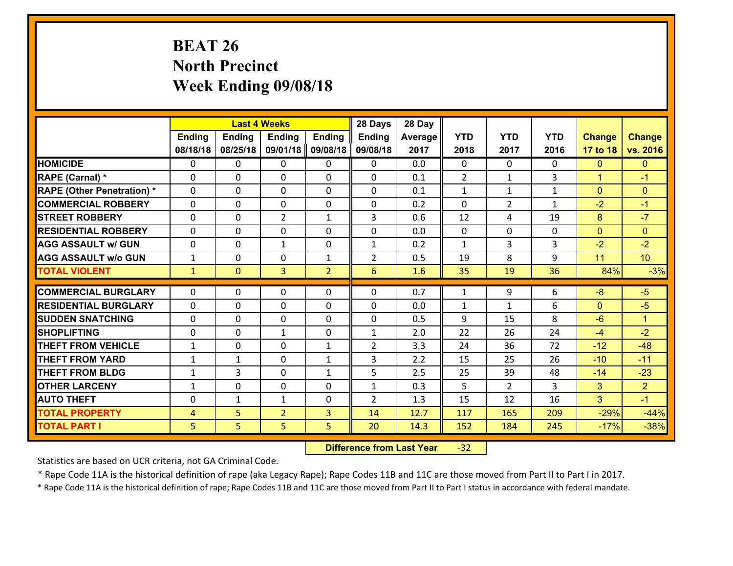# BEAT 26
## North Precinct
## Week Ending 09/08/18

| | Last 4 Weeks | | | | 28 Days | 28 Day | | | | | |
|---|---|---|---|---|---|---|---|---|---|---|---|
| | Ending 08/18/18 | Ending 08/25/18 | Ending 09/01/18 | Ending 09/08/18 | Ending 09/08/18 | Average 2017 | YTD 2018 | YTD 2017 | YTD 2016 | Change 17 to 18 | Change vs. 2016 |
| HOMICIDE | 0 | 0 | 0 | 0 | 0 | 0.0 | 0 | 0 | 0 | 0 | 0 |
| RAPE (Carnal) * | 0 | 0 | 0 | 0 | 0 | 0.1 | 2 | 1 | 3 | 1 | -1 |
| RAPE (Other Penetration) * | 0 | 0 | 0 | 0 | 0 | 0.1 | 1 | 1 | 1 | 0 | 0 |
| COMMERCIAL ROBBERY | 0 | 0 | 0 | 0 | 0 | 0.2 | 0 | 2 | 1 | -2 | -1 |
| STREET ROBBERY | 0 | 0 | 2 | 1 | 3 | 0.6 | 12 | 4 | 19 | 8 | -7 |
| RESIDENTIAL ROBBERY | 0 | 0 | 0 | 0 | 0 | 0.0 | 0 | 0 | 0 | 0 | 0 |
| AGG ASSAULT w/ GUN | 0 | 0 | 1 | 0 | 1 | 0.2 | 1 | 3 | 3 | -2 | -2 |
| AGG ASSAULT w/o GUN | 1 | 0 | 0 | 1 | 2 | 0.5 | 19 | 8 | 9 | 11 | 10 |
| TOTAL VIOLENT | 1 | 0 | 3 | 2 | 6 | 1.6 | 35 | 19 | 36 | 84% | -3% |
| COMMERCIAL BURGLARY | 0 | 0 | 0 | 0 | 0 | 0.7 | 1 | 9 | 6 | -8 | -5 |
| RESIDENTIAL BURGLARY | 0 | 0 | 0 | 0 | 0 | 0.0 | 1 | 1 | 6 | 0 | -5 |
| SUDDEN SNATCHING | 0 | 0 | 0 | 0 | 0 | 0.5 | 9 | 15 | 8 | -6 | 1 |
| SHOPLIFTING | 0 | 0 | 1 | 0 | 1 | 2.0 | 22 | 26 | 24 | -4 | -2 |
| THEFT FROM VEHICLE | 1 | 0 | 0 | 1 | 2 | 3.3 | 24 | 36 | 72 | -12 | -48 |
| THEFT FROM YARD | 1 | 1 | 0 | 1 | 3 | 2.2 | 15 | 25 | 26 | -10 | -11 |
| THEFT FROM BLDG | 1 | 3 | 0 | 1 | 5 | 2.5 | 25 | 39 | 48 | -14 | -23 |
| OTHER LARCENY | 1 | 0 | 0 | 0 | 1 | 0.3 | 5 | 2 | 3 | 3 | 2 |
| AUTO THEFT | 0 | 1 | 1 | 0 | 2 | 1.3 | 15 | 12 | 16 | 3 | -1 |
| TOTAL PROPERTY | 4 | 5 | 2 | 3 | 14 | 12.7 | 117 | 165 | 209 | -29% | -44% |
| TOTAL PART I | 5 | 5 | 5 | 5 | 20 | 14.3 | 152 | 184 | 245 | -17% | -38% |

**Difference from Last Year** -32

Statistics are based on UCR criteria, not GA Criminal Code.

* Rape Code 11A is the historical definition of rape (aka Legacy Rape); Rape Codes 11B and 11C are those moved from Part II to Part I in 2017.

* Rape Code 11A is the historical definition of rape; Rape Codes 11B and 11C are those moved from Part II to Part I status in accordance with federal mandate.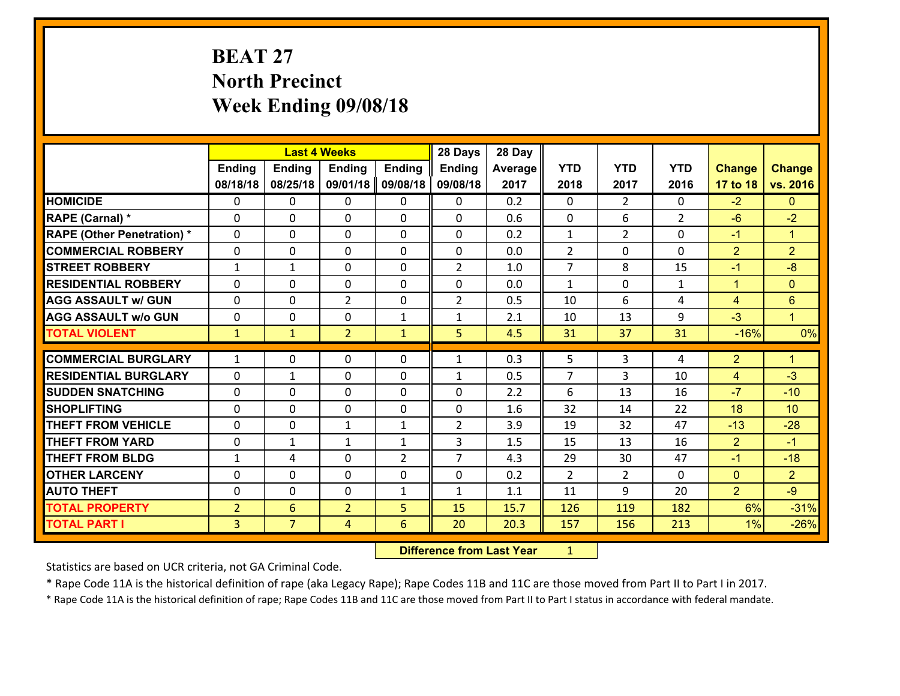# BEAT 27
## North Precinct
## Week Ending 09/08/18

| | Last 4 Weeks | | | | 28 Days | 28 Day | | | | | |
|---|---|---|---|---|---|---|---|---|---|---|---|
| | Ending 08/18/18 | Ending 08/25/18 | Ending 09/01/18 | Ending 09/08/18 | Ending 09/08/18 | Average 2017 | YTD 2018 | YTD 2017 | YTD 2016 | Change 17 to 18 | Change vs. 2016 |
| **HOMICIDE** | 0 | 0 | 0 | 0 | 0 | 0.2 | 0 | 2 | 0 | -2 | 0 |
| **RAPE (Carnal) *** | 0 | 0 | 0 | 0 | 0 | 0.6 | 0 | 6 | 2 | -6 | -2 |
| **RAPE (Other Penetration) *** | 0 | 0 | 0 | 0 | 0 | 0.2 | 1 | 2 | 0 | -1 | 1 |
| **COMMERCIAL ROBBERY** | 0 | 0 | 0 | 0 | 0 | 0.0 | 2 | 0 | 0 | 2 | 2 |
| **STREET ROBBERY** | 1 | 1 | 0 | 0 | 2 | 1.0 | 7 | 8 | 15 | -1 | -8 |
| **RESIDENTIAL ROBBERY** | 0 | 0 | 0 | 0 | 0 | 0.0 | 1 | 0 | 1 | 1 | 0 |
| **AGG ASSAULT w/ GUN** | 0 | 0 | 2 | 0 | 2 | 0.5 | 10 | 6 | 4 | 4 | 6 |
| **AGG ASSAULT w/o GUN** | 0 | 0 | 0 | 1 | 1 | 2.1 | 10 | 13 | 9 | -3 | 1 |
| **TOTAL VIOLENT** | 1 | 1 | 2 | 1 | 5 | 4.5 | 31 | 37 | 31 | -16% | 0% |
| **COMMERCIAL BURGLARY** | 1 | 0 | 0 | 0 | 1 | 0.3 | 5 | 3 | 4 | 2 | 1 |
| **RESIDENTIAL BURGLARY** | 0 | 1 | 0 | 0 | 1 | 0.5 | 7 | 3 | 10 | 4 | -3 |
| **SUDDEN SNATCHING** | 0 | 0 | 0 | 0 | 0 | 2.2 | 6 | 13 | 16 | -7 | -10 |
| **SHOPLIFTING** | 0 | 0 | 0 | 0 | 0 | 1.6 | 32 | 14 | 22 | 18 | 10 |
| **THEFT FROM VEHICLE** | 0 | 0 | 1 | 1 | 2 | 3.9 | 19 | 32 | 47 | -13 | -28 |
| **THEFT FROM YARD** | 0 | 1 | 1 | 1 | 3 | 1.5 | 15 | 13 | 16 | 2 | -1 |
| **THEFT FROM BLDG** | 1 | 4 | 0 | 2 | 7 | 4.3 | 29 | 30 | 47 | -1 | -18 |
| **OTHER LARCENY** | 0 | 0 | 0 | 0 | 0 | 0.2 | 2 | 2 | 0 | 0 | 2 |
| **AUTO THEFT** | 0 | 0 | 0 | 1 | 1 | 1.1 | 11 | 9 | 20 | 2 | -9 |
| **TOTAL PROPERTY** | 2 | 6 | 2 | 5 | 15 | 15.7 | 126 | 119 | 182 | 6% | -31% |
| **TOTAL PART I** | 3 | 7 | 4 | 6 | 20 | 20.3 | 157 | 156 | 213 | 1% | -26% |

**Difference from Last Year** 1

Statistics are based on UCR criteria, not GA Criminal Code.

* Rape Code 11A is the historical definition of rape (aka Legacy Rape); Rape Codes 11B and 11C are those moved from Part II to Part I in 2017.

* Rape Code 11A is the historical definition of rape; Rape Codes 11B and 11C are those moved from Part II to Part I status in accordance with federal mandate.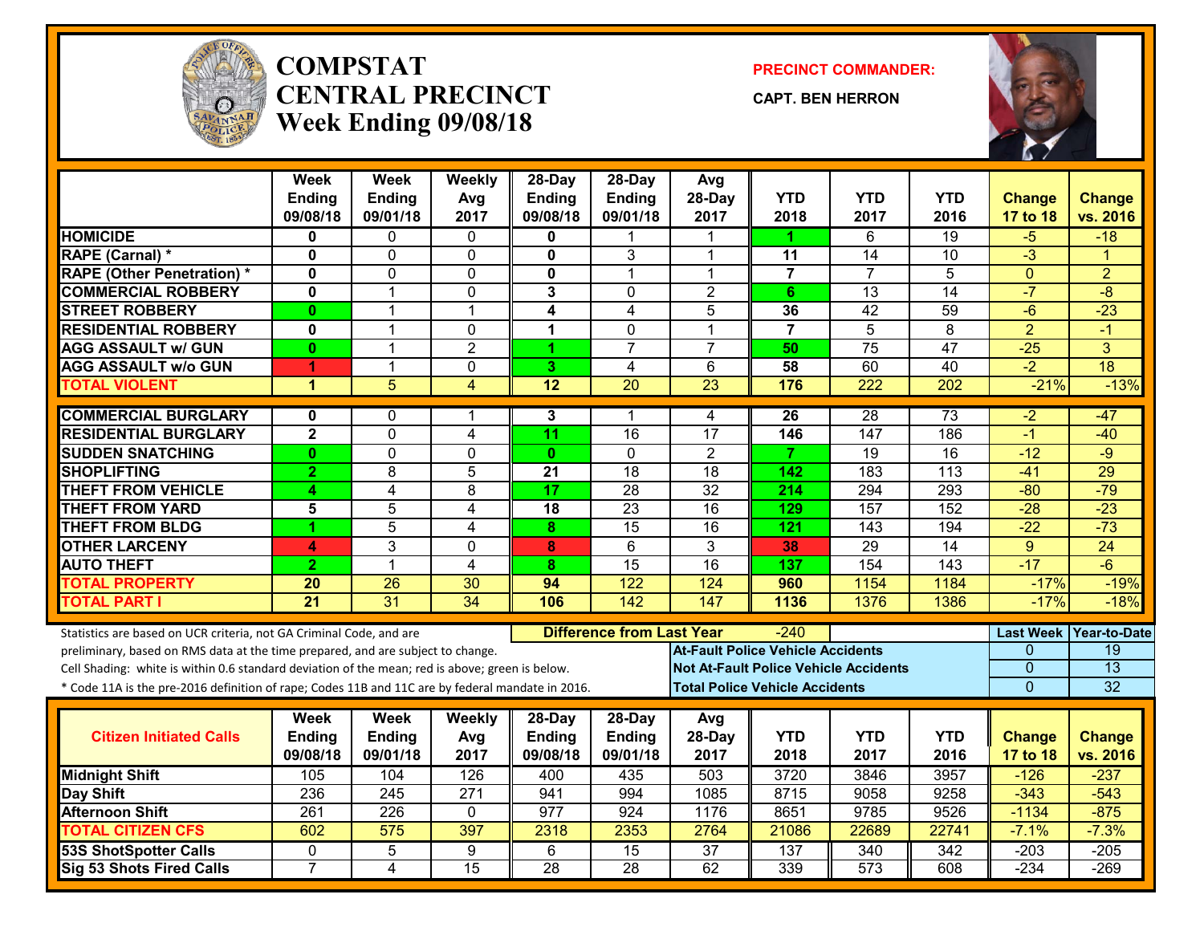# COMPSTAT CENTRAL PRECINCT Week Ending 09/08/18

**PRECINCT COMMANDER:**

**CAPT. BEN HERRON**

| | Week Ending 09/08/18 | Week Ending 09/01/18 | Weekly Avg 2017 | 28-Day Ending 09/08/18 | 28-Day Ending 09/01/18 | Avg 28-Day 2017 | YTD 2018 | YTD 2017 | YTD 2016 | Change 17 to 18 | Change vs. 2016 |
|---|---|---|---|---|---|---|---|---|---|---|---|
| HOMICIDE | 0 | 0 | 0 | 0 | 1 | 1 | 1 | 6 | 19 | -5 | -18 |
| RAPE (Carnal) * | 0 | 0 | 0 | 0 | 3 | 1 | 11 | 14 | 10 | -3 | 1 |
| RAPE (Other Penetration) * | 0 | 0 | 0 | 0 | 1 | 1 | 7 | 7 | 5 | 0 | 2 |
| COMMERCIAL ROBBERY | 0 | 1 | 0 | 3 | 0 | 2 | 6 | 13 | 14 | -7 | -8 |
| STREET ROBBERY | 0 | 1 | 1 | 4 | 4 | 5 | 36 | 42 | 59 | -6 | -23 |
| RESIDENTIAL ROBBERY | 0 | 1 | 0 | 1 | 0 | 1 | 7 | 5 | 8 | 2 | -1 |
| AGG ASSAULT w/ GUN | 0 | 1 | 2 | 1 | 7 | 7 | 50 | 75 | 47 | -25 | 3 |
| AGG ASSAULT w/o GUN | 1 | 1 | 0 | 3 | 4 | 6 | 58 | 60 | 40 | -2 | 18 |
| TOTAL VIOLENT | 1 | 5 | 4 | 12 | 20 | 23 | 176 | 222 | 202 | -21% | -13% |
| COMMERCIAL BURGLARY | 0 | 0 | 1 | 3 | 1 | 4 | 26 | 28 | 73 | -2 | -47 |
| RESIDENTIAL BURGLARY | 2 | 0 | 4 | 11 | 16 | 17 | 146 | 147 | 186 | -1 | -40 |
| SUDDEN SNATCHING | 0 | 0 | 0 | 0 | 0 | 2 | 7 | 19 | 16 | -12 | -9 |
| SHOPLIFTING | 2 | 8 | 5 | 21 | 18 | 18 | 142 | 183 | 113 | -41 | 29 |
| THEFT FROM VEHICLE | 4 | 4 | 8 | 17 | 28 | 32 | 214 | 294 | 293 | -80 | -79 |
| THEFT FROM YARD | 5 | 5 | 4 | 18 | 23 | 16 | 129 | 157 | 152 | -28 | -23 |
| THEFT FROM BLDG | 1 | 5 | 4 | 8 | 15 | 16 | 121 | 143 | 194 | -22 | -73 |
| OTHER LARCENY | 4 | 3 | 0 | 8 | 6 | 3 | 38 | 29 | 14 | 9 | 24 |
| AUTO THEFT | 2 | 1 | 4 | 8 | 15 | 16 | 137 | 154 | 143 | -17 | -6 |
| TOTAL PROPERTY | 20 | 26 | 30 | 94 | 122 | 124 | 960 | 1154 | 1184 | -17% | -19% |
| TOTAL PART I | 21 | 31 | 34 | 106 | 142 | 147 | 1136 | 1376 | 1386 | -17% | -18% |

Statistics are based on UCR criteria, not GA Criminal Code, and are preliminary, based on RMS data at the time prepared, and are subject to change.
Cell Shading: white is within 0.6 standard deviation of the mean; red is above; green is below.
* Code 11A is the pre-2016 definition of rape; Codes 11B and 11C are by federal mandate in 2016.

**Difference from Last Year:** -240

| | Last Week | Year-to-Date |
|---|---|---|
| At-Fault Police Vehicle Accidents | 0 | 19 |
| Not At-Fault Police Vehicle Accidents | 0 | 13 |
| Total Police Vehicle Accidents | 0 | 32 |

| Citizen Initiated Calls | Week Ending 09/08/18 | Week Ending 09/01/18 | Weekly Avg 2017 | 28-Day Ending 09/08/18 | 28-Day Ending 09/01/18 | Avg 28-Day 2017 | YTD 2018 | YTD 2017 | YTD 2016 | Change 17 to 18 | Change vs. 2016 |
|---|---|---|---|---|---|---|---|---|---|---|---|
| Midnight Shift | 105 | 104 | 126 | 400 | 435 | 503 | 3720 | 3846 | 3957 | -126 | -237 |
| Day Shift | 236 | 245 | 271 | 941 | 994 | 1085 | 8715 | 9058 | 9258 | -343 | -543 |
| Afternoon Shift | 261 | 226 | 0 | 977 | 924 | 1176 | 8651 | 9785 | 9526 | -1134 | -875 |
| TOTAL CITIZEN CFS | 602 | 575 | 397 | 2318 | 2353 | 2764 | 21086 | 22689 | 22741 | -7.1% | -7.3% |
| 53S ShotSpotter Calls | 0 | 5 | 9 | 6 | 15 | 37 | 137 | 340 | 342 | -203 | -205 |
| Sig 53 Shots Fired Calls | 7 | 4 | 15 | 28 | 28 | 62 | 339 | 573 | 608 | -234 | -269 |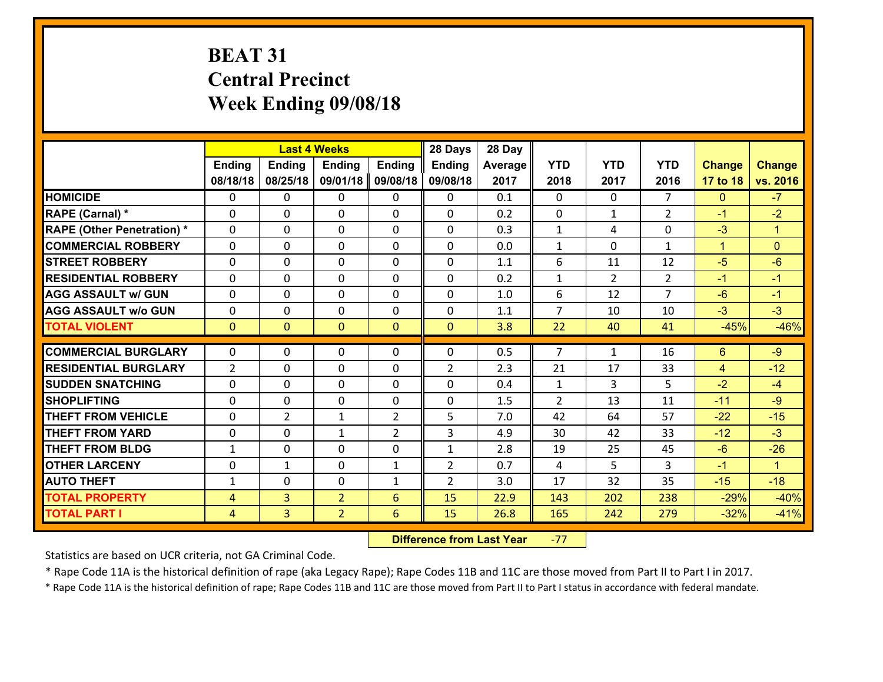# BEAT 31
# Central Precinct
# Week Ending 09/08/18

| | Last 4 Weeks | | | | 28 Days | 28 Day | | | | | |
|---|---|---|---|---|---|---|---|---|---|---|---|
| | Ending 08/18/18 | Ending 08/25/18 | Ending 09/01/18 | Ending 09/08/18 | Ending 09/08/18 | Average 2017 | YTD 2018 | YTD 2017 | YTD 2016 | Change 17 to 18 | Change vs. 2016 |
| **HOMICIDE** | 0 | 0 | 0 | 0 | 0 | 0.1 | 0 | 0 | 7 | 0 | -7 |
| **RAPE (Carnal) *** | 0 | 0 | 0 | 0 | 0 | 0.2 | 0 | 1 | 2 | -1 | -2 |
| **RAPE (Other Penetration) *** | 0 | 0 | 0 | 0 | 0 | 0.3 | 1 | 4 | 0 | -3 | 1 |
| **COMMERCIAL ROBBERY** | 0 | 0 | 0 | 0 | 0 | 0.0 | 1 | 0 | 1 | 1 | 0 |
| **STREET ROBBERY** | 0 | 0 | 0 | 0 | 0 | 1.1 | 6 | 11 | 12 | -5 | -6 |
| **RESIDENTIAL ROBBERY** | 0 | 0 | 0 | 0 | 0 | 0.2 | 1 | 2 | 2 | -1 | -1 |
| **AGG ASSAULT w/ GUN** | 0 | 0 | 0 | 0 | 0 | 1.0 | 6 | 12 | 7 | -6 | -1 |
| **AGG ASSAULT w/o GUN** | 0 | 0 | 0 | 0 | 0 | 1.1 | 7 | 10 | 10 | -3 | -3 |
| **TOTAL VIOLENT** | 0 | 0 | 0 | 0 | 0 | 3.8 | 22 | 40 | 41 | -45% | -46% |
| **COMMERCIAL BURGLARY** | 0 | 0 | 0 | 0 | 0 | 0.5 | 7 | 1 | 16 | 6 | -9 |
| **RESIDENTIAL BURGLARY** | 2 | 0 | 0 | 0 | 2 | 2.3 | 21 | 17 | 33 | 4 | -12 |
| **SUDDEN SNATCHING** | 0 | 0 | 0 | 0 | 0 | 0.4 | 1 | 3 | 5 | -2 | -4 |
| **SHOPLIFTING** | 0 | 0 | 0 | 0 | 0 | 1.5 | 2 | 13 | 11 | -11 | -9 |
| **THEFT FROM VEHICLE** | 0 | 2 | 1 | 2 | 5 | 7.0 | 42 | 64 | 57 | -22 | -15 |
| **THEFT FROM YARD** | 0 | 0 | 1 | 2 | 3 | 4.9 | 30 | 42 | 33 | -12 | -3 |
| **THEFT FROM BLDG** | 1 | 0 | 0 | 0 | 1 | 2.8 | 19 | 25 | 45 | -6 | -26 |
| **OTHER LARCENY** | 0 | 1 | 0 | 1 | 2 | 0.7 | 4 | 5 | 3 | -1 | 1 |
| **AUTO THEFT** | 1 | 0 | 0 | 1 | 2 | 3.0 | 17 | 32 | 35 | -15 | -18 |
| **TOTAL PROPERTY** | 4 | 3 | 2 | 6 | 15 | 22.9 | 143 | 202 | 238 | -29% | -40% |
| **TOTAL PART I** | 4 | 3 | 2 | 6 | 15 | 26.8 | 165 | 242 | 279 | -32% | -41% |

**Difference from Last Year** -77

Statistics are based on UCR criteria, not GA Criminal Code.

* Rape Code 11A is the historical definition of rape (aka Legacy Rape); Rape Codes 11B and 11C are those moved from Part II to Part I in 2017.

* Rape Code 11A is the historical definition of rape; Rape Codes 11B and 11C are those moved from Part II to Part I status in accordance with federal mandate.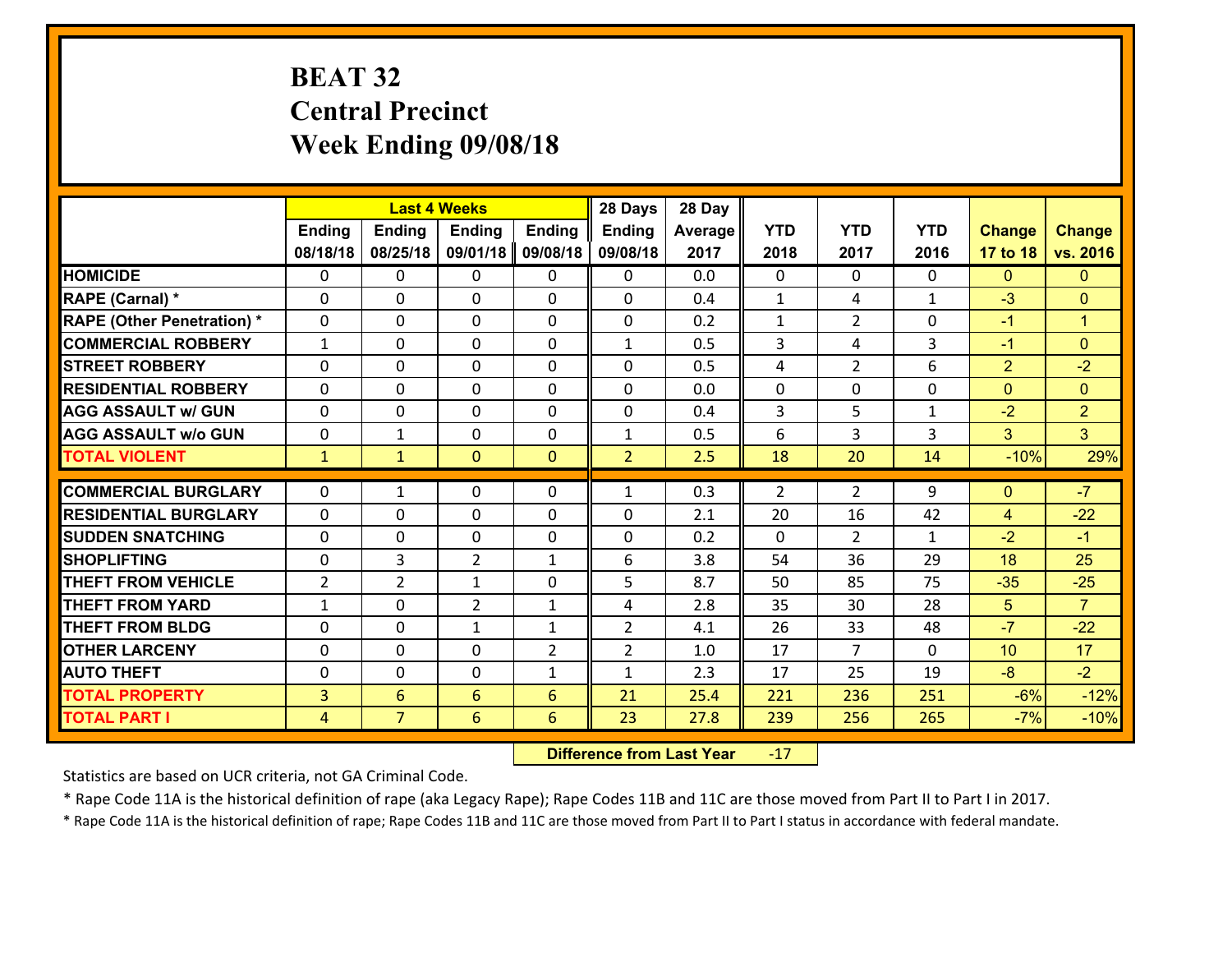# BEAT 32
## Central Precinct
## Week Ending 09/08/18

| | Last 4 Weeks | | | | 28 Days | 28 Day | | | | | |
|---|---|---|---|---|---|---|---|---|---|---|---|
| | Ending 08/18/18 | Ending 08/25/18 | Ending 09/01/18 | Ending 09/08/18 | Ending 09/08/18 | Average 2017 | YTD 2018 | YTD 2017 | YTD 2016 | Change 17 to 18 | Change vs. 2016 |
| HOMICIDE | 0 | 0 | 0 | 0 | 0 | 0.0 | 0 | 0 | 0 | 0 | 0 |
| RAPE (Carnal) * | 0 | 0 | 0 | 0 | 0 | 0.4 | 1 | 4 | 1 | -3 | 0 |
| RAPE (Other Penetration) * | 0 | 0 | 0 | 0 | 0 | 0.2 | 1 | 2 | 0 | -1 | 1 |
| COMMERCIAL ROBBERY | 1 | 0 | 0 | 0 | 1 | 0.5 | 3 | 4 | 3 | -1 | 0 |
| STREET ROBBERY | 0 | 0 | 0 | 0 | 0 | 0.5 | 4 | 2 | 6 | 2 | -2 |
| RESIDENTIAL ROBBERY | 0 | 0 | 0 | 0 | 0 | 0.0 | 0 | 0 | 0 | 0 | 0 |
| AGG ASSAULT w/ GUN | 0 | 0 | 0 | 0 | 0 | 0.4 | 3 | 5 | 1 | -2 | 2 |
| AGG ASSAULT w/o GUN | 0 | 1 | 0 | 0 | 1 | 0.5 | 6 | 3 | 3 | 3 | 3 |
| TOTAL VIOLENT | 1 | 1 | 0 | 0 | 2 | 2.5 | 18 | 20 | 14 | -10% | 29% |
| COMMERCIAL BURGLARY | 0 | 1 | 0 | 0 | 1 | 0.3 | 2 | 2 | 9 | 0 | -7 |
| RESIDENTIAL BURGLARY | 0 | 0 | 0 | 0 | 0 | 2.1 | 20 | 16 | 42 | 4 | -22 |
| SUDDEN SNATCHING | 0 | 0 | 0 | 0 | 0 | 0.2 | 0 | 2 | 1 | -2 | -1 |
| SHOPLIFTING | 0 | 3 | 2 | 1 | 6 | 3.8 | 54 | 36 | 29 | 18 | 25 |
| THEFT FROM VEHICLE | 2 | 2 | 1 | 0 | 5 | 8.7 | 50 | 85 | 75 | -35 | -25 |
| THEFT FROM YARD | 1 | 0 | 2 | 1 | 4 | 2.8 | 35 | 30 | 28 | 5 | 7 |
| THEFT FROM BLDG | 0 | 0 | 1 | 1 | 2 | 4.1 | 26 | 33 | 48 | -7 | -22 |
| OTHER LARCENY | 0 | 0 | 0 | 2 | 2 | 1.0 | 17 | 7 | 0 | 10 | 17 |
| AUTO THEFT | 0 | 0 | 0 | 1 | 1 | 2.3 | 17 | 25 | 19 | -8 | -2 |
| TOTAL PROPERTY | 3 | 6 | 6 | 6 | 21 | 25.4 | 221 | 236 | 251 | -6% | -12% |
| TOTAL PART I | 4 | 7 | 6 | 6 | 23 | 27.8 | 239 | 256 | 265 | -7% | -10% |

**Difference from Last Year** -17

Statistics are based on UCR criteria, not GA Criminal Code.

* Rape Code 11A is the historical definition of rape (aka Legacy Rape); Rape Codes 11B and 11C are those moved from Part II to Part I in 2017.

* Rape Code 11A is the historical definition of rape; Rape Codes 11B and 11C are those moved from Part II to Part I status in accordance with federal mandate.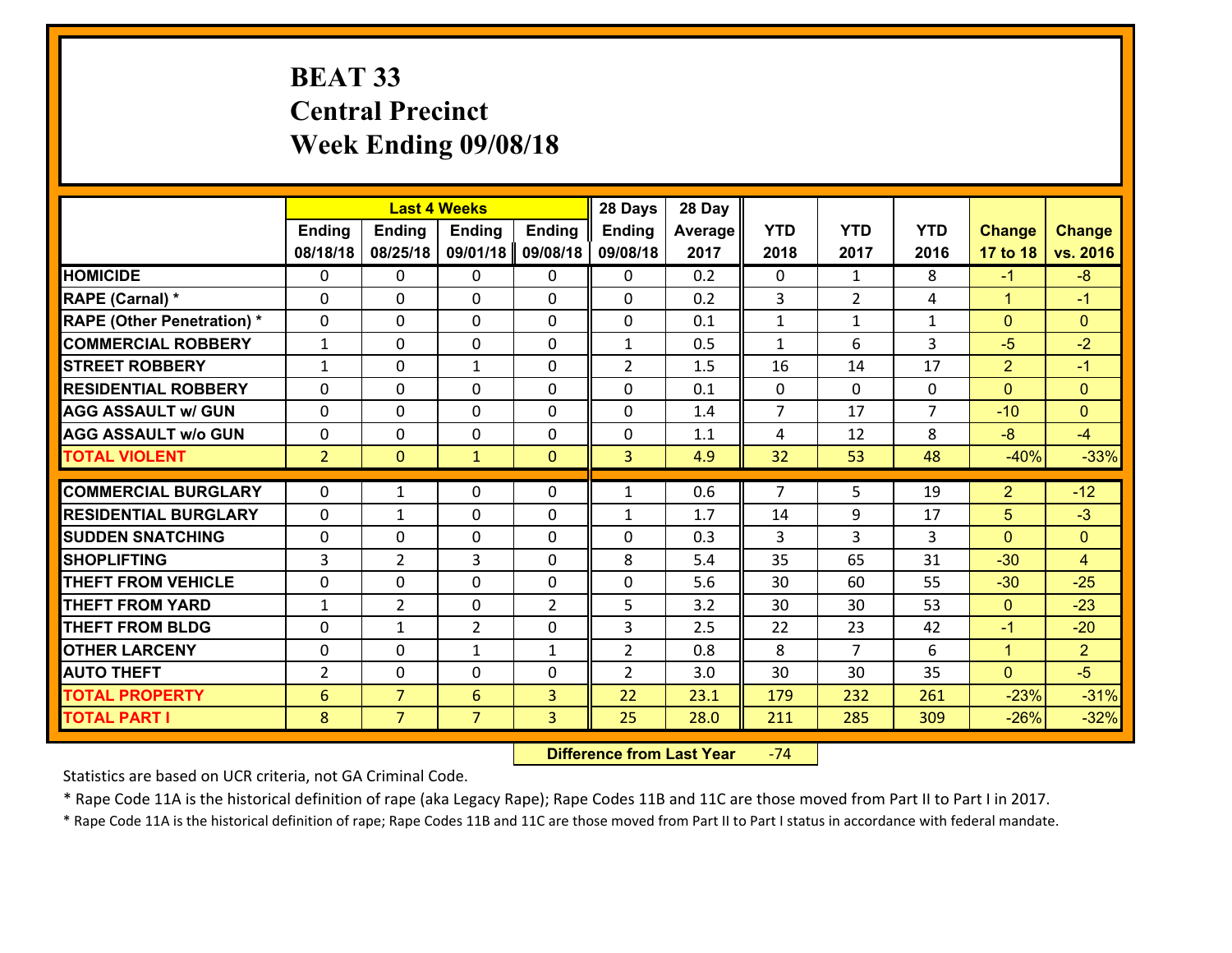# BEAT 33
## Central Precinct
## Week Ending 09/08/18

| | Last 4 Weeks | | | | 28 Days | 28 Day | | | | | |
|---|---|---|---|---|---|---|---|---|---|---|---|
| | Ending 08/18/18 | Ending 08/25/18 | Ending 09/01/18 | Ending 09/08/18 | Ending 09/08/18 | Average 2017 | YTD 2018 | YTD 2017 | YTD 2016 | Change 17 to 18 | Change vs. 2016 |
| **HOMICIDE** | 0 | 0 | 0 | 0 | 0 | 0.2 | 0 | 1 | 8 | -1 | -8 |
| **RAPE (Carnal) *** | 0 | 0 | 0 | 0 | 0 | 0.2 | 3 | 2 | 4 | 1 | -1 |
| **RAPE (Other Penetration) *** | 0 | 0 | 0 | 0 | 0 | 0.1 | 1 | 1 | 1 | 0 | 0 |
| **COMMERCIAL ROBBERY** | 1 | 0 | 0 | 0 | 1 | 0.5 | 1 | 6 | 3 | -5 | -2 |
| **STREET ROBBERY** | 1 | 0 | 1 | 0 | 2 | 1.5 | 16 | 14 | 17 | 2 | -1 |
| **RESIDENTIAL ROBBERY** | 0 | 0 | 0 | 0 | 0 | 0.1 | 0 | 0 | 0 | 0 | 0 |
| **AGG ASSAULT w/ GUN** | 0 | 0 | 0 | 0 | 0 | 1.4 | 7 | 17 | 7 | -10 | 0 |
| **AGG ASSAULT w/o GUN** | 0 | 0 | 0 | 0 | 0 | 1.1 | 4 | 12 | 8 | -8 | -4 |
| **TOTAL VIOLENT** | 2 | 0 | 1 | 0 | 3 | 4.9 | 32 | 53 | 48 | -40% | -33% |
| **COMMERCIAL BURGLARY** | 0 | 1 | 0 | 0 | 1 | 0.6 | 7 | 5 | 19 | 2 | -12 |
| **RESIDENTIAL BURGLARY** | 0 | 1 | 0 | 0 | 1 | 1.7 | 14 | 9 | 17 | 5 | -3 |
| **SUDDEN SNATCHING** | 0 | 0 | 0 | 0 | 0 | 0.3 | 3 | 3 | 3 | 0 | 0 |
| **SHOPLIFTING** | 3 | 2 | 3 | 0 | 8 | 5.4 | 35 | 65 | 31 | -30 | 4 |
| **THEFT FROM VEHICLE** | 0 | 0 | 0 | 0 | 0 | 5.6 | 30 | 60 | 55 | -30 | -25 |
| **THEFT FROM YARD** | 1 | 2 | 0 | 2 | 5 | 3.2 | 30 | 30 | 53 | 0 | -23 |
| **THEFT FROM BLDG** | 0 | 1 | 2 | 0 | 3 | 2.5 | 22 | 23 | 42 | -1 | -20 |
| **OTHER LARCENY** | 0 | 0 | 1 | 1 | 2 | 0.8 | 8 | 7 | 6 | 1 | 2 |
| **AUTO THEFT** | 2 | 0 | 0 | 0 | 2 | 3.0 | 30 | 30 | 35 | 0 | -5 |
| **TOTAL PROPERTY** | 6 | 7 | 6 | 3 | 22 | 23.1 | 179 | 232 | 261 | -23% | -31% |
| **TOTAL PART I** | 8 | 7 | 7 | 3 | 25 | 28.0 | 211 | 285 | 309 | -26% | -32% |

**Difference from Last Year** -74

Statistics are based on UCR criteria, not GA Criminal Code.

* Rape Code 11A is the historical definition of rape (aka Legacy Rape); Rape Codes 11B and 11C are those moved from Part II to Part I in 2017.

* Rape Code 11A is the historical definition of rape; Rape Codes 11B and 11C are those moved from Part II to Part I status in accordance with federal mandate.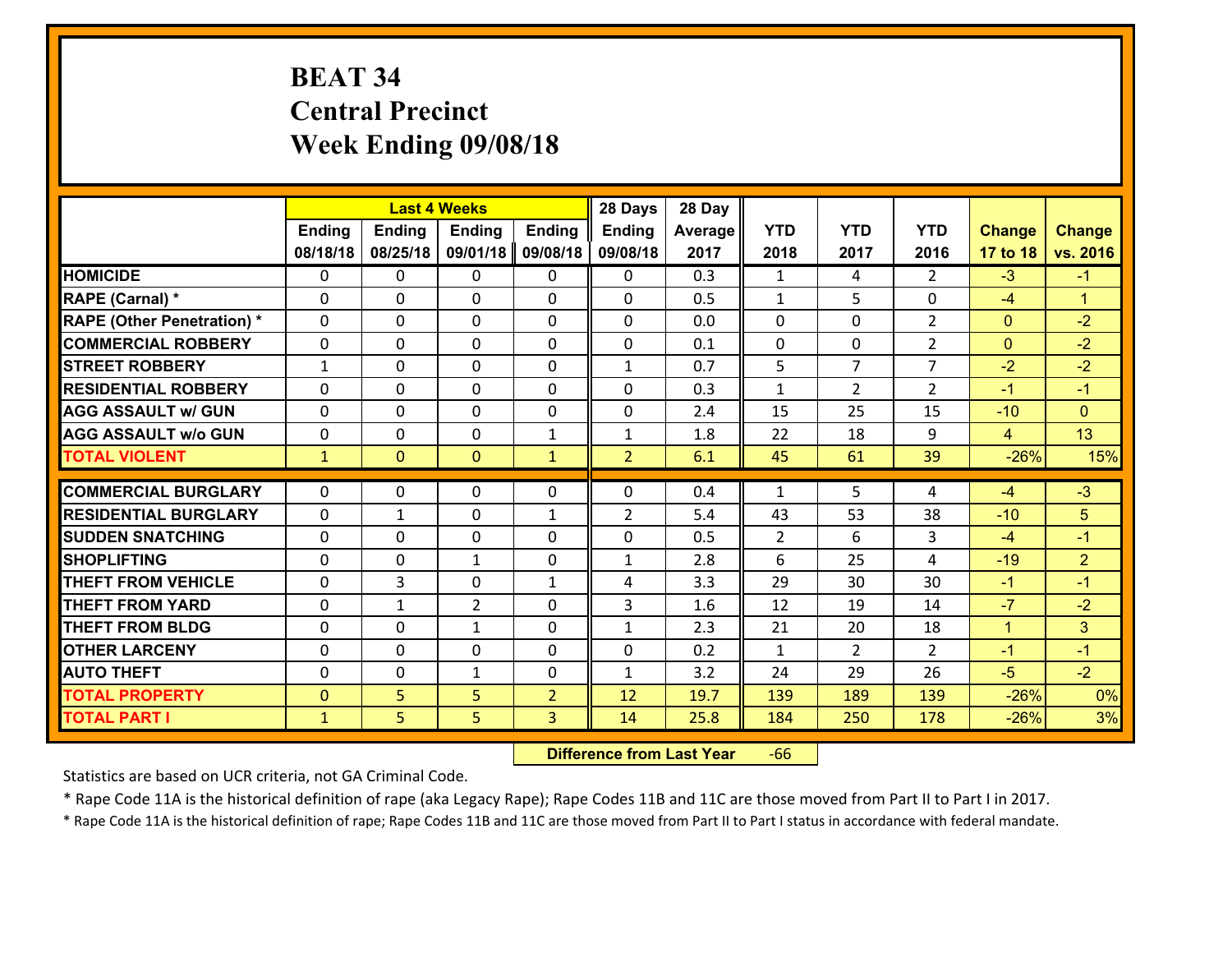# BEAT 34
## Central Precinct
## Week Ending 09/08/18

| | Last 4 Weeks | | | | 28 Days | 28 Day | | | | | |
|---|---|---|---|---|---|---|---|---|---|---|---|
| | Ending 08/18/18 | Ending 08/25/18 | Ending 09/01/18 | Ending 09/08/18 | Ending 09/08/18 | Average 2017 | YTD 2018 | YTD 2017 | YTD 2016 | Change 17 to 18 | Change vs. 2016 |
| HOMICIDE | 0 | 0 | 0 | 0 | 0 | 0.3 | 1 | 4 | 2 | -3 | -1 |
| RAPE (Carnal) * | 0 | 0 | 0 | 0 | 0 | 0.5 | 1 | 5 | 0 | -4 | 1 |
| RAPE (Other Penetration) * | 0 | 0 | 0 | 0 | 0 | 0.0 | 0 | 0 | 2 | 0 | -2 |
| COMMERCIAL ROBBERY | 0 | 0 | 0 | 0 | 0 | 0.1 | 0 | 0 | 2 | 0 | -2 |
| STREET ROBBERY | 1 | 0 | 0 | 0 | 1 | 0.7 | 5 | 7 | 7 | -2 | -2 |
| RESIDENTIAL ROBBERY | 0 | 0 | 0 | 0 | 0 | 0.3 | 1 | 2 | 2 | -1 | -1 |
| AGG ASSAULT w/ GUN | 0 | 0 | 0 | 0 | 0 | 2.4 | 15 | 25 | 15 | -10 | 0 |
| AGG ASSAULT w/o GUN | 0 | 0 | 0 | 1 | 1 | 1.8 | 22 | 18 | 9 | 4 | 13 |
| TOTAL VIOLENT | 1 | 0 | 0 | 1 | 2 | 6.1 | 45 | 61 | 39 | -26% | 15% |
| COMMERCIAL BURGLARY | 0 | 0 | 0 | 0 | 0 | 0.4 | 1 | 5 | 4 | -4 | -3 |
| RESIDENTIAL BURGLARY | 0 | 1 | 0 | 1 | 2 | 5.4 | 43 | 53 | 38 | -10 | 5 |
| SUDDEN SNATCHING | 0 | 0 | 0 | 0 | 0 | 0.5 | 2 | 6 | 3 | -4 | -1 |
| SHOPLIFTING | 0 | 0 | 1 | 0 | 1 | 2.8 | 6 | 25 | 4 | -19 | 2 |
| THEFT FROM VEHICLE | 0 | 3 | 0 | 1 | 4 | 3.3 | 29 | 30 | 30 | -1 | -1 |
| THEFT FROM YARD | 0 | 1 | 2 | 0 | 3 | 1.6 | 12 | 19 | 14 | -7 | -2 |
| THEFT FROM BLDG | 0 | 0 | 1 | 0 | 1 | 2.3 | 21 | 20 | 18 | 1 | 3 |
| OTHER LARCENY | 0 | 0 | 0 | 0 | 0 | 0.2 | 1 | 2 | 2 | -1 | -1 |
| AUTO THEFT | 0 | 0 | 1 | 0 | 1 | 3.2 | 24 | 29 | 26 | -5 | -2 |
| TOTAL PROPERTY | 0 | 5 | 5 | 2 | 12 | 19.7 | 139 | 189 | 139 | -26% | 0% |
| TOTAL PART I | 1 | 5 | 5 | 3 | 14 | 25.8 | 184 | 250 | 178 | -26% | 3% |

**Difference from Last Year** -66

Statistics are based on UCR criteria, not GA Criminal Code.

* Rape Code 11A is the historical definition of rape (aka Legacy Rape); Rape Codes 11B and 11C are those moved from Part II to Part I in 2017.

* Rape Code 11A is the historical definition of rape; Rape Codes 11B and 11C are those moved from Part II to Part I status in accordance with federal mandate.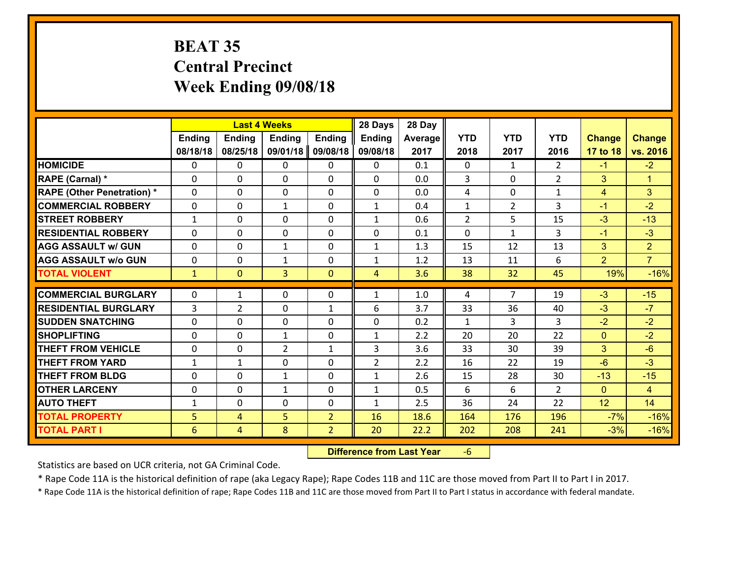# BEAT 35
## Central Precinct
## Week Ending 09/08/18

| | Last 4 Weeks | | | | 28 Days | 28 Day | | | | | |
|---|---|---|---|---|---|---|---|---|---|---|---|
| | Ending 08/18/18 | Ending 08/25/18 | Ending 09/01/18 | Ending 09/08/18 | Ending 09/08/18 | Average 2017 | YTD 2018 | YTD 2017 | YTD 2016 | Change 17 to 18 | Change vs. 2016 |
| **HOMICIDE** | 0 | 0 | 0 | 0 | 0 | 0.1 | 0 | 1 | 2 | -1 | -2 |
| **RAPE (Carnal) *** | 0 | 0 | 0 | 0 | 0 | 0.0 | 3 | 0 | 2 | 3 | 1 |
| **RAPE (Other Penetration) *** | 0 | 0 | 0 | 0 | 0 | 0.0 | 4 | 0 | 1 | 4 | 3 |
| **COMMERCIAL ROBBERY** | 0 | 0 | 1 | 0 | 1 | 0.4 | 1 | 2 | 3 | -1 | -2 |
| **STREET ROBBERY** | 1 | 0 | 0 | 0 | 1 | 0.6 | 2 | 5 | 15 | -3 | -13 |
| **RESIDENTIAL ROBBERY** | 0 | 0 | 0 | 0 | 0 | 0.1 | 0 | 1 | 3 | -1 | -3 |
| **AGG ASSAULT w/ GUN** | 0 | 0 | 1 | 0 | 1 | 1.3 | 15 | 12 | 13 | 3 | 2 |
| **AGG ASSAULT w/o GUN** | 0 | 0 | 1 | 0 | 1 | 1.2 | 13 | 11 | 6 | 2 | 7 |
| **TOTAL VIOLENT** | 1 | 0 | 3 | 0 | 4 | 3.6 | 38 | 32 | 45 | 19% | -16% |
| **COMMERCIAL BURGLARY** | 0 | 1 | 0 | 0 | 1 | 1.0 | 4 | 7 | 19 | -3 | -15 |
| **RESIDENTIAL BURGLARY** | 3 | 2 | 0 | 1 | 6 | 3.7 | 33 | 36 | 40 | -3 | -7 |
| **SUDDEN SNATCHING** | 0 | 0 | 0 | 0 | 0 | 0.2 | 1 | 3 | 3 | -2 | -2 |
| **SHOPLIFTING** | 0 | 0 | 1 | 0 | 1 | 2.2 | 20 | 20 | 22 | 0 | -2 |
| **THEFT FROM VEHICLE** | 0 | 0 | 2 | 1 | 3 | 3.6 | 33 | 30 | 39 | 3 | -6 |
| **THEFT FROM YARD** | 1 | 1 | 0 | 0 | 2 | 2.2 | 16 | 22 | 19 | -6 | -3 |
| **THEFT FROM BLDG** | 0 | 0 | 1 | 0 | 1 | 2.6 | 15 | 28 | 30 | -13 | -15 |
| **OTHER LARCENY** | 0 | 0 | 1 | 0 | 1 | 0.5 | 6 | 6 | 2 | 0 | 4 |
| **AUTO THEFT** | 1 | 0 | 0 | 0 | 1 | 2.5 | 36 | 24 | 22 | 12 | 14 |
| **TOTAL PROPERTY** | 5 | 4 | 5 | 2 | 16 | 18.6 | 164 | 176 | 196 | -7% | -16% |
| **TOTAL PART I** | 6 | 4 | 8 | 2 | 20 | 22.2 | 202 | 208 | 241 | -3% | -16% |

**Difference from Last Year** -6

Statistics are based on UCR criteria, not GA Criminal Code.

* Rape Code 11A is the historical definition of rape (aka Legacy Rape); Rape Codes 11B and 11C are those moved from Part II to Part I in 2017.

* Rape Code 11A is the historical definition of rape; Rape Codes 11B and 11C are those moved from Part II to Part I status in accordance with federal mandate.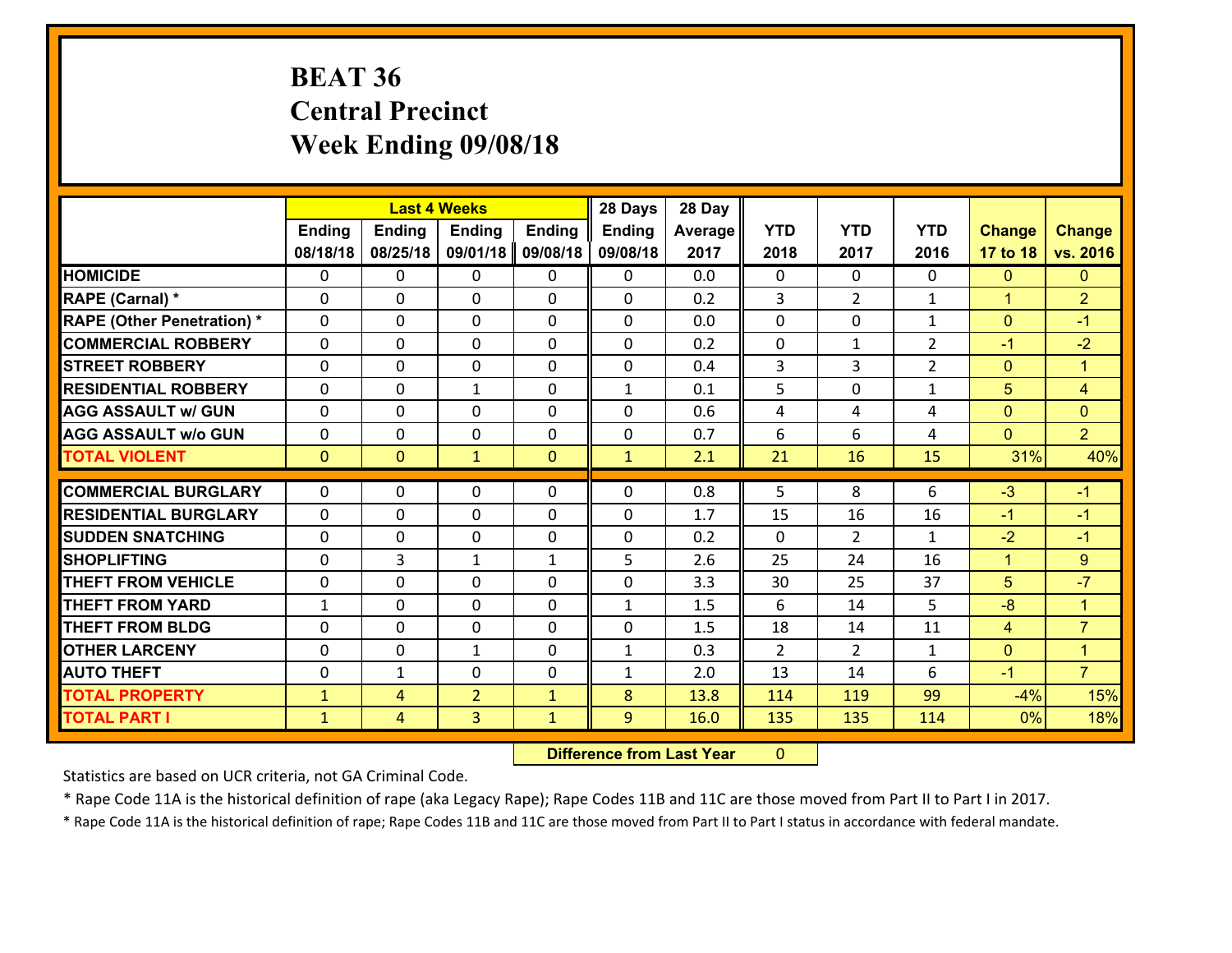# BEAT 36
## Central Precinct
## Week Ending 09/08/18

| | Last 4 Weeks | | | | 28 Days | 28 Day | | | | | |
|---|---|---|---|---|---|---|---|---|---|---|---|
| | Ending 08/18/18 | Ending 08/25/18 | Ending 09/01/18 | Ending 09/08/18 | Ending 09/08/18 | Average 2017 | YTD 2018 | YTD 2017 | YTD 2016 | Change 17 to 18 | Change vs. 2016 |
| **HOMICIDE** | 0 | 0 | 0 | 0 | 0 | 0.0 | 0 | 0 | 0 | 0 | 0 |
| **RAPE (Carnal) *** | 0 | 0 | 0 | 0 | 0 | 0.2 | 3 | 2 | 1 | 1 | 2 |
| **RAPE (Other Penetration) *** | 0 | 0 | 0 | 0 | 0 | 0.0 | 0 | 0 | 1 | 0 | -1 |
| **COMMERCIAL ROBBERY** | 0 | 0 | 0 | 0 | 0 | 0.2 | 0 | 1 | 2 | -1 | -2 |
| **STREET ROBBERY** | 0 | 0 | 0 | 0 | 0 | 0.4 | 3 | 3 | 2 | 0 | 1 |
| **RESIDENTIAL ROBBERY** | 0 | 0 | 1 | 0 | 1 | 0.1 | 5 | 0 | 1 | 5 | 4 |
| **AGG ASSAULT w/ GUN** | 0 | 0 | 0 | 0 | 0 | 0.6 | 4 | 4 | 4 | 0 | 0 |
| **AGG ASSAULT w/o GUN** | 0 | 0 | 0 | 0 | 0 | 0.7 | 6 | 6 | 4 | 0 | 2 |
| **TOTAL VIOLENT** | 0 | 0 | 1 | 0 | 1 | 2.1 | 21 | 16 | 15 | 31% | 40% |
| **COMMERCIAL BURGLARY** | 0 | 0 | 0 | 0 | 0 | 0.8 | 5 | 8 | 6 | -3 | -1 |
| **RESIDENTIAL BURGLARY** | 0 | 0 | 0 | 0 | 0 | 1.7 | 15 | 16 | 16 | -1 | -1 |
| **SUDDEN SNATCHING** | 0 | 0 | 0 | 0 | 0 | 0.2 | 0 | 2 | 1 | -2 | -1 |
| **SHOPLIFTING** | 0 | 3 | 1 | 1 | 5 | 2.6 | 25 | 24 | 16 | 1 | 9 |
| **THEFT FROM VEHICLE** | 0 | 0 | 0 | 0 | 0 | 3.3 | 30 | 25 | 37 | 5 | -7 |
| **THEFT FROM YARD** | 1 | 0 | 0 | 0 | 1 | 1.5 | 6 | 14 | 5 | -8 | 1 |
| **THEFT FROM BLDG** | 0 | 0 | 0 | 0 | 0 | 1.5 | 18 | 14 | 11 | 4 | 7 |
| **OTHER LARCENY** | 0 | 0 | 1 | 0 | 1 | 0.3 | 2 | 2 | 1 | 0 | 1 |
| **AUTO THEFT** | 0 | 1 | 0 | 0 | 1 | 2.0 | 13 | 14 | 6 | -1 | 7 |
| **TOTAL PROPERTY** | 1 | 4 | 2 | 1 | 8 | 13.8 | 114 | 119 | 99 | -4% | 15% |
| **TOTAL PART I** | 1 | 4 | 3 | 1 | 9 | 16.0 | 135 | 135 | 114 | 0% | 18% |

**Difference from Last Year** 0

Statistics are based on UCR criteria, not GA Criminal Code.

* Rape Code 11A is the historical definition of rape (aka Legacy Rape); Rape Codes 11B and 11C are those moved from Part II to Part I in 2017.

* Rape Code 11A is the historical definition of rape; Rape Codes 11B and 11C are those moved from Part II to Part I status in accordance with federal mandate.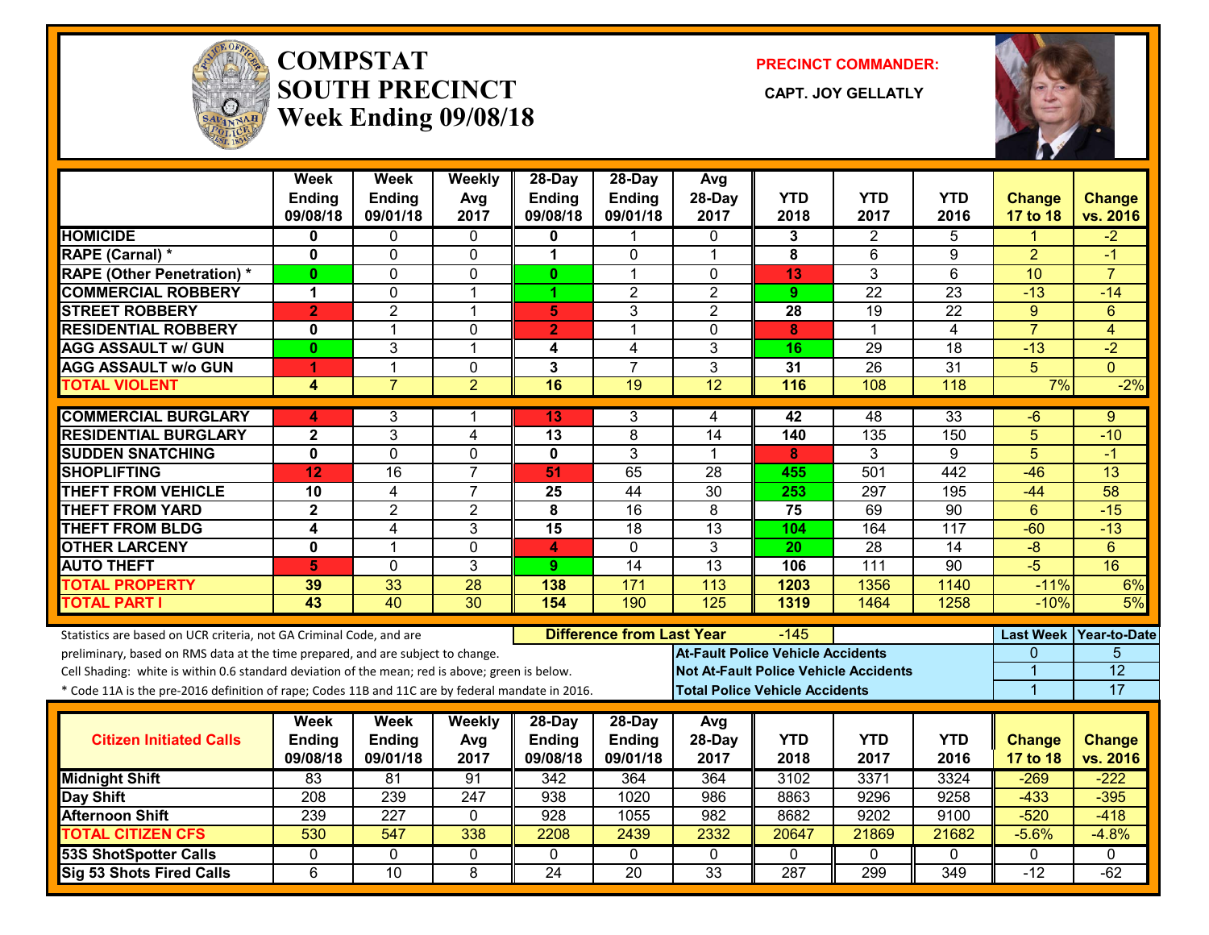# COMPSTAT
# SOUTH PRECINCT
## Week Ending 09/08/18

**PRECINCT COMMANDER:**

**CAPT. JOY GELLATLY**

| | Week Ending 09/08/18 | Week Ending 09/01/18 | Weekly Avg 2017 | 28-Day Ending 09/08/18 | 28-Day Ending 09/01/18 | Avg 28-Day 2017 | YTD 2018 | YTD 2017 | YTD 2016 | Change 17 to 18 | Change vs. 2016 |
|---|---|---|---|---|---|---|---|---|---|---|---|
| HOMICIDE | 0 | 0 | 0 | 0 | 1 | 0 | 3 | 2 | 5 | 1 | -2 |
| RAPE (Carnal) * | 0 | 0 | 0 | 1 | 0 | 1 | 8 | 6 | 9 | 2 | -1 |
| RAPE (Other Penetration) * | 0 | 0 | 0 | 0 | 1 | 0 | 13 | 3 | 6 | 10 | 7 |
| COMMERCIAL ROBBERY | 1 | 0 | 1 | 1 | 2 | 2 | 9 | 22 | 23 | -13 | -14 |
| STREET ROBBERY | 2 | 2 | 1 | 5 | 3 | 2 | 28 | 19 | 22 | 9 | 6 |
| RESIDENTIAL ROBBERY | 0 | 1 | 0 | 2 | 1 | 0 | 8 | 1 | 4 | 7 | 4 |
| AGG ASSAULT w/ GUN | 0 | 3 | 1 | 4 | 4 | 3 | 16 | 29 | 18 | -13 | -2 |
| AGG ASSAULT w/o GUN | 1 | 1 | 0 | 3 | 7 | 3 | 31 | 26 | 31 | 5 | 0 |
| TOTAL VIOLENT | 4 | 7 | 2 | 16 | 19 | 12 | 116 | 108 | 118 | 7% | -2% |
| COMMERCIAL BURGLARY | 4 | 3 | 1 | 13 | 3 | 4 | 42 | 48 | 33 | -6 | 9 |
| RESIDENTIAL BURGLARY | 2 | 3 | 4 | 13 | 8 | 14 | 140 | 135 | 150 | 5 | -10 |
| SUDDEN SNATCHING | 0 | 0 | 0 | 0 | 3 | 1 | 8 | 3 | 9 | 5 | -1 |
| SHOPLIFTING | 12 | 16 | 7 | 51 | 65 | 28 | 455 | 501 | 442 | -46 | 13 |
| THEFT FROM VEHICLE | 10 | 4 | 7 | 25 | 44 | 30 | 253 | 297 | 195 | -44 | 58 |
| THEFT FROM YARD | 2 | 2 | 2 | 8 | 16 | 8 | 75 | 69 | 90 | 6 | -15 |
| THEFT FROM BLDG | 4 | 4 | 3 | 15 | 18 | 13 | 104 | 164 | 117 | -60 | -13 |
| OTHER LARCENY | 0 | 1 | 0 | 4 | 0 | 3 | 20 | 28 | 14 | -8 | 6 |
| AUTO THEFT | 5 | 0 | 3 | 9 | 14 | 13 | 106 | 111 | 90 | -5 | 16 |
| TOTAL PROPERTY | 39 | 33 | 28 | 138 | 171 | 113 | 1203 | 1356 | 1140 | -11% | 6% |
| TOTAL PART I | 43 | 40 | 30 | 154 | 190 | 125 | 1319 | 1464 | 1258 | -10% | 5% |

Statistics are based on UCR criteria, not GA Criminal Code, and are preliminary, based on RMS data at the time prepared, and are subject to change.

Cell Shading: white is within 0.6 standard deviation of the mean; red is above; green is below.

\* Code 11A is the pre-2016 definition of rape; Codes 11B and 11C are by federal mandate in 2016.

**Difference from Last Year:** -145

| | Last Week | Year-to-Date |
|---|---|---|
| At-Fault Police Vehicle Accidents | 0 | 5 |
| Not At-Fault Police Vehicle Accidents | 1 | 12 |
| Total Police Vehicle Accidents | 1 | 17 |

| Citizen Initiated Calls | Week Ending 09/08/18 | Week Ending 09/01/18 | Weekly Avg 2017 | 28-Day Ending 09/08/18 | 28-Day Ending 09/01/18 | Avg 28-Day 2017 | YTD 2018 | YTD 2017 | YTD 2016 | Change 17 to 18 | Change vs. 2016 |
|---|---|---|---|---|---|---|---|---|---|---|---|
| Midnight Shift | 83 | 81 | 91 | 342 | 364 | 364 | 3102 | 3371 | 3324 | -269 | -222 |
| Day Shift | 208 | 239 | 247 | 938 | 1020 | 986 | 8863 | 9296 | 9258 | -433 | -395 |
| Afternoon Shift | 239 | 227 | 0 | 928 | 1055 | 982 | 8682 | 9202 | 9100 | -520 | -418 |
| TOTAL CITIZEN CFS | 530 | 547 | 338 | 2208 | 2439 | 2332 | 20647 | 21869 | 21682 | -5.6% | -4.8% |
| 53S ShotSpotter Calls | 0 | 0 | 0 | 0 | 0 | 0 | 0 | 0 | 0 | 0 | 0 |
| Sig 53 Shots Fired Calls | 6 | 10 | 8 | 24 | 20 | 33 | 287 | 299 | 349 | -12 | -62 |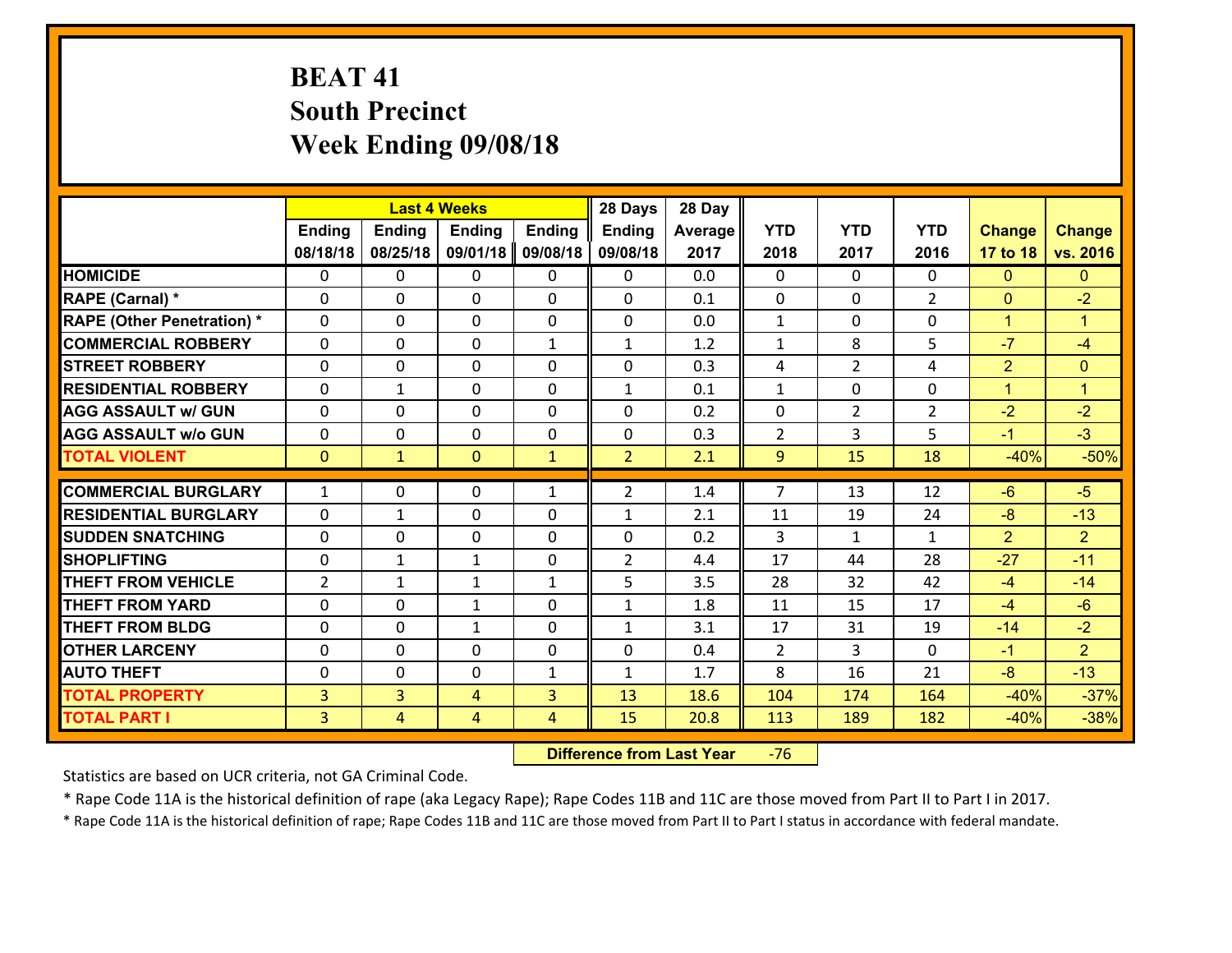# BEAT 41
# South Precinct
# Week Ending 09/08/18

| | Last 4 Weeks | | | | 28 Days | 28 Day | | | | | |
|---|---|---|---|---|---|---|---|---|---|---|---|
| | Ending 08/18/18 | Ending 08/25/18 | Ending 09/01/18 | Ending 09/08/18 | Ending 09/08/18 | Average 2017 | YTD 2018 | YTD 2017 | YTD 2016 | Change 17 to 18 | Change vs. 2016 |
| HOMICIDE | 0 | 0 | 0 | 0 | 0 | 0.0 | 0 | 0 | 0 | 0 | 0 |
| RAPE (Carnal) * | 0 | 0 | 0 | 0 | 0 | 0.1 | 0 | 0 | 2 | 0 | -2 |
| RAPE (Other Penetration) * | 0 | 0 | 0 | 0 | 0 | 0.0 | 1 | 0 | 0 | 1 | 1 |
| COMMERCIAL ROBBERY | 0 | 0 | 0 | 1 | 1 | 1.2 | 1 | 8 | 5 | -7 | -4 |
| STREET ROBBERY | 0 | 0 | 0 | 0 | 0 | 0.3 | 4 | 2 | 4 | 2 | 0 |
| RESIDENTIAL ROBBERY | 0 | 1 | 0 | 0 | 1 | 0.1 | 1 | 0 | 0 | 1 | 1 |
| AGG ASSAULT w/ GUN | 0 | 0 | 0 | 0 | 0 | 0.2 | 0 | 2 | 2 | -2 | -2 |
| AGG ASSAULT w/o GUN | 0 | 0 | 0 | 0 | 0 | 0.3 | 2 | 3 | 5 | -1 | -3 |
| TOTAL VIOLENT | 0 | 1 | 0 | 1 | 2 | 2.1 | 9 | 15 | 18 | -40% | -50% |
| COMMERCIAL BURGLARY | 1 | 0 | 0 | 1 | 2 | 1.4 | 7 | 13 | 12 | -6 | -5 |
| RESIDENTIAL BURGLARY | 0 | 1 | 0 | 0 | 1 | 2.1 | 11 | 19 | 24 | -8 | -13 |
| SUDDEN SNATCHING | 0 | 0 | 0 | 0 | 0 | 0.2 | 3 | 1 | 1 | 2 | 2 |
| SHOPLIFTING | 0 | 1 | 1 | 0 | 2 | 4.4 | 17 | 44 | 28 | -27 | -11 |
| THEFT FROM VEHICLE | 2 | 1 | 1 | 1 | 5 | 3.5 | 28 | 32 | 42 | -4 | -14 |
| THEFT FROM YARD | 0 | 0 | 1 | 0 | 1 | 1.8 | 11 | 15 | 17 | -4 | -6 |
| THEFT FROM BLDG | 0 | 0 | 1 | 0 | 1 | 3.1 | 17 | 31 | 19 | -14 | -2 |
| OTHER LARCENY | 0 | 0 | 0 | 0 | 0 | 0.4 | 2 | 3 | 0 | -1 | 2 |
| AUTO THEFT | 0 | 0 | 0 | 1 | 1 | 1.7 | 8 | 16 | 21 | -8 | -13 |
| TOTAL PROPERTY | 3 | 3 | 4 | 3 | 13 | 18.6 | 104 | 174 | 164 | -40% | -37% |
| TOTAL PART I | 3 | 4 | 4 | 4 | 15 | 20.8 | 113 | 189 | 182 | -40% | -38% |

**Difference from Last Year** -76

Statistics are based on UCR criteria, not GA Criminal Code.

* Rape Code 11A is the historical definition of rape (aka Legacy Rape); Rape Codes 11B and 11C are those moved from Part II to Part I in 2017.

* Rape Code 11A is the historical definition of rape; Rape Codes 11B and 11C are those moved from Part II to Part I status in accordance with federal mandate.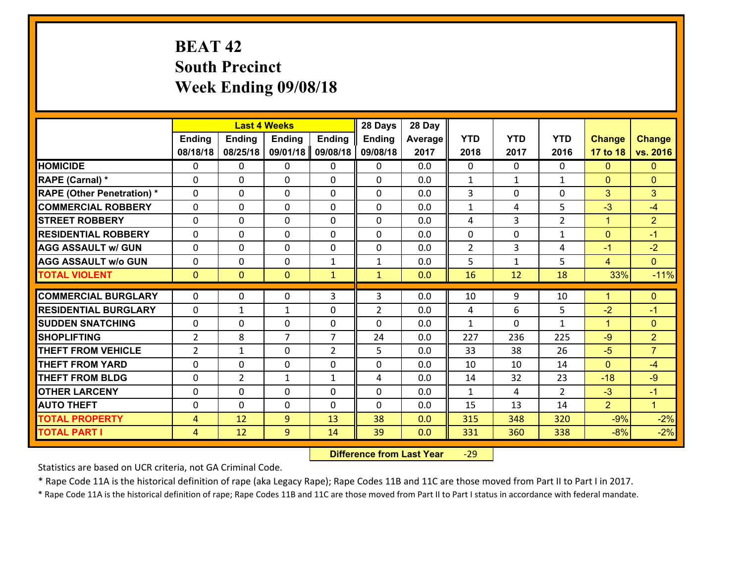# BEAT 42
## South Precinct
## Week Ending 09/08/18

| | Last 4 Weeks | | | | 28 Days | 28 Day | | | | | |
|---|---|---|---|---|---|---|---|---|---|---|---|
| | Ending 08/18/18 | Ending 08/25/18 | Ending 09/01/18 | Ending 09/08/18 | Ending 09/08/18 | Average 2017 | YTD 2018 | YTD 2017 | YTD 2016 | Change 17 to 18 | Change vs. 2016 |
| HOMICIDE | 0 | 0 | 0 | 0 | 0 | 0.0 | 0 | 0 | 0 | 0 | 0 |
| RAPE (Carnal) * | 0 | 0 | 0 | 0 | 0 | 0.0 | 1 | 1 | 1 | 0 | 0 |
| RAPE (Other Penetration) * | 0 | 0 | 0 | 0 | 0 | 0.0 | 3 | 0 | 0 | 3 | 3 |
| COMMERCIAL ROBBERY | 0 | 0 | 0 | 0 | 0 | 0.0 | 1 | 4 | 5 | -3 | -4 |
| STREET ROBBERY | 0 | 0 | 0 | 0 | 0 | 0.0 | 4 | 3 | 2 | 1 | 2 |
| RESIDENTIAL ROBBERY | 0 | 0 | 0 | 0 | 0 | 0.0 | 0 | 0 | 1 | 0 | -1 |
| AGG ASSAULT w/ GUN | 0 | 0 | 0 | 0 | 0 | 0.0 | 2 | 3 | 4 | -1 | -2 |
| AGG ASSAULT w/o GUN | 0 | 0 | 0 | 1 | 1 | 0.0 | 5 | 1 | 5 | 4 | 0 |
| TOTAL VIOLENT | 0 | 0 | 0 | 1 | 1 | 0.0 | 16 | 12 | 18 | 33% | -11% |
| COMMERCIAL BURGLARY | 0 | 0 | 0 | 3 | 3 | 0.0 | 10 | 9 | 10 | 1 | 0 |
| RESIDENTIAL BURGLARY | 0 | 1 | 1 | 0 | 2 | 0.0 | 4 | 6 | 5 | -2 | -1 |
| SUDDEN SNATCHING | 0 | 0 | 0 | 0 | 0 | 0.0 | 1 | 0 | 1 | 1 | 0 |
| SHOPLIFTING | 2 | 8 | 7 | 7 | 24 | 0.0 | 227 | 236 | 225 | -9 | 2 |
| THEFT FROM VEHICLE | 2 | 1 | 0 | 2 | 5 | 0.0 | 33 | 38 | 26 | -5 | 7 |
| THEFT FROM YARD | 0 | 0 | 0 | 0 | 0 | 0.0 | 10 | 10 | 14 | 0 | -4 |
| THEFT FROM BLDG | 0 | 2 | 1 | 1 | 4 | 0.0 | 14 | 32 | 23 | -18 | -9 |
| OTHER LARCENY | 0 | 0 | 0 | 0 | 0 | 0.0 | 1 | 4 | 2 | -3 | -1 |
| AUTO THEFT | 0 | 0 | 0 | 0 | 0 | 0.0 | 15 | 13 | 14 | 2 | 1 |
| TOTAL PROPERTY | 4 | 12 | 9 | 13 | 38 | 0.0 | 315 | 348 | 320 | -9% | -2% |
| TOTAL PART I | 4 | 12 | 9 | 14 | 39 | 0.0 | 331 | 360 | 338 | -8% | -2% |

**Difference from Last Year** -29

Statistics are based on UCR criteria, not GA Criminal Code.

* Rape Code 11A is the historical definition of rape (aka Legacy Rape); Rape Codes 11B and 11C are those moved from Part II to Part I in 2017.

* Rape Code 11A is the historical definition of rape; Rape Codes 11B and 11C are those moved from Part II to Part I status in accordance with federal mandate.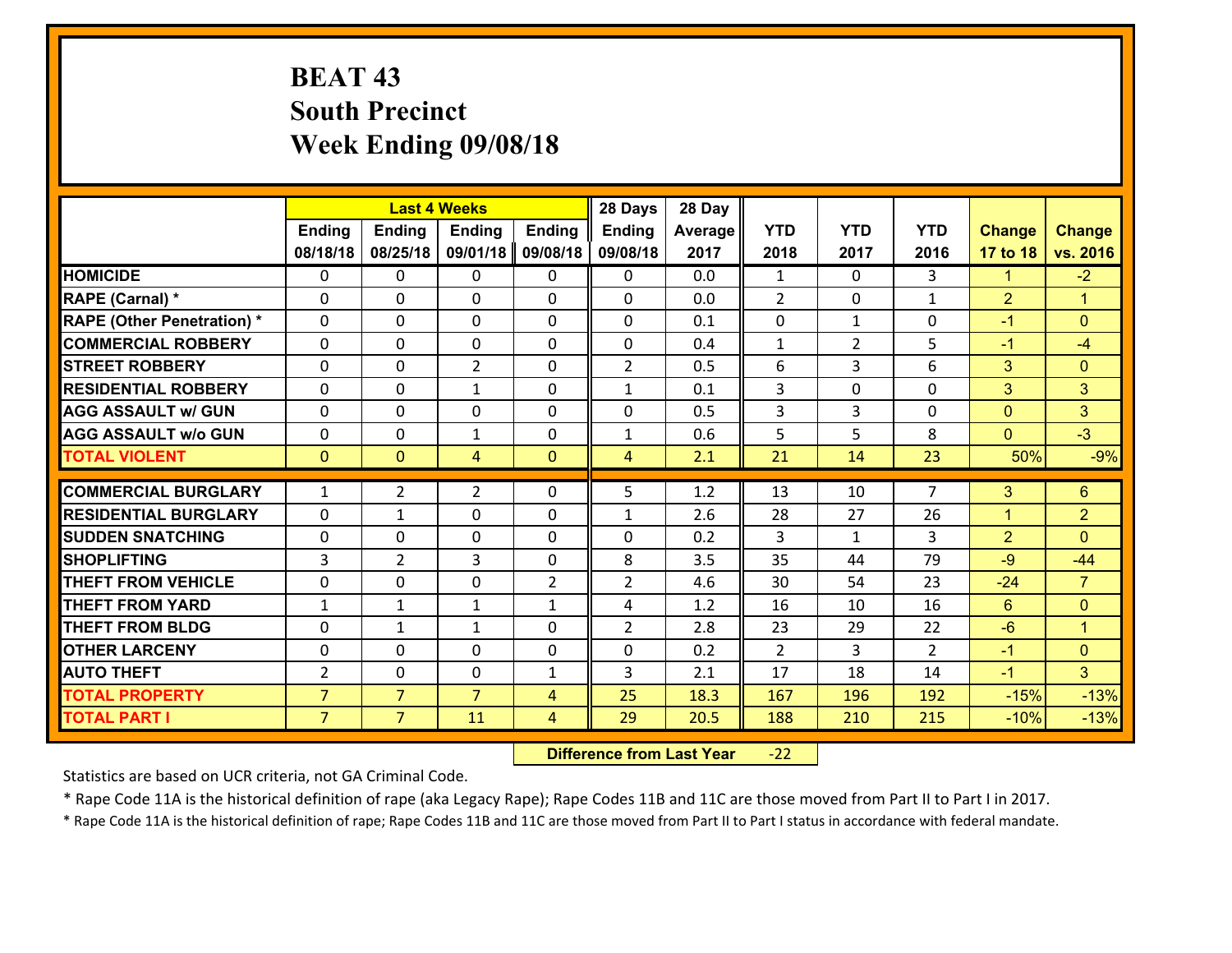# BEAT 43
# South Precinct
# Week Ending 09/08/18

| | Last 4 Weeks | | | | 28 Days | 28 Day | | | | | |
|---|---|---|---|---|---|---|---|---|---|---|---|
| | Ending 08/18/18 | Ending 08/25/18 | Ending 09/01/18 | Ending 09/08/18 | Ending 09/08/18 | Average 2017 | YTD 2018 | YTD 2017 | YTD 2016 | Change 17 to 18 | Change vs. 2016 |
| HOMICIDE | 0 | 0 | 0 | 0 | 0 | 0.0 | 1 | 0 | 3 | 1 | -2 |
| RAPE (Carnal) * | 0 | 0 | 0 | 0 | 0 | 0.0 | 2 | 0 | 1 | 2 | 1 |
| RAPE (Other Penetration) * | 0 | 0 | 0 | 0 | 0 | 0.1 | 0 | 1 | 0 | -1 | 0 |
| COMMERCIAL ROBBERY | 0 | 0 | 0 | 0 | 0 | 0.4 | 1 | 2 | 5 | -1 | -4 |
| STREET ROBBERY | 0 | 0 | 2 | 0 | 2 | 0.5 | 6 | 3 | 6 | 3 | 0 |
| RESIDENTIAL ROBBERY | 0 | 0 | 1 | 0 | 1 | 0.1 | 3 | 0 | 0 | 3 | 3 |
| AGG ASSAULT w/ GUN | 0 | 0 | 0 | 0 | 0 | 0.5 | 3 | 3 | 0 | 0 | 3 |
| AGG ASSAULT w/o GUN | 0 | 0 | 1 | 0 | 1 | 0.6 | 5 | 5 | 8 | 0 | -3 |
| TOTAL VIOLENT | 0 | 0 | 4 | 0 | 4 | 2.1 | 21 | 14 | 23 | 50% | -9% |
| COMMERCIAL BURGLARY | 1 | 2 | 2 | 0 | 5 | 1.2 | 13 | 10 | 7 | 3 | 6 |
| RESIDENTIAL BURGLARY | 0 | 1 | 0 | 0 | 1 | 2.6 | 28 | 27 | 26 | 1 | 2 |
| SUDDEN SNATCHING | 0 | 0 | 0 | 0 | 0 | 0.2 | 3 | 1 | 3 | 2 | 0 |
| SHOPLIFTING | 3 | 2 | 3 | 0 | 8 | 3.5 | 35 | 44 | 79 | -9 | -44 |
| THEFT FROM VEHICLE | 0 | 0 | 0 | 2 | 2 | 4.6 | 30 | 54 | 23 | -24 | 7 |
| THEFT FROM YARD | 1 | 1 | 1 | 1 | 4 | 1.2 | 16 | 10 | 16 | 6 | 0 |
| THEFT FROM BLDG | 0 | 1 | 1 | 0 | 2 | 2.8 | 23 | 29 | 22 | -6 | 1 |
| OTHER LARCENY | 0 | 0 | 0 | 0 | 0 | 0.2 | 2 | 3 | 2 | -1 | 0 |
| AUTO THEFT | 2 | 0 | 0 | 1 | 3 | 2.1 | 17 | 18 | 14 | -1 | 3 |
| TOTAL PROPERTY | 7 | 7 | 7 | 4 | 25 | 18.3 | 167 | 196 | 192 | -15% | -13% |
| TOTAL PART I | 7 | 7 | 11 | 4 | 29 | 20.5 | 188 | 210 | 215 | -10% | -13% |

**Difference from Last Year** -22

Statistics are based on UCR criteria, not GA Criminal Code.

* Rape Code 11A is the historical definition of rape (aka Legacy Rape); Rape Codes 11B and 11C are those moved from Part II to Part I in 2017.

* Rape Code 11A is the historical definition of rape; Rape Codes 11B and 11C are those moved from Part II to Part I status in accordance with federal mandate.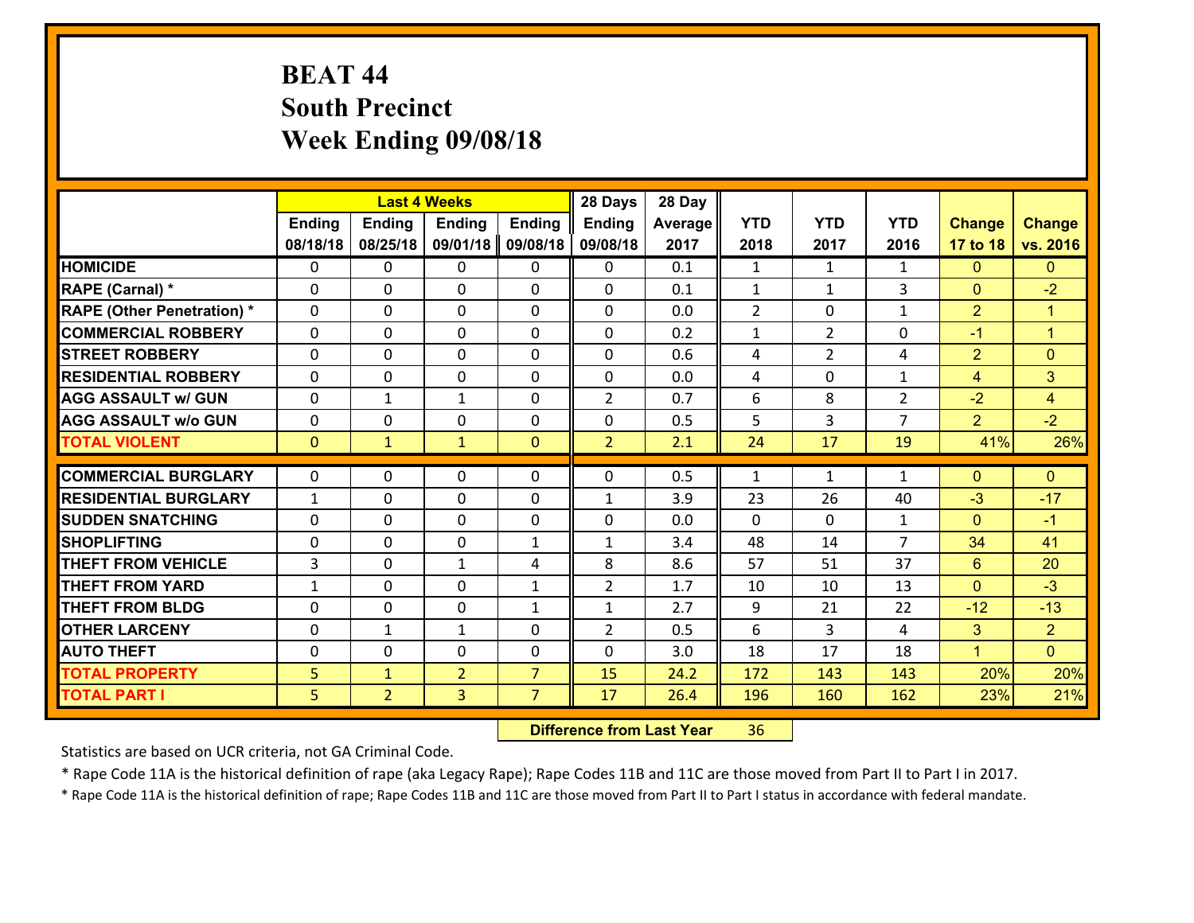# BEAT 44
# South Precinct
# Week Ending 09/08/18

| | Last 4 Weeks | | | | 28 Days | 28 Day | | | | | |
|---|---|---|---|---|---|---|---|---|---|---|---|
| | Ending 08/18/18 | Ending 08/25/18 | Ending 09/01/18 | Ending 09/08/18 | Ending 09/08/18 | Average 2017 | YTD 2018 | YTD 2017 | YTD 2016 | Change 17 to 18 | Change vs. 2016 |
| **HOMICIDE** | 0 | 0 | 0 | 0 | 0 | 0.1 | 1 | 1 | 1 | 0 | 0 |
| **RAPE (Carnal) *** | 0 | 0 | 0 | 0 | 0 | 0.1 | 1 | 1 | 3 | 0 | -2 |
| **RAPE (Other Penetration) *** | 0 | 0 | 0 | 0 | 0 | 0.0 | 2 | 0 | 1 | 2 | 1 |
| **COMMERCIAL ROBBERY** | 0 | 0 | 0 | 0 | 0 | 0.2 | 1 | 2 | 0 | -1 | 1 |
| **STREET ROBBERY** | 0 | 0 | 0 | 0 | 0 | 0.6 | 4 | 2 | 4 | 2 | 0 |
| **RESIDENTIAL ROBBERY** | 0 | 0 | 0 | 0 | 0 | 0.0 | 4 | 0 | 1 | 4 | 3 |
| **AGG ASSAULT w/ GUN** | 0 | 1 | 1 | 0 | 2 | 0.7 | 6 | 8 | 2 | -2 | 4 |
| **AGG ASSAULT w/o GUN** | 0 | 0 | 0 | 0 | 0 | 0.5 | 5 | 3 | 7 | 2 | -2 |
| **TOTAL VIOLENT** | 0 | 1 | 1 | 0 | 2 | 2.1 | 24 | 17 | 19 | 41% | 26% |
| **COMMERCIAL BURGLARY** | 0 | 0 | 0 | 0 | 0 | 0.5 | 1 | 1 | 1 | 0 | 0 |
| **RESIDENTIAL BURGLARY** | 1 | 0 | 0 | 0 | 1 | 3.9 | 23 | 26 | 40 | -3 | -17 |
| **SUDDEN SNATCHING** | 0 | 0 | 0 | 0 | 0 | 0.0 | 0 | 0 | 1 | 0 | -1 |
| **SHOPLIFTING** | 0 | 0 | 0 | 1 | 1 | 3.4 | 48 | 14 | 7 | 34 | 41 |
| **THEFT FROM VEHICLE** | 3 | 0 | 1 | 4 | 8 | 8.6 | 57 | 51 | 37 | 6 | 20 |
| **THEFT FROM YARD** | 1 | 0 | 0 | 1 | 2 | 1.7 | 10 | 10 | 13 | 0 | -3 |
| **THEFT FROM BLDG** | 0 | 0 | 0 | 1 | 1 | 2.7 | 9 | 21 | 22 | -12 | -13 |
| **OTHER LARCENY** | 0 | 1 | 1 | 0 | 2 | 0.5 | 6 | 3 | 4 | 3 | 2 |
| **AUTO THEFT** | 0 | 0 | 0 | 0 | 0 | 3.0 | 18 | 17 | 18 | 1 | 0 |
| **TOTAL PROPERTY** | 5 | 1 | 2 | 7 | 15 | 24.2 | 172 | 143 | 143 | 20% | 20% |
| **TOTAL PART I** | 5 | 2 | 3 | 7 | 17 | 26.4 | 196 | 160 | 162 | 23% | 21% |

**Difference from Last Year** 36

Statistics are based on UCR criteria, not GA Criminal Code.

* Rape Code 11A is the historical definition of rape (aka Legacy Rape); Rape Codes 11B and 11C are those moved from Part II to Part I in 2017.

* Rape Code 11A is the historical definition of rape; Rape Codes 11B and 11C are those moved from Part II to Part I status in accordance with federal mandate.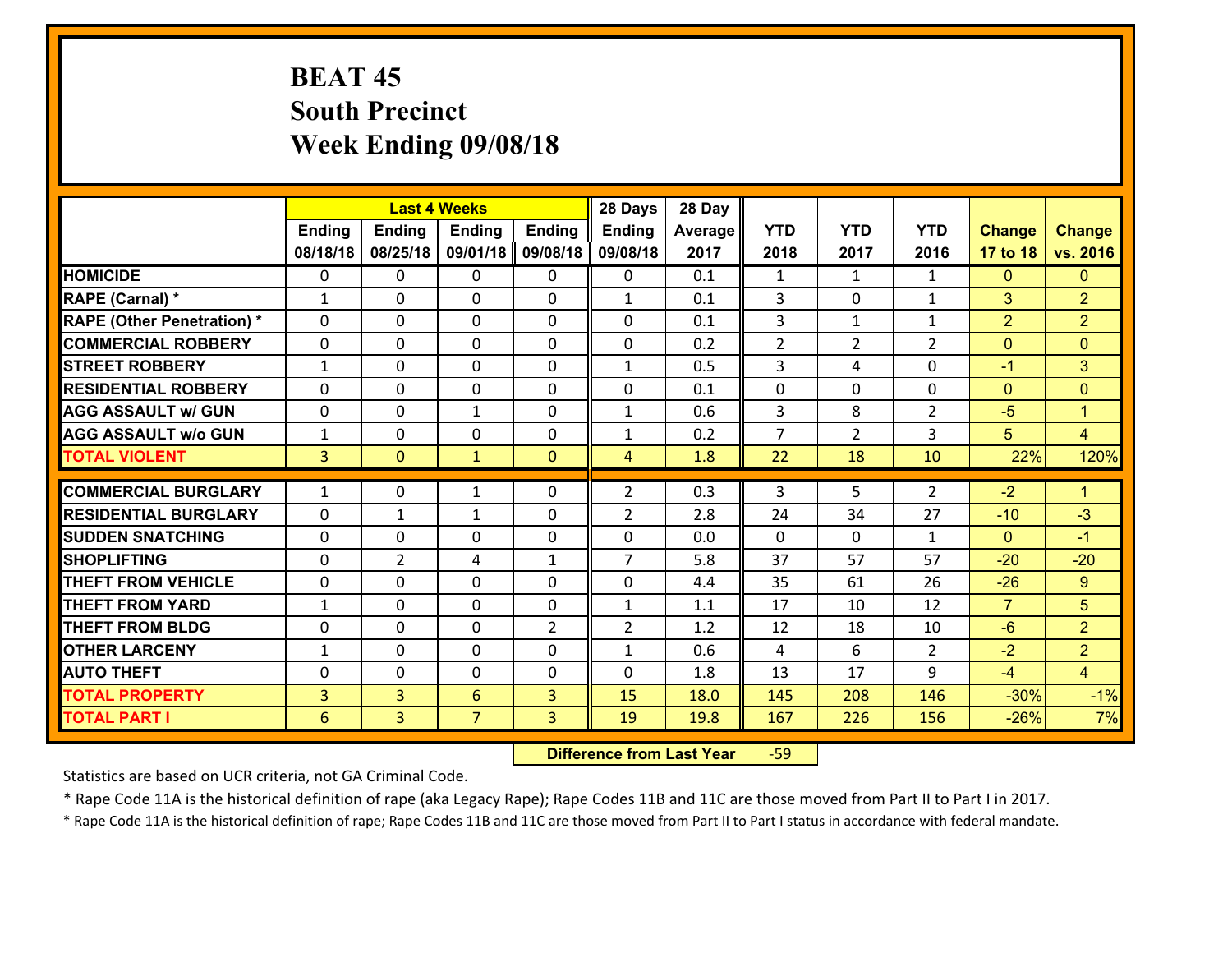# BEAT 45
## South Precinct
## Week Ending 09/08/18

| | Last 4 Weeks | | | | 28 Days | 28 Day | | | | | |
|---|---|---|---|---|---|---|---|---|---|---|---|
| | Ending 08/18/18 | Ending 08/25/18 | Ending 09/01/18 | Ending 09/08/18 | Ending 09/08/18 | Average 2017 | YTD 2018 | YTD 2017 | YTD 2016 | Change 17 to 18 | Change vs. 2016 |
| HOMICIDE | 0 | 0 | 0 | 0 | 0 | 0.1 | 1 | 1 | 1 | 0 | 0 |
| RAPE (Carnal) * | 1 | 0 | 0 | 0 | 1 | 0.1 | 3 | 0 | 1 | 3 | 2 |
| RAPE (Other Penetration) * | 0 | 0 | 0 | 0 | 0 | 0.1 | 3 | 1 | 1 | 2 | 2 |
| COMMERCIAL ROBBERY | 0 | 0 | 0 | 0 | 0 | 0.2 | 2 | 2 | 2 | 0 | 0 |
| STREET ROBBERY | 1 | 0 | 0 | 0 | 1 | 0.5 | 3 | 4 | 0 | -1 | 3 |
| RESIDENTIAL ROBBERY | 0 | 0 | 0 | 0 | 0 | 0.1 | 0 | 0 | 0 | 0 | 0 |
| AGG ASSAULT w/ GUN | 0 | 0 | 1 | 0 | 1 | 0.6 | 3 | 8 | 2 | -5 | 1 |
| AGG ASSAULT w/o GUN | 1 | 0 | 0 | 0 | 1 | 0.2 | 7 | 2 | 3 | 5 | 4 |
| TOTAL VIOLENT | 3 | 0 | 1 | 0 | 4 | 1.8 | 22 | 18 | 10 | 22% | 120% |
| COMMERCIAL BURGLARY | 1 | 0 | 1 | 0 | 2 | 0.3 | 3 | 5 | 2 | -2 | 1 |
| RESIDENTIAL BURGLARY | 0 | 1 | 1 | 0 | 2 | 2.8 | 24 | 34 | 27 | -10 | -3 |
| SUDDEN SNATCHING | 0 | 0 | 0 | 0 | 0 | 0.0 | 0 | 0 | 1 | 0 | -1 |
| SHOPLIFTING | 0 | 2 | 4 | 1 | 7 | 5.8 | 37 | 57 | 57 | -20 | -20 |
| THEFT FROM VEHICLE | 0 | 0 | 0 | 0 | 0 | 4.4 | 35 | 61 | 26 | -26 | 9 |
| THEFT FROM YARD | 1 | 0 | 0 | 0 | 1 | 1.1 | 17 | 10 | 12 | 7 | 5 |
| THEFT FROM BLDG | 0 | 0 | 0 | 2 | 2 | 1.2 | 12 | 18 | 10 | -6 | 2 |
| OTHER LARCENY | 1 | 0 | 0 | 0 | 1 | 0.6 | 4 | 6 | 2 | -2 | 2 |
| AUTO THEFT | 0 | 0 | 0 | 0 | 0 | 1.8 | 13 | 17 | 9 | -4 | 4 |
| TOTAL PROPERTY | 3 | 3 | 6 | 3 | 15 | 18.0 | 145 | 208 | 146 | -30% | -1% |
| TOTAL PART I | 6 | 3 | 7 | 3 | 19 | 19.8 | 167 | 226 | 156 | -26% | 7% |

**Difference from Last Year** -59

Statistics are based on UCR criteria, not GA Criminal Code.

* Rape Code 11A is the historical definition of rape (aka Legacy Rape); Rape Codes 11B and 11C are those moved from Part II to Part I in 2017.

* Rape Code 11A is the historical definition of rape; Rape Codes 11B and 11C are those moved from Part II to Part I status in accordance with federal mandate.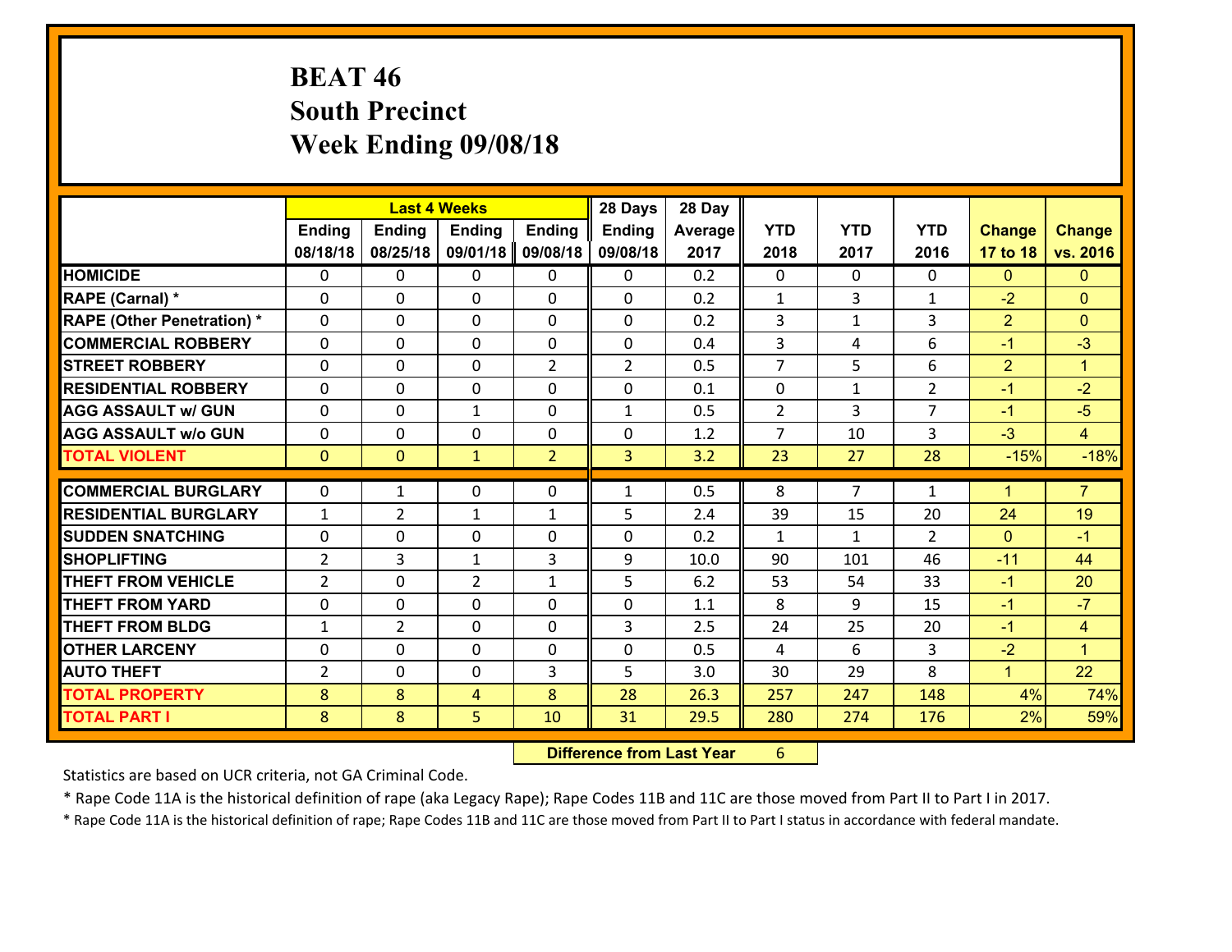# BEAT 46
# South Precinct
# Week Ending 09/08/18

| | Last 4 Weeks | | | | 28 Days | 28 Day | | | | | |
|---|---|---|---|---|---|---|---|---|---|---|---|
| | Ending 08/18/18 | Ending 08/25/18 | Ending 09/01/18 | Ending 09/08/18 | Ending 09/08/18 | Average 2017 | YTD 2018 | YTD 2017 | YTD 2016 | Change 17 to 18 | Change vs. 2016 |
| HOMICIDE | 0 | 0 | 0 | 0 | 0 | 0.2 | 0 | 0 | 0 | 0 | 0 |
| RAPE (Carnal) * | 0 | 0 | 0 | 0 | 0 | 0.2 | 1 | 3 | 1 | -2 | 0 |
| RAPE (Other Penetration) * | 0 | 0 | 0 | 0 | 0 | 0.2 | 3 | 1 | 3 | 2 | 0 |
| COMMERCIAL ROBBERY | 0 | 0 | 0 | 0 | 0 | 0.4 | 3 | 4 | 6 | -1 | -3 |
| STREET ROBBERY | 0 | 0 | 0 | 2 | 2 | 0.5 | 7 | 5 | 6 | 2 | 1 |
| RESIDENTIAL ROBBERY | 0 | 0 | 0 | 0 | 0 | 0.1 | 0 | 1 | 2 | -1 | -2 |
| AGG ASSAULT w/ GUN | 0 | 0 | 1 | 0 | 1 | 0.5 | 2 | 3 | 7 | -1 | -5 |
| AGG ASSAULT w/o GUN | 0 | 0 | 0 | 0 | 0 | 1.2 | 7 | 10 | 3 | -3 | 4 |
| TOTAL VIOLENT | 0 | 0 | 1 | 2 | 3 | 3.2 | 23 | 27 | 28 | -15% | -18% |
| COMMERCIAL BURGLARY | 0 | 1 | 0 | 0 | 1 | 0.5 | 8 | 7 | 1 | 1 | 7 |
| RESIDENTIAL BURGLARY | 1 | 2 | 1 | 1 | 5 | 2.4 | 39 | 15 | 20 | 24 | 19 |
| SUDDEN SNATCHING | 0 | 0 | 0 | 0 | 0 | 0.2 | 1 | 1 | 2 | 0 | -1 |
| SHOPLIFTING | 2 | 3 | 1 | 3 | 9 | 10.0 | 90 | 101 | 46 | -11 | 44 |
| THEFT FROM VEHICLE | 2 | 0 | 2 | 1 | 5 | 6.2 | 53 | 54 | 33 | -1 | 20 |
| THEFT FROM YARD | 0 | 0 | 0 | 0 | 0 | 1.1 | 8 | 9 | 15 | -1 | -7 |
| THEFT FROM BLDG | 1 | 2 | 0 | 0 | 3 | 2.5 | 24 | 25 | 20 | -1 | 4 |
| OTHER LARCENY | 0 | 0 | 0 | 0 | 0 | 0.5 | 4 | 6 | 3 | -2 | 1 |
| AUTO THEFT | 2 | 0 | 0 | 3 | 5 | 3.0 | 30 | 29 | 8 | 1 | 22 |
| TOTAL PROPERTY | 8 | 8 | 4 | 8 | 28 | 26.3 | 257 | 247 | 148 | 4% | 74% |
| TOTAL PART I | 8 | 8 | 5 | 10 | 31 | 29.5 | 280 | 274 | 176 | 2% | 59% |

**Difference from Last Year** 6

Statistics are based on UCR criteria, not GA Criminal Code.

* Rape Code 11A is the historical definition of rape (aka Legacy Rape); Rape Codes 11B and 11C are those moved from Part II to Part I in 2017.

* Rape Code 11A is the historical definition of rape; Rape Codes 11B and 11C are those moved from Part II to Part I status in accordance with federal mandate.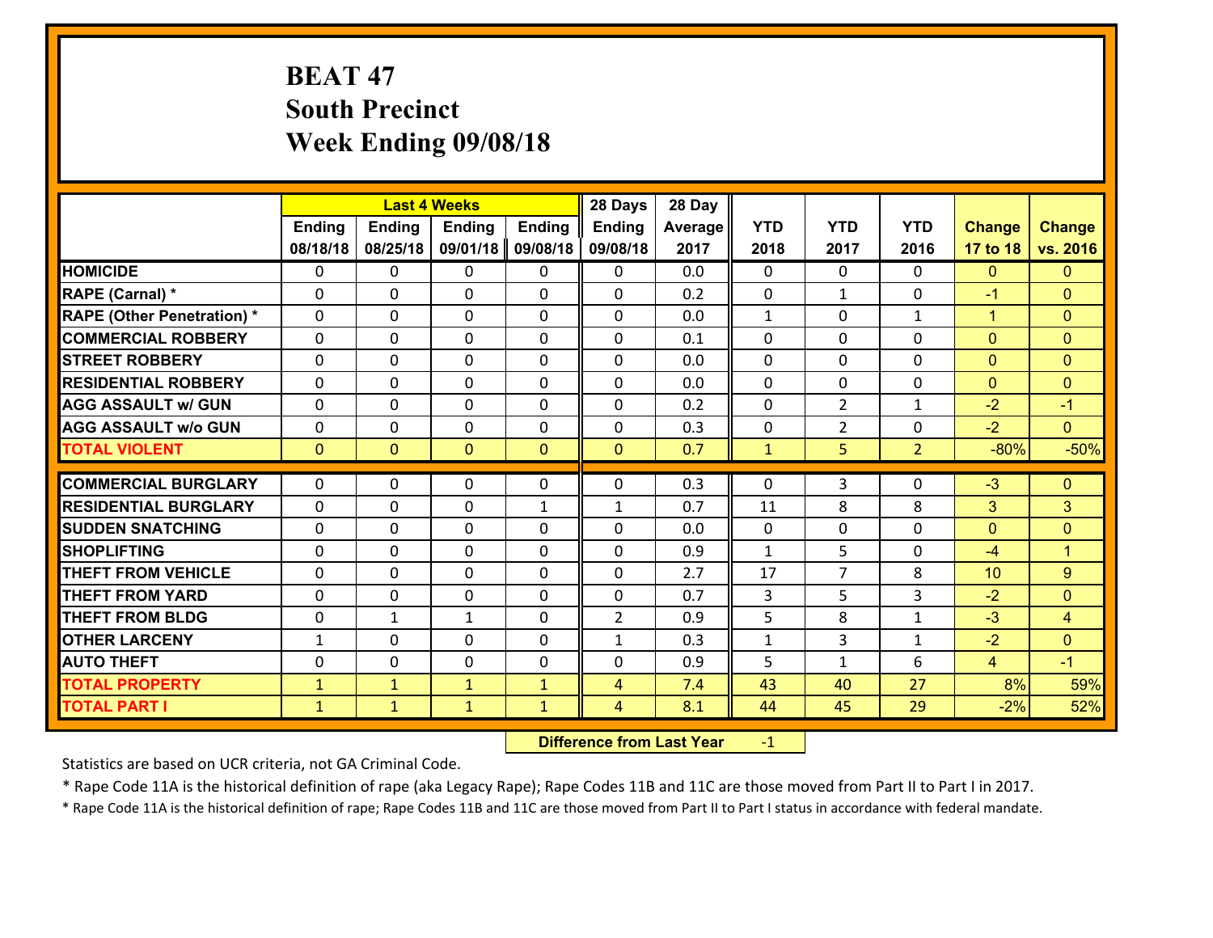# BEAT 47
## South Precinct
## Week Ending 09/08/18

| | Last 4 Weeks | | | | 28 Days | 28 Day | | | | | |
|---|---|---|---|---|---|---|---|---|---|---|---|
| | Ending 08/18/18 | Ending 08/25/18 | Ending 09/01/18 | Ending 09/08/18 | Ending 09/08/18 | Average 2017 | YTD 2018 | YTD 2017 | YTD 2016 | Change 17 to 18 | Change vs. 2016 |
| **HOMICIDE** | 0 | 0 | 0 | 0 | 0 | 0.0 | 0 | 0 | 0 | 0 | 0 |
| **RAPE (Carnal) *** | 0 | 0 | 0 | 0 | 0 | 0.2 | 0 | 1 | 0 | -1 | 0 |
| **RAPE (Other Penetration) *** | 0 | 0 | 0 | 0 | 0 | 0.0 | 1 | 0 | 1 | 1 | 0 |
| **COMMERCIAL ROBBERY** | 0 | 0 | 0 | 0 | 0 | 0.1 | 0 | 0 | 0 | 0 | 0 |
| **STREET ROBBERY** | 0 | 0 | 0 | 0 | 0 | 0.0 | 0 | 0 | 0 | 0 | 0 |
| **RESIDENTIAL ROBBERY** | 0 | 0 | 0 | 0 | 0 | 0.0 | 0 | 0 | 0 | 0 | 0 |
| **AGG ASSAULT w/ GUN** | 0 | 0 | 0 | 0 | 0 | 0.2 | 0 | 2 | 1 | -2 | -1 |
| **AGG ASSAULT w/o GUN** | 0 | 0 | 0 | 0 | 0 | 0.3 | 0 | 2 | 0 | -2 | 0 |
| **TOTAL VIOLENT** | 0 | 0 | 0 | 0 | 0 | 0.7 | 1 | 5 | 2 | -80% | -50% |
| **COMMERCIAL BURGLARY** | 0 | 0 | 0 | 0 | 0 | 0.3 | 0 | 3 | 0 | -3 | 0 |
| **RESIDENTIAL BURGLARY** | 0 | 0 | 0 | 1 | 1 | 0.7 | 11 | 8 | 8 | 3 | 3 |
| **SUDDEN SNATCHING** | 0 | 0 | 0 | 0 | 0 | 0.0 | 0 | 0 | 0 | 0 | 0 |
| **SHOPLIFTING** | 0 | 0 | 0 | 0 | 0 | 0.9 | 1 | 5 | 0 | -4 | 1 |
| **THEFT FROM VEHICLE** | 0 | 0 | 0 | 0 | 0 | 2.7 | 17 | 7 | 8 | 10 | 9 |
| **THEFT FROM YARD** | 0 | 0 | 0 | 0 | 0 | 0.7 | 3 | 5 | 3 | -2 | 0 |
| **THEFT FROM BLDG** | 0 | 1 | 1 | 0 | 2 | 0.9 | 5 | 8 | 1 | -3 | 4 |
| **OTHER LARCENY** | 1 | 0 | 0 | 0 | 1 | 0.3 | 1 | 3 | 1 | -2 | 0 |
| **AUTO THEFT** | 0 | 0 | 0 | 0 | 0 | 0.9 | 5 | 1 | 6 | 4 | -1 |
| **TOTAL PROPERTY** | 1 | 1 | 1 | 1 | 4 | 7.4 | 43 | 40 | 27 | 8% | 59% |
| **TOTAL PART I** | 1 | 1 | 1 | 1 | 4 | 8.1 | 44 | 45 | 29 | -2% | 52% |

**Difference from Last Year** -1

Statistics are based on UCR criteria, not GA Criminal Code.

* Rape Code 11A is the historical definition of rape (aka Legacy Rape); Rape Codes 11B and 11C are those moved from Part II to Part I in 2017.

* Rape Code 11A is the historical definition of rape; Rape Codes 11B and 11C are those moved from Part II to Part I status in accordance with federal mandate.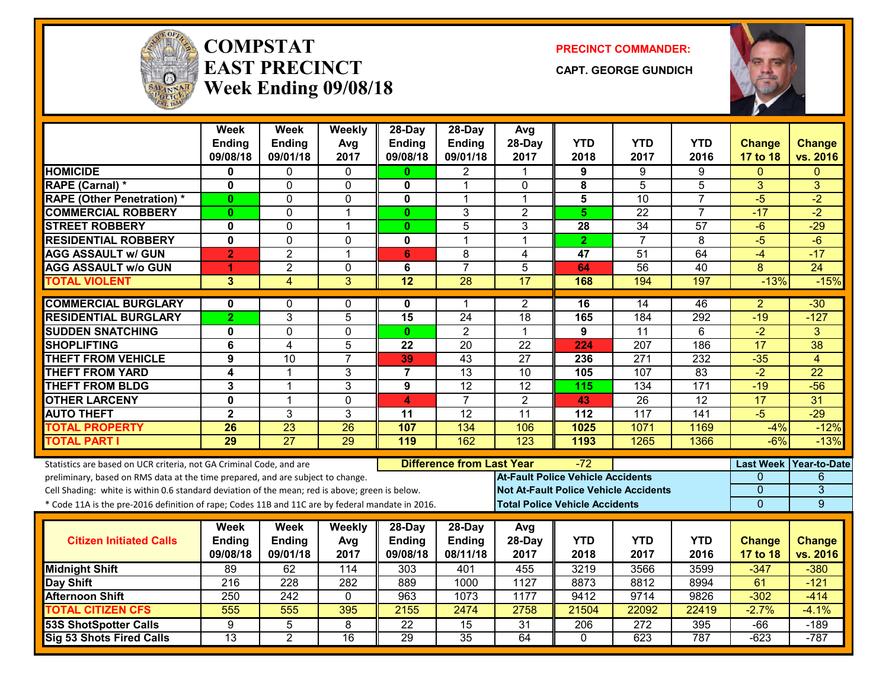# COMPSTAT
# EAST PRECINCT
## Week Ending 09/08/18

**PRECINCT COMMANDER:**

**CAPT. GEORGE GUNDICH**

| | Week Ending 09/08/18 | Week Ending 09/01/18 | Weekly Avg 2017 | 28-Day Ending 09/08/18 | 28-Day Ending 09/01/18 | Avg 28-Day 2017 | YTD 2018 | YTD 2017 | YTD 2016 | Change 17 to 18 | Change vs. 2016 |
|---|---|---|---|---|---|---|---|---|---|---|---|
| HOMICIDE | 0 | 0 | 0 | 0 | 2 | 1 | 9 | 9 | 9 | 0 | 0 |
| RAPE (Carnal) * | 0 | 0 | 0 | 0 | 1 | 0 | 8 | 5 | 5 | 3 | 3 |
| RAPE (Other Penetration) * | 0 | 0 | 0 | 0 | 1 | 1 | 5 | 10 | 7 | -5 | -2 |
| COMMERCIAL ROBBERY | 0 | 0 | 1 | 0 | 3 | 2 | 5 | 22 | 7 | -17 | -2 |
| STREET ROBBERY | 0 | 0 | 1 | 0 | 5 | 3 | 28 | 34 | 57 | -6 | -29 |
| RESIDENTIAL ROBBERY | 0 | 0 | 0 | 0 | 1 | 1 | 2 | 7 | 8 | -5 | -6 |
| AGG ASSAULT w/ GUN | 2 | 2 | 1 | 6 | 8 | 4 | 47 | 51 | 64 | -4 | -17 |
| AGG ASSAULT w/o GUN | 1 | 2 | 0 | 6 | 7 | 5 | 64 | 56 | 40 | 8 | 24 |
| TOTAL VIOLENT | 3 | 4 | 3 | 12 | 28 | 17 | 168 | 194 | 197 | -13% | -15% |
| COMMERCIAL BURGLARY | 0 | 0 | 0 | 0 | 1 | 2 | 16 | 14 | 46 | 2 | -30 |
| RESIDENTIAL BURGLARY | 2 | 3 | 5 | 15 | 24 | 18 | 165 | 184 | 292 | -19 | -127 |
| SUDDEN SNATCHING | 0 | 0 | 0 | 0 | 2 | 1 | 9 | 11 | 6 | -2 | 3 |
| SHOPLIFTING | 6 | 4 | 5 | 22 | 20 | 22 | 224 | 207 | 186 | 17 | 38 |
| THEFT FROM VEHICLE | 9 | 10 | 7 | 39 | 43 | 27 | 236 | 271 | 232 | -35 | 4 |
| THEFT FROM YARD | 4 | 1 | 3 | 7 | 13 | 10 | 105 | 107 | 83 | -2 | 22 |
| THEFT FROM BLDG | 3 | 1 | 3 | 9 | 12 | 12 | 115 | 134 | 171 | -19 | -56 |
| OTHER LARCENY | 0 | 1 | 0 | 4 | 7 | 2 | 43 | 26 | 12 | 17 | 31 |
| AUTO THEFT | 2 | 3 | 3 | 11 | 12 | 11 | 112 | 117 | 141 | -5 | -29 |
| TOTAL PROPERTY | 26 | 23 | 26 | 107 | 134 | 106 | 1025 | 1071 | 1169 | -4% | -12% |
| TOTAL PART I | 29 | 27 | 29 | 119 | 162 | 123 | 1193 | 1265 | 1366 | -6% | -13% |

Statistics are based on UCR criteria, not GA Criminal Code, and are preliminary, based on RMS data at the time prepared, and are subject to change.

Cell Shading: white is within 0.6 standard deviation of the mean; red is above; green is below.

* Code 11A is the pre-2016 definition of rape; Codes 11B and 11C are by federal mandate in 2016.

**Difference from Last Year** -72

| | Last Week | Year-to-Date |
|---|---|---|
| At-Fault Police Vehicle Accidents | 0 | 6 |
| Not At-Fault Police Vehicle Accidents | 0 | 3 |
| Total Police Vehicle Accidents | 0 | 9 |

| Citizen Initiated Calls | Week Ending 09/08/18 | Week Ending 09/01/18 | Weekly Avg 2017 | 28-Day Ending 09/08/18 | 28-Day Ending 08/11/18 | Avg 28-Day 2017 | YTD 2018 | YTD 2017 | YTD 2016 | Change 17 to 18 | Change vs. 2016 |
|---|---|---|---|---|---|---|---|---|---|---|---|
| Midnight Shift | 89 | 62 | 114 | 303 | 401 | 455 | 3219 | 3566 | 3599 | -347 | -380 |
| Day Shift | 216 | 228 | 282 | 889 | 1000 | 1127 | 8873 | 8812 | 8994 | 61 | -121 |
| Afternoon Shift | 250 | 242 | 0 | 963 | 1073 | 1177 | 9412 | 9714 | 9826 | -302 | -414 |
| TOTAL CITIZEN CFS | 555 | 555 | 395 | 2155 | 2474 | 2758 | 21504 | 22092 | 22419 | -2.7% | -4.1% |
| 53S ShotSpotter Calls | 9 | 5 | 8 | 22 | 15 | 31 | 206 | 272 | 395 | -66 | -189 |
| Sig 53 Shots Fired Calls | 13 | 2 | 16 | 29 | 35 | 64 | 0 | 623 | 787 | -623 | -787 |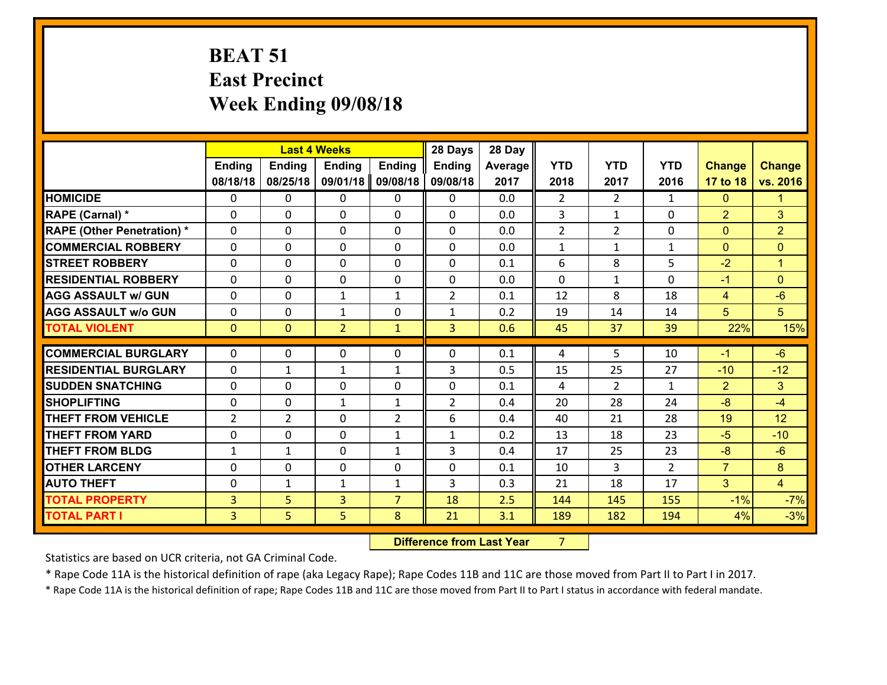# BEAT 51
# East Precinct
# Week Ending 09/08/18

| | Last 4 Weeks | | | | 28 Days | 28 Day | | | | | |
|---|---|---|---|---|---|---|---|---|---|---|---|
| | Ending 08/18/18 | Ending 08/25/18 | Ending 09/01/18 | Ending 09/08/18 | Ending 09/08/18 | Average 2017 | YTD 2018 | YTD 2017 | YTD 2016 | Change 17 to 18 | Change vs. 2016 |
| **HOMICIDE** | 0 | 0 | 0 | 0 | 0 | 0.0 | 2 | 2 | 1 | 0 | 1 |
| **RAPE (Carnal) *** | 0 | 0 | 0 | 0 | 0 | 0.0 | 3 | 1 | 0 | 2 | 3 |
| **RAPE (Other Penetration) *** | 0 | 0 | 0 | 0 | 0 | 0.0 | 2 | 2 | 0 | 0 | 2 |
| **COMMERCIAL ROBBERY** | 0 | 0 | 0 | 0 | 0 | 0.0 | 1 | 1 | 1 | 0 | 0 |
| **STREET ROBBERY** | 0 | 0 | 0 | 0 | 0 | 0.1 | 6 | 8 | 5 | -2 | 1 |
| **RESIDENTIAL ROBBERY** | 0 | 0 | 0 | 0 | 0 | 0.0 | 0 | 1 | 0 | -1 | 0 |
| **AGG ASSAULT w/ GUN** | 0 | 0 | 1 | 1 | 2 | 0.1 | 12 | 8 | 18 | 4 | -6 |
| **AGG ASSAULT w/o GUN** | 0 | 0 | 1 | 0 | 1 | 0.2 | 19 | 14 | 14 | 5 | 5 |
| **TOTAL VIOLENT** | 0 | 0 | 2 | 1 | 3 | 0.6 | 45 | 37 | 39 | 22% | 15% |
| **COMMERCIAL BURGLARY** | 0 | 0 | 0 | 0 | 0 | 0.1 | 4 | 5 | 10 | -1 | -6 |
| **RESIDENTIAL BURGLARY** | 0 | 1 | 1 | 1 | 3 | 0.5 | 15 | 25 | 27 | -10 | -12 |
| **SUDDEN SNATCHING** | 0 | 0 | 0 | 0 | 0 | 0.1 | 4 | 2 | 1 | 2 | 3 |
| **SHOPLIFTING** | 0 | 0 | 1 | 1 | 2 | 0.4 | 20 | 28 | 24 | -8 | -4 |
| **THEFT FROM VEHICLE** | 2 | 2 | 0 | 2 | 6 | 0.4 | 40 | 21 | 28 | 19 | 12 |
| **THEFT FROM YARD** | 0 | 0 | 0 | 1 | 1 | 0.2 | 13 | 18 | 23 | -5 | -10 |
| **THEFT FROM BLDG** | 1 | 1 | 0 | 1 | 3 | 0.4 | 17 | 25 | 23 | -8 | -6 |
| **OTHER LARCENY** | 0 | 0 | 0 | 0 | 0 | 0.1 | 10 | 3 | 2 | 7 | 8 |
| **AUTO THEFT** | 0 | 1 | 1 | 1 | 3 | 0.3 | 21 | 18 | 17 | 3 | 4 |
| **TOTAL PROPERTY** | 3 | 5 | 3 | 7 | 18 | 2.5 | 144 | 145 | 155 | -1% | -7% |
| **TOTAL PART I** | 3 | 5 | 5 | 8 | 21 | 3.1 | 189 | 182 | 194 | 4% | -3% |

**Difference from Last Year** 7

Statistics are based on UCR criteria, not GA Criminal Code.

* Rape Code 11A is the historical definition of rape (aka Legacy Rape); Rape Codes 11B and 11C are those moved from Part II to Part I in 2017.

* Rape Code 11A is the historical definition of rape; Rape Codes 11B and 11C are those moved from Part II to Part I status in accordance with federal mandate.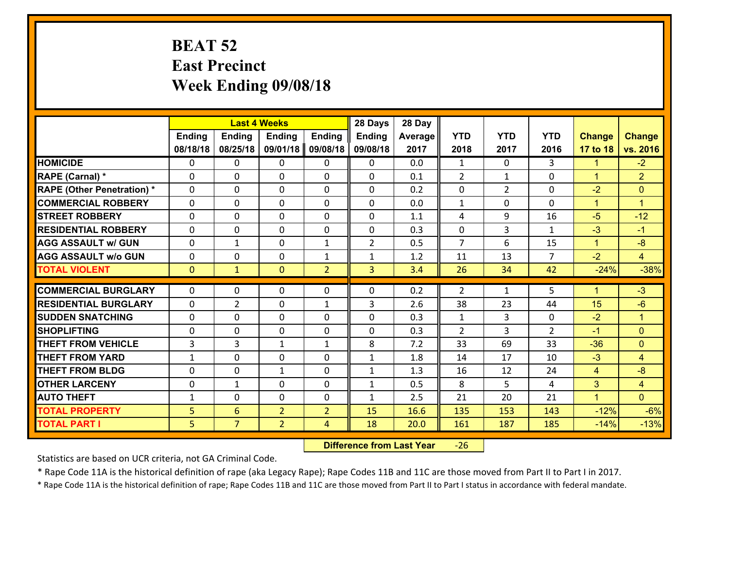# BEAT 52
## East Precinct
## Week Ending 09/08/18

| | Last 4 Weeks | | | | 28 Days | 28 Day | | | | | |
|---|---|---|---|---|---|---|---|---|---|---|---|
| | Ending 08/18/18 | Ending 08/25/18 | Ending 09/01/18 | Ending 09/08/18 | Ending 09/08/18 | Average 2017 | YTD 2018 | YTD 2017 | YTD 2016 | Change 17 to 18 | Change vs. 2016 |
| **HOMICIDE** | 0 | 0 | 0 | 0 | 0 | 0.0 | 1 | 0 | 3 | 1 | -2 |
| **RAPE (Carnal) *** | 0 | 0 | 0 | 0 | 0 | 0.1 | 2 | 1 | 0 | 1 | 2 |
| **RAPE (Other Penetration) *** | 0 | 0 | 0 | 0 | 0 | 0.2 | 0 | 2 | 0 | -2 | 0 |
| **COMMERCIAL ROBBERY** | 0 | 0 | 0 | 0 | 0 | 0.0 | 1 | 0 | 0 | 1 | 1 |
| **STREET ROBBERY** | 0 | 0 | 0 | 0 | 0 | 1.1 | 4 | 9 | 16 | -5 | -12 |
| **RESIDENTIAL ROBBERY** | 0 | 0 | 0 | 0 | 0 | 0.3 | 0 | 3 | 1 | -3 | -1 |
| **AGG ASSAULT w/ GUN** | 0 | 1 | 0 | 1 | 2 | 0.5 | 7 | 6 | 15 | 1 | -8 |
| **AGG ASSAULT w/o GUN** | 0 | 0 | 0 | 1 | 1 | 1.2 | 11 | 13 | 7 | -2 | 4 |
| **TOTAL VIOLENT** | 0 | 1 | 0 | 2 | 3 | 3.4 | 26 | 34 | 42 | -24% | -38% |
| **COMMERCIAL BURGLARY** | 0 | 0 | 0 | 0 | 0 | 0.2 | 2 | 1 | 5 | 1 | -3 |
| **RESIDENTIAL BURGLARY** | 0 | 2 | 0 | 1 | 3 | 2.6 | 38 | 23 | 44 | 15 | -6 |
| **SUDDEN SNATCHING** | 0 | 0 | 0 | 0 | 0 | 0.3 | 1 | 3 | 0 | -2 | 1 |
| **SHOPLIFTING** | 0 | 0 | 0 | 0 | 0 | 0.3 | 2 | 3 | 2 | -1 | 0 |
| **THEFT FROM VEHICLE** | 3 | 3 | 1 | 1 | 8 | 7.2 | 33 | 69 | 33 | -36 | 0 |
| **THEFT FROM YARD** | 1 | 0 | 0 | 0 | 1 | 1.8 | 14 | 17 | 10 | -3 | 4 |
| **THEFT FROM BLDG** | 0 | 0 | 1 | 0 | 1 | 1.3 | 16 | 12 | 24 | 4 | -8 |
| **OTHER LARCENY** | 0 | 1 | 0 | 0 | 1 | 0.5 | 8 | 5 | 4 | 3 | 4 |
| **AUTO THEFT** | 1 | 0 | 0 | 0 | 1 | 2.5 | 21 | 20 | 21 | 1 | 0 |
| **TOTAL PROPERTY** | 5 | 6 | 2 | 2 | 15 | 16.6 | 135 | 153 | 143 | -12% | -6% |
| **TOTAL PART I** | 5 | 7 | 2 | 4 | 18 | 20.0 | 161 | 187 | 185 | -14% | -13% |

**Difference from Last Year** -26

Statistics are based on UCR criteria, not GA Criminal Code.

* Rape Code 11A is the historical definition of rape (aka Legacy Rape); Rape Codes 11B and 11C are those moved from Part II to Part I in 2017.

* Rape Code 11A is the historical definition of rape; Rape Codes 11B and 11C are those moved from Part II to Part I status in accordance with federal mandate.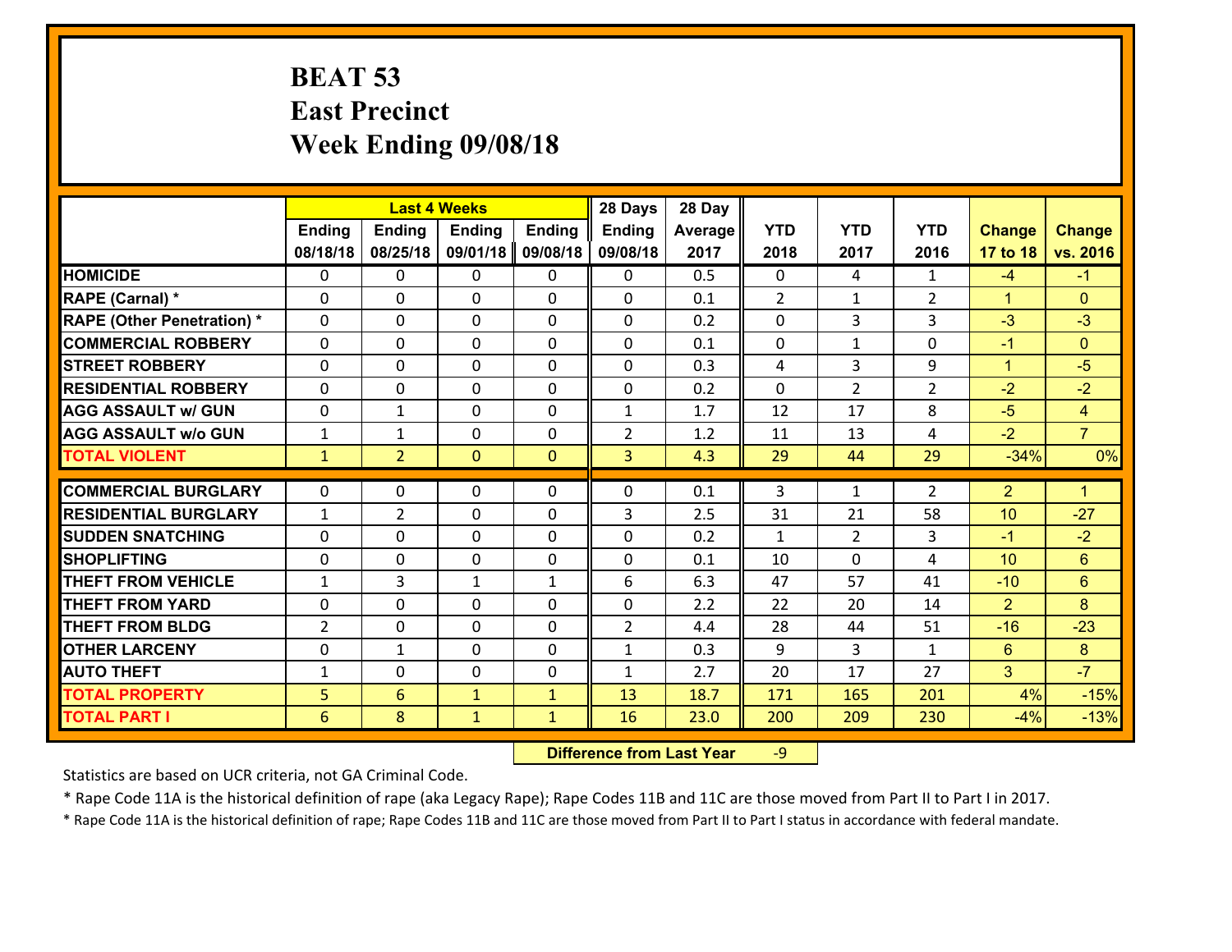# BEAT 53
## East Precinct
## Week Ending 09/08/18

| | Last 4 Weeks | | | | 28 Days | 28 Day | | | | | |
|---|---|---|---|---|---|---|---|---|---|---|---|
| | Ending 08/18/18 | Ending 08/25/18 | Ending 09/01/18 | Ending 09/08/18 | Ending 09/08/18 | Average 2017 | YTD 2018 | YTD 2017 | YTD 2016 | Change 17 to 18 | Change vs. 2016 |
| **HOMICIDE** | 0 | 0 | 0 | 0 | 0 | 0.5 | 0 | 4 | 1 | -4 | -1 |
| **RAPE (Carnal) *** | 0 | 0 | 0 | 0 | 0 | 0.1 | 2 | 1 | 2 | 1 | 0 |
| **RAPE (Other Penetration) *** | 0 | 0 | 0 | 0 | 0 | 0.2 | 0 | 3 | 3 | -3 | -3 |
| **COMMERCIAL ROBBERY** | 0 | 0 | 0 | 0 | 0 | 0.1 | 0 | 1 | 0 | -1 | 0 |
| **STREET ROBBERY** | 0 | 0 | 0 | 0 | 0 | 0.3 | 4 | 3 | 9 | 1 | -5 |
| **RESIDENTIAL ROBBERY** | 0 | 0 | 0 | 0 | 0 | 0.2 | 0 | 2 | 2 | -2 | -2 |
| **AGG ASSAULT w/ GUN** | 0 | 1 | 0 | 0 | 1 | 1.7 | 12 | 17 | 8 | -5 | 4 |
| **AGG ASSAULT w/o GUN** | 1 | 1 | 0 | 0 | 2 | 1.2 | 11 | 13 | 4 | -2 | 7 |
| **TOTAL VIOLENT** | 1 | 2 | 0 | 0 | 3 | 4.3 | 29 | 44 | 29 | -34% | 0% |
| **COMMERCIAL BURGLARY** | 0 | 0 | 0 | 0 | 0 | 0.1 | 3 | 1 | 2 | 2 | 1 |
| **RESIDENTIAL BURGLARY** | 1 | 2 | 0 | 0 | 3 | 2.5 | 31 | 21 | 58 | 10 | -27 |
| **SUDDEN SNATCHING** | 0 | 0 | 0 | 0 | 0 | 0.2 | 1 | 2 | 3 | -1 | -2 |
| **SHOPLIFTING** | 0 | 0 | 0 | 0 | 0 | 0.1 | 10 | 0 | 4 | 10 | 6 |
| **THEFT FROM VEHICLE** | 1 | 3 | 1 | 1 | 6 | 6.3 | 47 | 57 | 41 | -10 | 6 |
| **THEFT FROM YARD** | 0 | 0 | 0 | 0 | 0 | 2.2 | 22 | 20 | 14 | 2 | 8 |
| **THEFT FROM BLDG** | 2 | 0 | 0 | 0 | 2 | 4.4 | 28 | 44 | 51 | -16 | -23 |
| **OTHER LARCENY** | 0 | 1 | 0 | 0 | 1 | 0.3 | 9 | 3 | 1 | 6 | 8 |
| **AUTO THEFT** | 1 | 0 | 0 | 0 | 1 | 2.7 | 20 | 17 | 27 | 3 | -7 |
| **TOTAL PROPERTY** | 5 | 6 | 1 | 1 | 13 | 18.7 | 171 | 165 | 201 | 4% | -15% |
| **TOTAL PART I** | 6 | 8 | 1 | 1 | 16 | 23.0 | 200 | 209 | 230 | -4% | -13% |

**Difference from Last Year** -9

Statistics are based on UCR criteria, not GA Criminal Code.

* Rape Code 11A is the historical definition of rape (aka Legacy Rape); Rape Codes 11B and 11C are those moved from Part II to Part I in 2017.

* Rape Code 11A is the historical definition of rape; Rape Codes 11B and 11C are those moved from Part II to Part I status in accordance with federal mandate.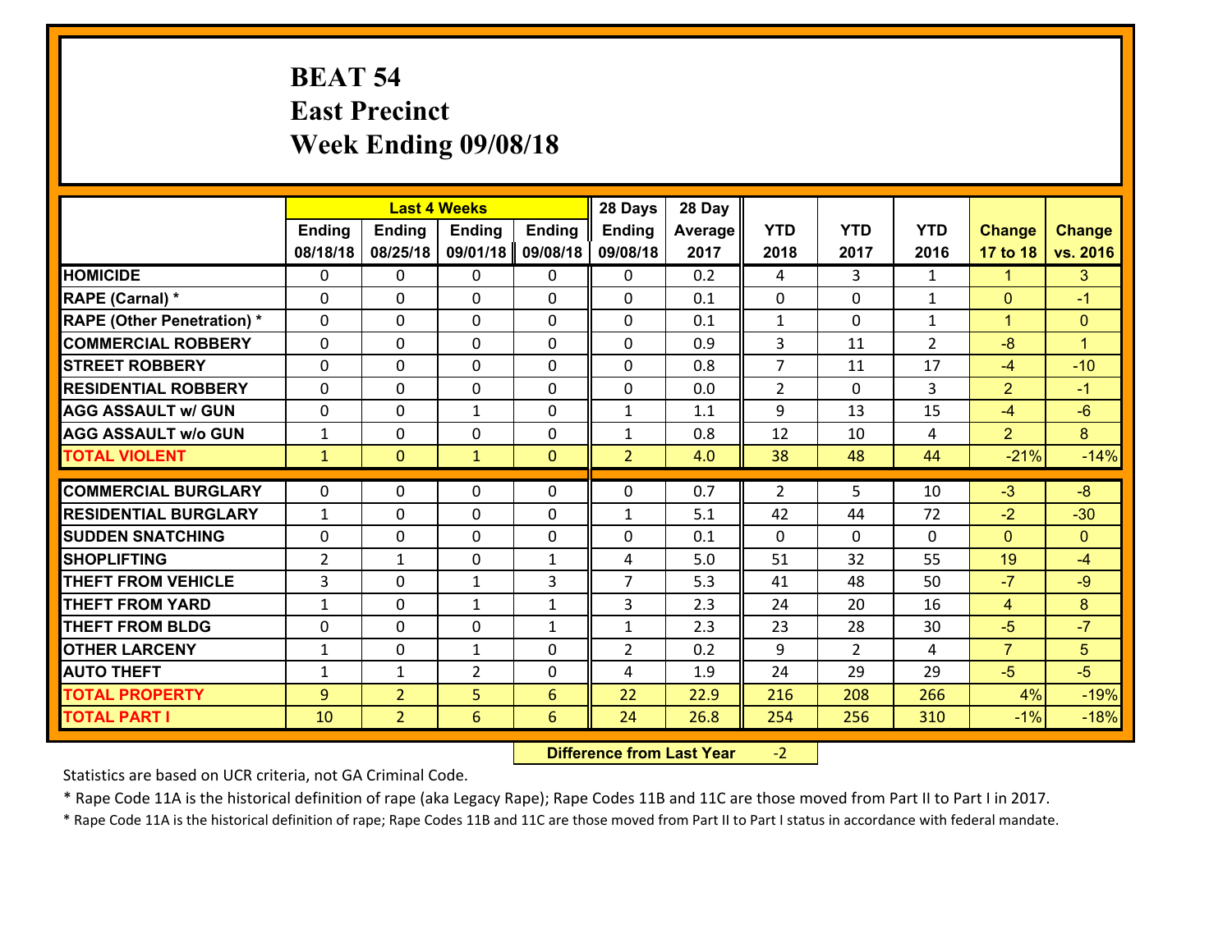# BEAT 54
# East Precinct
# Week Ending 09/08/18

| | Last 4 Weeks | | | | 28 Days | 28 Day | | | | | |
|---|---|---|---|---|---|---|---|---|---|---|---|
| | Ending 08/18/18 | Ending 08/25/18 | Ending 09/01/18 | Ending 09/08/18 | Ending 09/08/18 | Average 2017 | YTD 2018 | YTD 2017 | YTD 2016 | Change 17 to 18 | Change vs. 2016 |
| HOMICIDE | 0 | 0 | 0 | 0 | 0 | 0.2 | 4 | 3 | 1 | 1 | 3 |
| RAPE (Carnal) * | 0 | 0 | 0 | 0 | 0 | 0.1 | 0 | 0 | 1 | 0 | -1 |
| RAPE (Other Penetration) * | 0 | 0 | 0 | 0 | 0 | 0.1 | 1 | 0 | 1 | 1 | 0 |
| COMMERCIAL ROBBERY | 0 | 0 | 0 | 0 | 0 | 0.9 | 3 | 11 | 2 | -8 | 1 |
| STREET ROBBERY | 0 | 0 | 0 | 0 | 0 | 0.8 | 7 | 11 | 17 | -4 | -10 |
| RESIDENTIAL ROBBERY | 0 | 0 | 0 | 0 | 0 | 0.0 | 2 | 0 | 3 | 2 | -1 |
| AGG ASSAULT w/ GUN | 0 | 0 | 1 | 0 | 1 | 1.1 | 9 | 13 | 15 | -4 | -6 |
| AGG ASSAULT w/o GUN | 1 | 0 | 0 | 0 | 1 | 0.8 | 12 | 10 | 4 | 2 | 8 |
| TOTAL VIOLENT | 1 | 0 | 1 | 0 | 2 | 4.0 | 38 | 48 | 44 | -21% | -14% |
| COMMERCIAL BURGLARY | 0 | 0 | 0 | 0 | 0 | 0.7 | 2 | 5 | 10 | -3 | -8 |
| RESIDENTIAL BURGLARY | 1 | 0 | 0 | 0 | 1 | 5.1 | 42 | 44 | 72 | -2 | -30 |
| SUDDEN SNATCHING | 0 | 0 | 0 | 0 | 0 | 0.1 | 0 | 0 | 0 | 0 | 0 |
| SHOPLIFTING | 2 | 1 | 0 | 1 | 4 | 5.0 | 51 | 32 | 55 | 19 | -4 |
| THEFT FROM VEHICLE | 3 | 0 | 1 | 3 | 7 | 5.3 | 41 | 48 | 50 | -7 | -9 |
| THEFT FROM YARD | 1 | 0 | 1 | 1 | 3 | 2.3 | 24 | 20 | 16 | 4 | 8 |
| THEFT FROM BLDG | 0 | 0 | 0 | 1 | 1 | 2.3 | 23 | 28 | 30 | -5 | -7 |
| OTHER LARCENY | 1 | 0 | 1 | 0 | 2 | 0.2 | 9 | 2 | 4 | 7 | 5 |
| AUTO THEFT | 1 | 1 | 2 | 0 | 4 | 1.9 | 24 | 29 | 29 | -5 | -5 |
| TOTAL PROPERTY | 9 | 2 | 5 | 6 | 22 | 22.9 | 216 | 208 | 266 | 4% | -19% |
| TOTAL PART I | 10 | 2 | 6 | 6 | 24 | 26.8 | 254 | 256 | 310 | -1% | -18% |

**Difference from Last Year** -2

Statistics are based on UCR criteria, not GA Criminal Code.

* Rape Code 11A is the historical definition of rape (aka Legacy Rape); Rape Codes 11B and 11C are those moved from Part II to Part I in 2017.

* Rape Code 11A is the historical definition of rape; Rape Codes 11B and 11C are those moved from Part II to Part I status in accordance with federal mandate.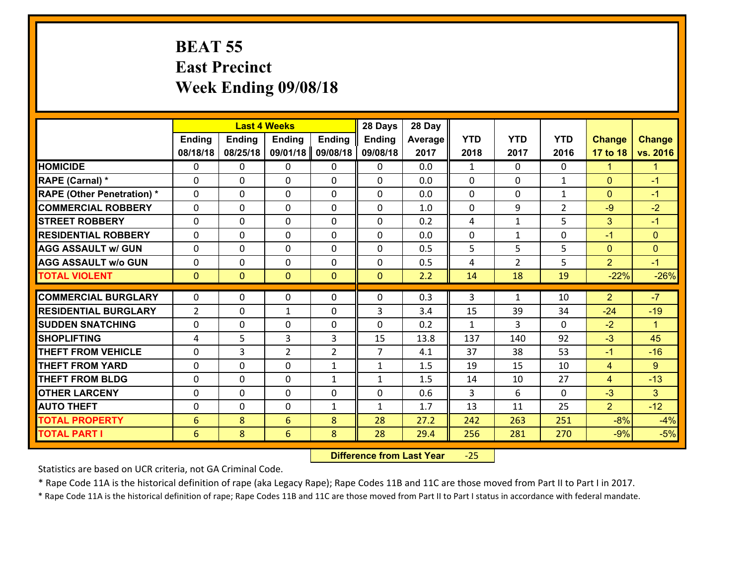# BEAT 55
# East Precinct
# Week Ending 09/08/18

| | Last 4 Weeks | | | | 28 Days | 28 Day | | | | | |
|---|---|---|---|---|---|---|---|---|---|---|---|
| | Ending 08/18/18 | Ending 08/25/18 | Ending 09/01/18 | Ending 09/08/18 | Ending 09/08/18 | Average 2017 | YTD 2018 | YTD 2017 | YTD 2016 | Change 17 to 18 | Change vs. 2016 |
| HOMICIDE | 0 | 0 | 0 | 0 | 0 | 0.0 | 1 | 0 | 0 | 1 | 1 |
| RAPE (Carnal) * | 0 | 0 | 0 | 0 | 0 | 0.0 | 0 | 0 | 1 | 0 | -1 |
| RAPE (Other Penetration) * | 0 | 0 | 0 | 0 | 0 | 0.0 | 0 | 0 | 1 | 0 | -1 |
| COMMERCIAL ROBBERY | 0 | 0 | 0 | 0 | 0 | 1.0 | 0 | 9 | 2 | -9 | -2 |
| STREET ROBBERY | 0 | 0 | 0 | 0 | 0 | 0.2 | 4 | 1 | 5 | 3 | -1 |
| RESIDENTIAL ROBBERY | 0 | 0 | 0 | 0 | 0 | 0.0 | 0 | 1 | 0 | -1 | 0 |
| AGG ASSAULT w/ GUN | 0 | 0 | 0 | 0 | 0 | 0.5 | 5 | 5 | 5 | 0 | 0 |
| AGG ASSAULT w/o GUN | 0 | 0 | 0 | 0 | 0 | 0.5 | 4 | 2 | 5 | 2 | -1 |
| TOTAL VIOLENT | 0 | 0 | 0 | 0 | 0 | 2.2 | 14 | 18 | 19 | -22% | -26% |
| COMMERCIAL BURGLARY | 0 | 0 | 0 | 0 | 0 | 0.3 | 3 | 1 | 10 | 2 | -7 |
| RESIDENTIAL BURGLARY | 2 | 0 | 1 | 0 | 3 | 3.4 | 15 | 39 | 34 | -24 | -19 |
| SUDDEN SNATCHING | 0 | 0 | 0 | 0 | 0 | 0.2 | 1 | 3 | 0 | -2 | 1 |
| SHOPLIFTING | 4 | 5 | 3 | 3 | 15 | 13.8 | 137 | 140 | 92 | -3 | 45 |
| THEFT FROM VEHICLE | 0 | 3 | 2 | 2 | 7 | 4.1 | 37 | 38 | 53 | -1 | -16 |
| THEFT FROM YARD | 0 | 0 | 0 | 1 | 1 | 1.5 | 19 | 15 | 10 | 4 | 9 |
| THEFT FROM BLDG | 0 | 0 | 0 | 1 | 1 | 1.5 | 14 | 10 | 27 | 4 | -13 |
| OTHER LARCENY | 0 | 0 | 0 | 0 | 0 | 0.6 | 3 | 6 | 0 | -3 | 3 |
| AUTO THEFT | 0 | 0 | 0 | 1 | 1 | 1.7 | 13 | 11 | 25 | 2 | -12 |
| TOTAL PROPERTY | 6 | 8 | 6 | 8 | 28 | 27.2 | 242 | 263 | 251 | -8% | -4% |
| TOTAL PART I | 6 | 8 | 6 | 8 | 28 | 29.4 | 256 | 281 | 270 | -9% | -5% |

**Difference from Last Year** -25

Statistics are based on UCR criteria, not GA Criminal Code.

* Rape Code 11A is the historical definition of rape (aka Legacy Rape); Rape Codes 11B and 11C are those moved from Part II to Part I in 2017.

* Rape Code 11A is the historical definition of rape; Rape Codes 11B and 11C are those moved from Part II to Part I status in accordance with federal mandate.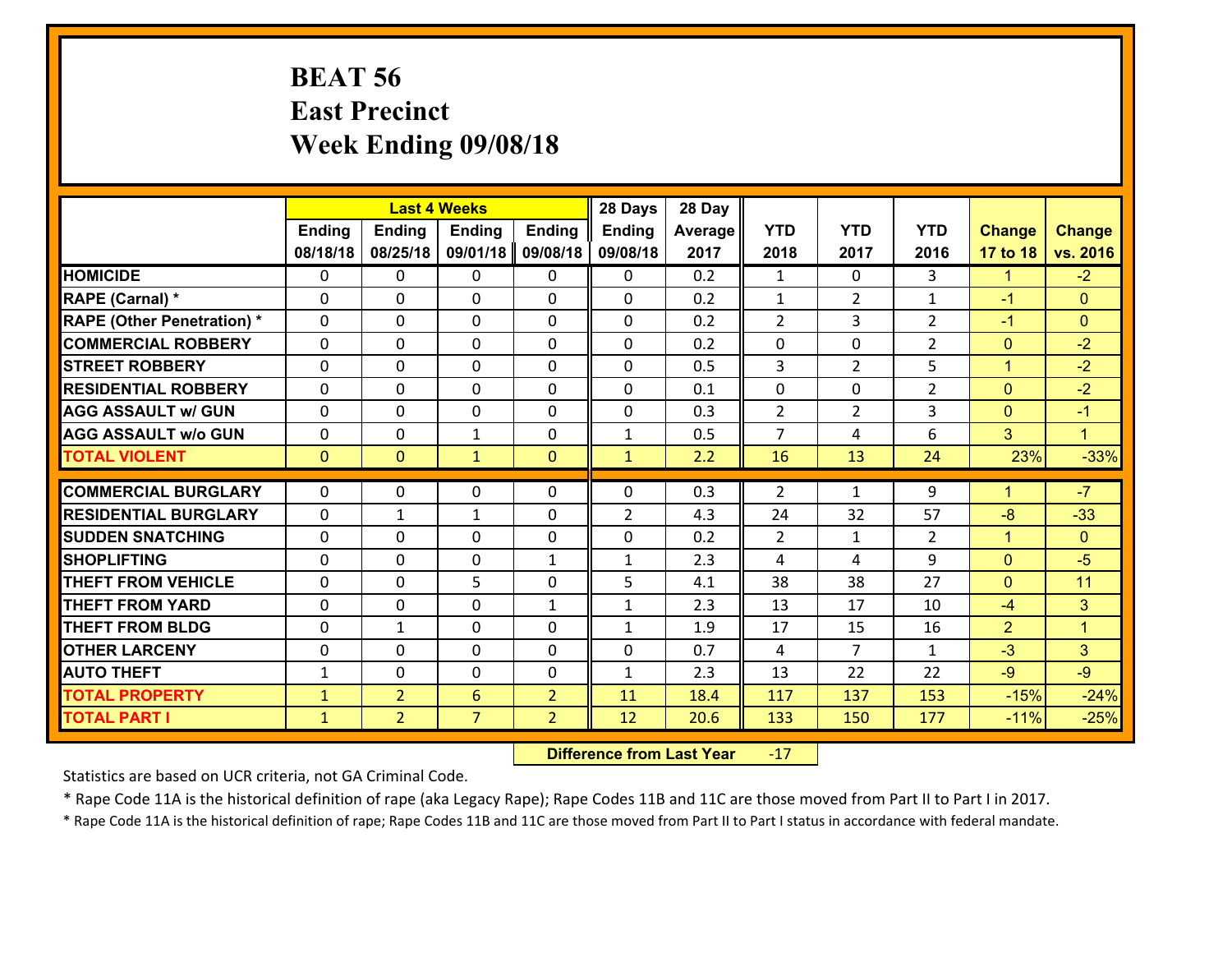# BEAT 56
# East Precinct
# Week Ending 09/08/18

| | Last 4 Weeks | | | | 28 Days | 28 Day | | | | | |
|---|---|---|---|---|---|---|---|---|---|---|---|
| | Ending 08/18/18 | Ending 08/25/18 | Ending 09/01/18 | Ending 09/08/18 | Ending 09/08/18 | Average 2017 | YTD 2018 | YTD 2017 | YTD 2016 | Change 17 to 18 | Change vs. 2016 |
| **HOMICIDE** | 0 | 0 | 0 | 0 | 0 | 0.2 | 1 | 0 | 3 | 1 | -2 |
| **RAPE (Carnal) *** | 0 | 0 | 0 | 0 | 0 | 0.2 | 1 | 2 | 1 | -1 | 0 |
| **RAPE (Other Penetration) *** | 0 | 0 | 0 | 0 | 0 | 0.2 | 2 | 3 | 2 | -1 | 0 |
| **COMMERCIAL ROBBERY** | 0 | 0 | 0 | 0 | 0 | 0.2 | 0 | 0 | 2 | 0 | -2 |
| **STREET ROBBERY** | 0 | 0 | 0 | 0 | 0 | 0.5 | 3 | 2 | 5 | 1 | -2 |
| **RESIDENTIAL ROBBERY** | 0 | 0 | 0 | 0 | 0 | 0.1 | 0 | 0 | 2 | 0 | -2 |
| **AGG ASSAULT w/ GUN** | 0 | 0 | 0 | 0 | 0 | 0.3 | 2 | 2 | 3 | 0 | -1 |
| **AGG ASSAULT w/o GUN** | 0 | 0 | 1 | 0 | 1 | 0.5 | 7 | 4 | 6 | 3 | 1 |
| **TOTAL VIOLENT** | 0 | 0 | 1 | 0 | 1 | 2.2 | 16 | 13 | 24 | 23% | -33% |
| **COMMERCIAL BURGLARY** | 0 | 0 | 0 | 0 | 0 | 0.3 | 2 | 1 | 9 | 1 | -7 |
| **RESIDENTIAL BURGLARY** | 0 | 1 | 1 | 0 | 2 | 4.3 | 24 | 32 | 57 | -8 | -33 |
| **SUDDEN SNATCHING** | 0 | 0 | 0 | 0 | 0 | 0.2 | 2 | 1 | 2 | 1 | 0 |
| **SHOPLIFTING** | 0 | 0 | 0 | 1 | 1 | 2.3 | 4 | 4 | 9 | 0 | -5 |
| **THEFT FROM VEHICLE** | 0 | 0 | 5 | 0 | 5 | 4.1 | 38 | 38 | 27 | 0 | 11 |
| **THEFT FROM YARD** | 0 | 0 | 0 | 1 | 1 | 2.3 | 13 | 17 | 10 | -4 | 3 |
| **THEFT FROM BLDG** | 0 | 1 | 0 | 0 | 1 | 1.9 | 17 | 15 | 16 | 2 | 1 |
| **OTHER LARCENY** | 0 | 0 | 0 | 0 | 0 | 0.7 | 4 | 7 | 1 | -3 | 3 |
| **AUTO THEFT** | 1 | 0 | 0 | 0 | 1 | 2.3 | 13 | 22 | 22 | -9 | -9 |
| **TOTAL PROPERTY** | 1 | 2 | 6 | 2 | 11 | 18.4 | 117 | 137 | 153 | -15% | -24% |
| **TOTAL PART I** | 1 | 2 | 7 | 2 | 12 | 20.6 | 133 | 150 | 177 | -11% | -25% |

**Difference from Last Year** -17

Statistics are based on UCR criteria, not GA Criminal Code.

* Rape Code 11A is the historical definition of rape (aka Legacy Rape); Rape Codes 11B and 11C are those moved from Part II to Part I in 2017.

* Rape Code 11A is the historical definition of rape; Rape Codes 11B and 11C are those moved from Part II to Part I status in accordance with federal mandate.